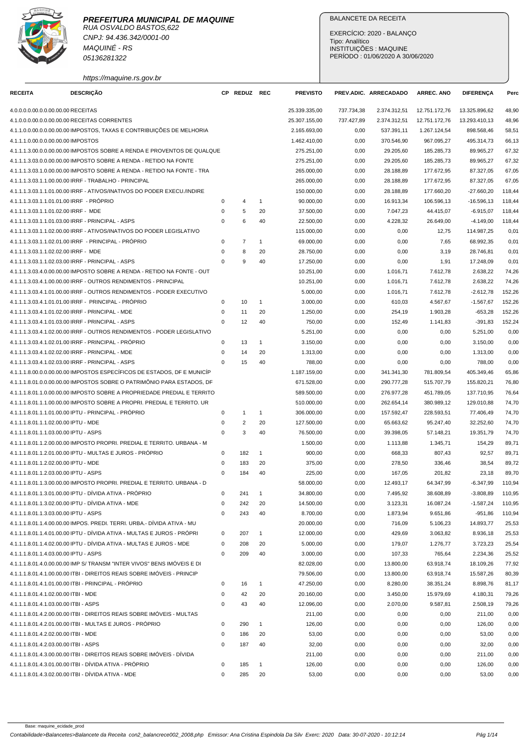**PREFEITURA MUNICIPAL DE MAQUINE**
RUA OSVALDO BASTOS,622
CNPJ: 94.436.342/0001-00
MAQUINÉ - RS
05136281322
https://maquine.rs.gov.br

BALANCETE DA RECEITA

EXERCÍCIO: 2020 - BALANÇO
Tipo: Analítico
INSTITUIÇÕES : MAQUINE
PERÍODO : 01/06/2020 A 30/06/2020

| RECEITA | DESCRIÇÃO | CP | REDUZ | REC | PREVISTO | PREV.ADIC. | ARRECADADO | ARREC. ANO | DIFERENÇA | Perc |
|---|---|---|---|---|---|---|---|---|---|---|
| 4.0.0.0.0.00.0.0.00.00.00 | RECEITAS | | | | 25.339.335,00 | 737.734,38 | 2.374.312,51 | 12.751.172,76 | 13.325.896,62 | 48,90 |
| 4.1.0.0.0.00.0.0.00.00.00 | RECEITAS CORRENTES | | | | 25.307.155,00 | 737.427,89 | 2.374.312,51 | 12.751.172,76 | 13.293.410,13 | 48,96 |
| 4.1.1.0.0.00.0.0.00.00.00 | IMPOSTOS, TAXAS E CONTRIBUIÇÕES DE MELHORIA | | | | 2.165.693,00 | 0,00 | 537.391,11 | 1.267.124,54 | 898.568,46 | 58,51 |
| 4.1.1.1.0.00.0.0.00.00.00 | IMPOSTOS | | | | 1.462.410,00 | 0,00 | 370.546,90 | 967.095,27 | 495.314,73 | 66,13 |
| 4.1.1.1.3.00.0.0.00.00.00 | IMPOSTOS SOBRE A RENDA E PROVENTOS DE QUALQUE | | | | 275.251,00 | 0,00 | 29.205,60 | 185.285,73 | 89.965,27 | 67,32 |
| 4.1.1.1.3.03.0.0.00.00.00 | IMPOSTO SOBRE A RENDA - RETIDO NA FONTE | | | | 275.251,00 | 0,00 | 29.205,60 | 185.285,73 | 89.965,27 | 67,32 |
| 4.1.1.1.3.03.1.0.00.00.00 | IMPOSTO SOBRE A RENDA - RETIDO NA FONTE - TRA | | | | 265.000,00 | 0,00 | 28.188,89 | 177.672,95 | 87.327,05 | 67,05 |
| 4.1.1.1.3.03.1.1.00.00.00 | IRRF - TRABALHO - PRINCIPAL | | | | 265.000,00 | 0,00 | 28.188,89 | 177.672,95 | 87.327,05 | 67,05 |
| 4.1.1.1.3.03.1.1.01.00.00 | IRRF - ATIVOS/INATIVOS DO PODER EXECU./INDIRE | | | | 150.000,00 | 0,00 | 28.188,89 | 177.660,20 | -27.660,20 | 118,44 |
| 4.1.1.1.3.03.1.1.01.01.00 | IRRF - PRÓPRIO | 0 | 4 | 1 | 90.000,00 | 0,00 | 16.913,34 | 106.596,13 | -16.596,13 | 118,44 |
| 4.1.1.1.3.03.1.1.01.02.00 | IRRF - MDE | 0 | 5 | 20 | 37.500,00 | 0,00 | 7.047,23 | 44.415,07 | -6.915,07 | 118,44 |
| 4.1.1.1.3.03.1.1.01.03.00 | IRRF - PRINCIPAL - ASPS | 0 | 6 | 40 | 22.500,00 | 0,00 | 4.228,32 | 26.649,00 | -4.149,00 | 118,44 |
| 4.1.1.1.3.03.1.1.02.00.00 | IRRF - ATIVOS/INATIVOS DO PODER LEGISLATIVO | | | | 115.000,00 | 0,00 | 0,00 | 12,75 | 114.987,25 | 0,01 |
| 4.1.1.1.3.03.1.1.02.01.00 | IRRF - PRINCIPAL - PRÓPRIO | 0 | 7 | 1 | 69.000,00 | 0,00 | 0,00 | 7,65 | 68.992,35 | 0,01 |
| 4.1.1.1.3.03.1.1.02.02.00 | IRRF - MDE | 0 | 8 | 20 | 28.750,00 | 0,00 | 0,00 | 3,19 | 28.746,81 | 0,01 |
| 4.1.1.1.3.03.1.1.02.03.00 | IRRF - PRINCIPAL - ASPS | 0 | 9 | 40 | 17.250,00 | 0,00 | 0,00 | 1,91 | 17.248,09 | 0,01 |
| 4.1.1.1.3.03.4.0.00.00.00 | IMPOSTO SOBRE A RENDA - RETIDO NA FONTE - OUT | | | | 10.251,00 | 0,00 | 1.016,71 | 7.612,78 | 2.638,22 | 74,26 |
| 4.1.1.1.3.03.4.1.00.00.00 | IRRF - OUTROS RENDIMENTOS - PRINCIPAL | | | | 10.251,00 | 0,00 | 1.016,71 | 7.612,78 | 2.638,22 | 74,26 |
| 4.1.1.1.3.03.4.1.01.00.00 | IRRF - OUTROS RENDIMENTOS - PODER EXECUTIVO | | | | 5.000,00 | 0,00 | 1.016,71 | 7.612,78 | -2.612,78 | 152,26 |
| 4.1.1.1.3.03.4.1.01.01.00 | IRRF - PRINCIPAL - PRÓPRIO | 0 | 10 | 1 | 3.000,00 | 0,00 | 610,03 | 4.567,67 | -1.567,67 | 152,26 |
| 4.1.1.1.3.03.4.1.01.02.00 | IRRF - PRINCIPAL - MDE | 0 | 11 | 20 | 1.250,00 | 0,00 | 254,19 | 1.903,28 | -653,28 | 152,26 |
| 4.1.1.1.3.03.4.1.01.03.00 | IRRF - PRINCIPAL - ASPS | 0 | 12 | 40 | 750,00 | 0,00 | 152,49 | 1.141,83 | -391,83 | 152,24 |
| 4.1.1.1.3.03.4.1.02.00.00 | IRRF - OUTROS RENDIMENTOS - PODER LEGISLATIVO | | | | 5.251,00 | 0,00 | 0,00 | 0,00 | 5.251,00 | 0,00 |
| 4.1.1.1.3.03.4.1.02.01.00 | IRRF - PRINCIPAL - PRÓPRIO | 0 | 13 | 1 | 3.150,00 | 0,00 | 0,00 | 0,00 | 3.150,00 | 0,00 |
| 4.1.1.1.3.03.4.1.02.02.00 | IRRF - PRINCIPAL - MDE | 0 | 14 | 20 | 1.313,00 | 0,00 | 0,00 | 0,00 | 1.313,00 | 0,00 |
| 4.1.1.1.3.03.4.1.02.03.00 | IRRF - PRINCIPAL - ASPS | 0 | 15 | 40 | 788,00 | 0,00 | 0,00 | 0,00 | 788,00 | 0,00 |
| 4.1.1.1.8.00.0.0.00.00.00 | IMPOSTOS ESPECÍFICOS DE ESTADOS, DF E MUNICÍP | | | | 1.187.159,00 | 0,00 | 341.341,30 | 781.809,54 | 405.349,46 | 65,86 |
| 4.1.1.1.8.01.0.0.00.00.00 | IMPOSTOS SOBRE O PATRIMÔNIO PARA ESTADOS, DF | | | | 671.528,00 | 0,00 | 290.777,28 | 515.707,79 | 155.820,21 | 76,80 |
| 4.1.1.1.8.01.1.0.00.00.00 | IMPOSTO SOBRE A PROPRIEDADE PREDIAL E TERRITO | | | | 589.500,00 | 0,00 | 276.977,28 | 451.789,05 | 137.710,95 | 76,64 |
| 4.1.1.1.8.01.1.1.00.00.00 | IMPOSTO SOBRE A PROPRI. PREDIAL E TERRITO. UR | | | | 510.000,00 | 0,00 | 262.654,14 | 380.989,12 | 129.010,88 | 74,70 |
| 4.1.1.1.8.01.1.1.01.00.00 | IPTU - PRINCIPAL - PRÓPRIO | 0 | 1 | 1 | 306.000,00 | 0,00 | 157.592,47 | 228.593,51 | 77.406,49 | 74,70 |
| 4.1.1.1.8.01.1.1.02.00.00 | IPTU - MDE | 0 | 2 | 20 | 127.500,00 | 0,00 | 65.663,62 | 95.247,40 | 32.252,60 | 74,70 |
| 4.1.1.1.8.01.1.1.03.00.00 | IPTU - ASPS | 0 | 3 | 40 | 76.500,00 | 0,00 | 39.398,05 | 57.148,21 | 19.351,79 | 74,70 |
| 4.1.1.1.8.01.1.2.00.00.00 | IMPOSTO PROPRI. PREDIAL E TERRITO. URBANA - M | | | | 1.500,00 | 0,00 | 1.113,88 | 1.345,71 | 154,29 | 89,71 |
| 4.1.1.1.8.01.1.2.01.00.00 | IPTU - MULTAS E JUROS - PRÓPRIO | 0 | 182 | 1 | 900,00 | 0,00 | 668,33 | 807,43 | 92,57 | 89,71 |
| 4.1.1.1.8.01.1.2.02.00.00 | IPTU - MDE | 0 | 183 | 20 | 375,00 | 0,00 | 278,50 | 336,46 | 38,54 | 89,72 |
| 4.1.1.1.8.01.1.2.03.00.00 | IPTU - ASPS | 0 | 184 | 40 | 225,00 | 0,00 | 167,05 | 201,82 | 23,18 | 89,70 |
| 4.1.1.1.8.01.1.3.00.00.00 | IMPOSTO PROPRI. PREDIAL E TERRITO. URBANA - D | | | | 58.000,00 | 0,00 | 12.493,17 | 64.347,99 | -6.347,99 | 110,94 |
| 4.1.1.1.8.01.1.3.01.00.00 | IPTU - DÍVIDA ATIVA - PRÓPRIO | 0 | 241 | 1 | 34.800,00 | 0,00 | 7.495,92 | 38.608,89 | -3.808,89 | 110,95 |
| 4.1.1.1.8.01.1.3.02.00.00 | IPTU - DÍVIDA ATIVA - MDE | 0 | 242 | 20 | 14.500,00 | 0,00 | 3.123,31 | 16.087,24 | -1.587,24 | 110,95 |
| 4.1.1.1.8.01.1.3.03.00.00 | IPTU - ASPS | 0 | 243 | 40 | 8.700,00 | 0,00 | 1.873,94 | 9.651,86 | -951,86 | 110,94 |
| 4.1.1.1.8.01.1.4.00.00.00 | IMPOS. PREDI. TERRI. URBA.- DÍVIDA ATIVA - MU | | | | 20.000,00 | 0,00 | 716,09 | 5.106,23 | 14.893,77 | 25,53 |
| 4.1.1.1.8.01.1.4.01.00.00 | IPTU - DÍVIDA ATIVA - MULTAS E JUROS - PRÓPRI | 0 | 207 | 1 | 12.000,00 | 0,00 | 429,69 | 3.063,82 | 8.936,18 | 25,53 |
| 4.1.1.1.8.01.1.4.02.00.00 | IPTU - DÍVIDA ATIVA - MULTAS E JUROS - MDE | 0 | 208 | 20 | 5.000,00 | 0,00 | 179,07 | 1.276,77 | 3.723,23 | 25,54 |
| 4.1.1.1.8.01.1.4.03.00.00 | IPTU - ASPS | 0 | 209 | 40 | 3.000,00 | 0,00 | 107,33 | 765,64 | 2.234,36 | 25,52 |
| 4.1.1.1.8.01.4.0.00.00.00 | IMP S/ TRANSM "INTER VIVOS" BENS IMÓVEIS E DI | | | | 82.028,00 | 0,00 | 13.800,00 | 63.918,74 | 18.109,26 | 77,92 |
| 4.1.1.1.8.01.4.1.00.00.00 | ITBI - DIREITOS REAIS SOBRE IMÓVEIS - PRINCIP | | | | 79.506,00 | 0,00 | 13.800,00 | 63.918,74 | 15.587,26 | 80,39 |
| 4.1.1.1.8.01.4.1.01.00.00 | ITBI - PRINCIPAL - PRÓPRIO | 0 | 16 | 1 | 47.250,00 | 0,00 | 8.280,00 | 38.351,24 | 8.898,76 | 81,17 |
| 4.1.1.1.8.01.4.1.02.00.00 | ITBI - MDE | 0 | 42 | 20 | 20.160,00 | 0,00 | 3.450,00 | 15.979,69 | 4.180,31 | 79,26 |
| 4.1.1.1.8.01.4.1.03.00.00 | ITBI - ASPS | 0 | 43 | 40 | 12.096,00 | 0,00 | 2.070,00 | 9.587,81 | 2.508,19 | 79,26 |
| 4.1.1.1.8.01.4.2.00.00.00 | ITBI - DIREITOS REAIS SOBRE IMÓVEIS - MULTAS | | | | 211,00 | 0,00 | 0,00 | 0,00 | 211,00 | 0,00 |
| 4.1.1.1.8.01.4.2.01.00.00 | ITBI - MULTAS E JUROS - PRÓPRIO | 0 | 290 | 1 | 126,00 | 0,00 | 0,00 | 0,00 | 126,00 | 0,00 |
| 4.1.1.1.8.01.4.2.02.00.00 | ITBI - MDE | 0 | 186 | 20 | 53,00 | 0,00 | 0,00 | 0,00 | 53,00 | 0,00 |
| 4.1.1.1.8.01.4.2.03.00.00 | ITBI - ASPS | 0 | 187 | 40 | 32,00 | 0,00 | 0,00 | 0,00 | 32,00 | 0,00 |
| 4.1.1.1.8.01.4.3.00.00.00 | ITBI - DIREITOS REAIS SOBRE IMÓVEIS - DÍVIDA | | | | 211,00 | 0,00 | 0,00 | 0,00 | 211,00 | 0,00 |
| 4.1.1.1.8.01.4.3.01.00.00 | ITBI - DÍVIDA ATIVA - PRÓPRIO | 0 | 185 | 1 | 126,00 | 0,00 | 0,00 | 0,00 | 126,00 | 0,00 |
| 4.1.1.1.8.01.4.3.02.00.00 | ITBI - DÍVIDA ATIVA - MDE | 0 | 285 | 20 | 53,00 | 0,00 | 0,00 | 0,00 | 53,00 | 0,00 |

Base: maquine_ecidade_prod

Contabilidade>Balancetes>Balancete da Receita con2_balancrece002_2008.php Emissor: Ana Cristina Espindola Da Silv Exerc: 2020 Data: 30-07-2020 - 10:12:14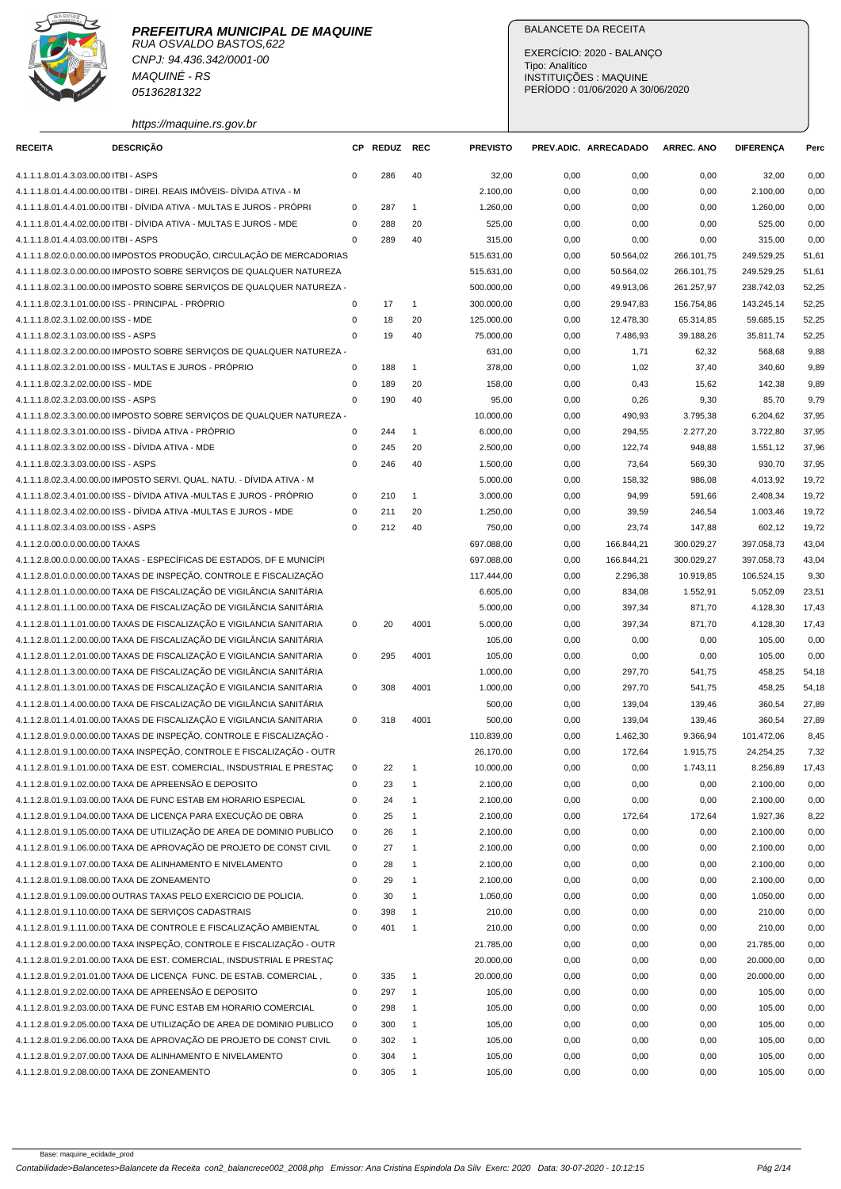**PREFEITURA MUNICIPAL DE MAQUINE**
RUA OSVALDO BASTOS,622
CNPJ: 94.436.342/0001-00
MAQUINÉ - RS
05136281322
https://maquine.rs.gov.br

BALANCETE DA RECEITA

EXERCÍCIO: 2020 - BALANÇO
Tipo: Analítico
INSTITUIÇÕES : MAQUINE
PERÍODO : 01/06/2020 A 30/06/2020

| RECEITA | DESCRIÇÃO | CP | REDUZ | REC | PREVISTO | PREV.ADIC. | ARRECADADO | ARREC. ANO | DIFERENÇA | Perc |
|---|---|---|---|---|---|---|---|---|---|---|
| 4.1.1.1.8.01.4.3.03.00.00 | ITBI - ASPS | 0 | 286 | 40 | 32,00 | 0,00 | 0,00 | 0,00 | 32,00 | 0,00 |
| 4.1.1.1.8.01.4.4.00.00.00 | ITBI - DIREI. REAIS IMÓVEIS- DÍVIDA ATIVA - M | | | | 2.100,00 | 0,00 | 0,00 | 0,00 | 2.100,00 | 0,00 |
| 4.1.1.1.8.01.4.4.01.00.00 | ITBI - DÍVIDA ATIVA - MULTAS E JUROS - PRÓPRI | 0 | 287 | 1 | 1.260,00 | 0,00 | 0,00 | 0,00 | 1.260,00 | 0,00 |
| 4.1.1.1.8.01.4.4.02.00.00 | ITBI - DÍVIDA ATIVA - MULTAS E JUROS - MDE | 0 | 288 | 20 | 525,00 | 0,00 | 0,00 | 0,00 | 525,00 | 0,00 |
| 4.1.1.1.8.01.4.4.03.00.00 | ITBI - ASPS | 0 | 289 | 40 | 315,00 | 0,00 | 0,00 | 0,00 | 315,00 | 0,00 |
| 4.1.1.1.8.02.0.0.00.00.00 | IMPOSTOS PRODUÇÃO, CIRCULAÇÃO DE MERCADORIAS | | | | 515.631,00 | 0,00 | 50.564,02 | 266.101,75 | 249.529,25 | 51,61 |
| 4.1.1.1.8.02.3.0.00.00.00 | IMPOSTO SOBRE SERVIÇOS DE QUALQUER NATUREZA | | | | 515.631,00 | 0,00 | 50.564,02 | 266.101,75 | 249.529,25 | 51,61 |
| 4.1.1.1.8.02.3.1.00.00.00 | IMPOSTO SOBRE SERVIÇOS DE QUALQUER NATUREZA - | | | | 500.000,00 | 0,00 | 49.913,06 | 261.257,97 | 238.742,03 | 52,25 |
| 4.1.1.1.8.02.3.1.01.00.00 | ISS - PRINCIPAL - PRÓPRIO | 0 | 17 | 1 | 300.000,00 | 0,00 | 29.947,83 | 156.754,86 | 143.245,14 | 52,25 |
| 4.1.1.1.8.02.3.1.02.00.00 | ISS - MDE | 0 | 18 | 20 | 125.000,00 | 0,00 | 12.478,30 | 65.314,85 | 59.685,15 | 52,25 |
| 4.1.1.1.8.02.3.1.03.00.00 | ISS - ASPS | 0 | 19 | 40 | 75.000,00 | 0,00 | 7.486,93 | 39.188,26 | 35.811,74 | 52,25 |
| 4.1.1.1.8.02.3.2.00.00.00 | IMPOSTO SOBRE SERVIÇOS DE QUALQUER NATUREZA - | | | | 631,00 | 0,00 | 1,71 | 62,32 | 568,68 | 9,88 |
| 4.1.1.1.8.02.3.2.01.00.00 | ISS - MULTAS E JUROS - PRÓPRIO | 0 | 188 | 1 | 378,00 | 0,00 | 1,02 | 37,40 | 340,60 | 9,89 |
| 4.1.1.1.8.02.3.2.02.00.00 | ISS - MDE | 0 | 189 | 20 | 158,00 | 0,00 | 0,43 | 15,62 | 142,38 | 9,89 |
| 4.1.1.1.8.02.3.2.03.00.00 | ISS - ASPS | 0 | 190 | 40 | 95,00 | 0,00 | 0,26 | 9,30 | 85,70 | 9,79 |
| 4.1.1.1.8.02.3.3.00.00.00 | IMPOSTO SOBRE SERVIÇOS DE QUALQUER NATUREZA - | | | | 10.000,00 | 0,00 | 490,93 | 3.795,38 | 6.204,62 | 37,95 |
| 4.1.1.1.8.02.3.3.01.00.00 | ISS - DÍVIDA ATIVA - PRÓPRIO | 0 | 244 | 1 | 6.000,00 | 0,00 | 294,55 | 2.277,20 | 3.722,80 | 37,95 |
| 4.1.1.1.8.02.3.3.02.00.00 | ISS - DÍVIDA ATIVA - MDE | 0 | 245 | 20 | 2.500,00 | 0,00 | 122,74 | 948,88 | 1.551,12 | 37,96 |
| 4.1.1.1.8.02.3.3.03.00.00 | ISS - ASPS | 0 | 246 | 40 | 1.500,00 | 0,00 | 73,64 | 569,30 | 930,70 | 37,95 |
| 4.1.1.1.8.02.3.4.00.00.00 | IMPOSTO SERVI. QUAL. NATU. - DÍVIDA ATIVA - M | | | | 5.000,00 | 0,00 | 158,32 | 986,08 | 4.013,92 | 19,72 |
| 4.1.1.1.8.02.3.4.01.00.00 | ISS - DÍVIDA ATIVA -MULTAS E JUROS - PRÓPRIO | 0 | 210 | 1 | 3.000,00 | 0,00 | 94,99 | 591,66 | 2.408,34 | 19,72 |
| 4.1.1.1.8.02.3.4.02.00.00 | ISS - DÍVIDA ATIVA -MULTAS E JUROS - MDE | 0 | 211 | 20 | 1.250,00 | 0,00 | 39,59 | 246,54 | 1.003,46 | 19,72 |
| 4.1.1.1.8.02.3.4.03.00.00 | ISS - ASPS | 0 | 212 | 40 | 750,00 | 0,00 | 23,74 | 147,88 | 602,12 | 19,72 |
| 4.1.1.2.0.00.0.0.00.00.00 | TAXAS | | | | 697.088,00 | 0,00 | 166.844,21 | 300.029,27 | 397.058,73 | 43,04 |
| 4.1.1.2.8.00.0.0.00.00.00 | TAXAS - ESPECÍFICAS DE ESTADOS, DF E MUNICÍPI | | | | 697.088,00 | 0,00 | 166.844,21 | 300.029,27 | 397.058,73 | 43,04 |
| 4.1.1.2.8.01.0.0.00.00.00 | TAXAS DE INSPEÇÃO, CONTROLE E FISCALIZAÇÃO | | | | 117.444,00 | 0,00 | 2.296,38 | 10.919,85 | 106.524,15 | 9,30 |
| 4.1.1.2.8.01.1.0.00.00.00 | TAXA DE FISCALIZAÇÃO DE VIGILÂNCIA SANITÁRIA | | | | 6.605,00 | 0,00 | 834,08 | 1.552,91 | 5.052,09 | 23,51 |
| 4.1.1.2.8.01.1.1.00.00.00 | TAXA DE FISCALIZAÇÃO DE VIGILÂNCIA SANITÁRIA | | | | 5.000,00 | 0,00 | 397,34 | 871,70 | 4.128,30 | 17,43 |
| 4.1.1.2.8.01.1.1.01.00.00 | TAXAS DE FISCALIZAÇÃO E VIGILANCIA SANITARIA | 0 | 20 | 4001 | 5.000,00 | 0,00 | 397,34 | 871,70 | 4.128,30 | 17,43 |
| 4.1.1.2.8.01.1.2.00.00.00 | TAXA DE FISCALIZAÇÃO DE VIGILÂNCIA SANITÁRIA | | | | 105,00 | 0,00 | 0,00 | 0,00 | 105,00 | 0,00 |
| 4.1.1.2.8.01.1.2.01.00.00 | TAXAS DE FISCALIZAÇÃO E VIGILANCIA SANITARIA | 0 | 295 | 4001 | 105,00 | 0,00 | 0,00 | 0,00 | 105,00 | 0,00 |
| 4.1.1.2.8.01.1.3.00.00.00 | TAXA DE FISCALIZAÇÃO DE VIGILÂNCIA SANITÁRIA | | | | 1.000,00 | 0,00 | 297,70 | 541,75 | 458,25 | 54,18 |
| 4.1.1.2.8.01.1.3.01.00.00 | TAXAS DE FISCALIZAÇÃO E VIGILANCIA SANITARIA | 0 | 308 | 4001 | 1.000,00 | 0,00 | 297,70 | 541,75 | 458,25 | 54,18 |
| 4.1.1.2.8.01.1.4.00.00.00 | TAXA DE FISCALIZAÇÃO DE VIGILÂNCIA SANITÁRIA | | | | 500,00 | 0,00 | 139,04 | 139,46 | 360,54 | 27,89 |
| 4.1.1.2.8.01.1.4.01.00.00 | TAXAS DE FISCALIZAÇÃO E VIGILANCIA SANITARIA | 0 | 318 | 4001 | 500,00 | 0,00 | 139,04 | 139,46 | 360,54 | 27,89 |
| 4.1.1.2.8.01.9.0.00.00.00 | TAXAS DE INSPEÇÃO, CONTROLE E FISCALIZAÇÃO - | | | | 110.839,00 | 0,00 | 1.462,30 | 9.366,94 | 101.472,06 | 8,45 |
| 4.1.1.2.8.01.9.1.00.00.00 | TAXA INSPEÇÃO, CONTROLE E FISCALIZAÇÃO - OUTR | | | | 26.170,00 | 0,00 | 172,64 | 1.915,75 | 24.254,25 | 7,32 |
| 4.1.1.2.8.01.9.1.01.00.00 | TAXA DE EST. COMERCIAL, INSDUSTRIAL E PRESTAÇ | 0 | 22 | 1 | 10.000,00 | 0,00 | 0,00 | 1.743,11 | 8.256,89 | 17,43 |
| 4.1.1.2.8.01.9.1.02.00.00 | TAXA DE APREENSÃO E DEPOSITO | 0 | 23 | 1 | 2.100,00 | 0,00 | 0,00 | 0,00 | 2.100,00 | 0,00 |
| 4.1.1.2.8.01.9.1.03.00.00 | TAXA DE FUNC ESTAB EM HORARIO ESPECIAL | 0 | 24 | 1 | 2.100,00 | 0,00 | 0,00 | 0,00 | 2.100,00 | 0,00 |
| 4.1.1.2.8.01.9.1.04.00.00 | TAXA DE LICENÇA PARA EXECUÇÃO DE OBRA | 0 | 25 | 1 | 2.100,00 | 0,00 | 172,64 | 172,64 | 1.927,36 | 8,22 |
| 4.1.1.2.8.01.9.1.05.00.00 | TAXA DE UTILIZAÇÃO DE AREA DE DOMINIO PUBLICO | 0 | 26 | 1 | 2.100,00 | 0,00 | 0,00 | 0,00 | 2.100,00 | 0,00 |
| 4.1.1.2.8.01.9.1.06.00.00 | TAXA DE APROVAÇÃO DE PROJETO DE CONST CIVIL | 0 | 27 | 1 | 2.100,00 | 0,00 | 0,00 | 0,00 | 2.100,00 | 0,00 |
| 4.1.1.2.8.01.9.1.07.00.00 | TAXA DE ALINHAMENTO E NIVELAMENTO | 0 | 28 | 1 | 2.100,00 | 0,00 | 0,00 | 0,00 | 2.100,00 | 0,00 |
| 4.1.1.2.8.01.9.1.08.00.00 | TAXA DE ZONEAMENTO | 0 | 29 | 1 | 2.100,00 | 0,00 | 0,00 | 0,00 | 2.100,00 | 0,00 |
| 4.1.1.2.8.01.9.1.09.00.00 | OUTRAS TAXAS PELO EXERCICIO DE POLICIA. | 0 | 30 | 1 | 1.050,00 | 0,00 | 0,00 | 0,00 | 1.050,00 | 0,00 |
| 4.1.1.2.8.01.9.1.10.00.00 | TAXA DE SERVIÇOS CADASTRAIS | 0 | 398 | 1 | 210,00 | 0,00 | 0,00 | 0,00 | 210,00 | 0,00 |
| 4.1.1.2.8.01.9.1.11.00.00 | TAXA DE CONTROLE E FISCALIZAÇÃO AMBIENTAL | 0 | 401 | 1 | 210,00 | 0,00 | 0,00 | 0,00 | 210,00 | 0,00 |
| 4.1.1.2.8.01.9.2.00.00.00 | TAXA INSPEÇÃO, CONTROLE E FISCALIZAÇÃO - OUTR | | | | 21.785,00 | 0,00 | 0,00 | 0,00 | 21.785,00 | 0,00 |
| 4.1.1.2.8.01.9.2.01.00.00 | TAXA DE EST. COMERCIAL, INSDUSTRIAL E PRESTAÇ | | | | 20.000,00 | 0,00 | 0,00 | 0,00 | 20.000,00 | 0,00 |
| 4.1.1.2.8.01.9.2.01.01.00 | TAXA DE LICENÇA FUNC. DE ESTAB. COMERCIAL , | 0 | 335 | 1 | 20.000,00 | 0,00 | 0,00 | 0,00 | 20.000,00 | 0,00 |
| 4.1.1.2.8.01.9.2.02.00.00 | TAXA DE APREENSÃO E DEPOSITO | 0 | 297 | 1 | 105,00 | 0,00 | 0,00 | 0,00 | 105,00 | 0,00 |
| 4.1.1.2.8.01.9.2.03.00.00 | TAXA DE FUNC ESTAB EM HORARIO COMERCIAL | 0 | 298 | 1 | 105,00 | 0,00 | 0,00 | 0,00 | 105,00 | 0,00 |
| 4.1.1.2.8.01.9.2.05.00.00 | TAXA DE UTILIZAÇÃO DE AREA DE DOMINIO PUBLICO | 0 | 300 | 1 | 105,00 | 0,00 | 0,00 | 0,00 | 105,00 | 0,00 |
| 4.1.1.2.8.01.9.2.06.00.00 | TAXA DE APROVAÇÃO DE PROJETO DE CONST CIVIL | 0 | 302 | 1 | 105,00 | 0,00 | 0,00 | 0,00 | 105,00 | 0,00 |
| 4.1.1.2.8.01.9.2.07.00.00 | TAXA DE ALINHAMENTO E NIVELAMENTO | 0 | 304 | 1 | 105,00 | 0,00 | 0,00 | 0,00 | 105,00 | 0,00 |
| 4.1.1.2.8.01.9.2.08.00.00 | TAXA DE ZONEAMENTO | 0 | 305 | 1 | 105,00 | 0,00 | 0,00 | 0,00 | 105,00 | 0,00 |

Base: maquine_ecidade_prod

Contabilidade>Balancetes>Balancete da Receita con2_balancrece002_2008.php Emissor: Ana Cristina Espindola Da Silv Exerc: 2020 Data: 30-07-2020 - 10:12:15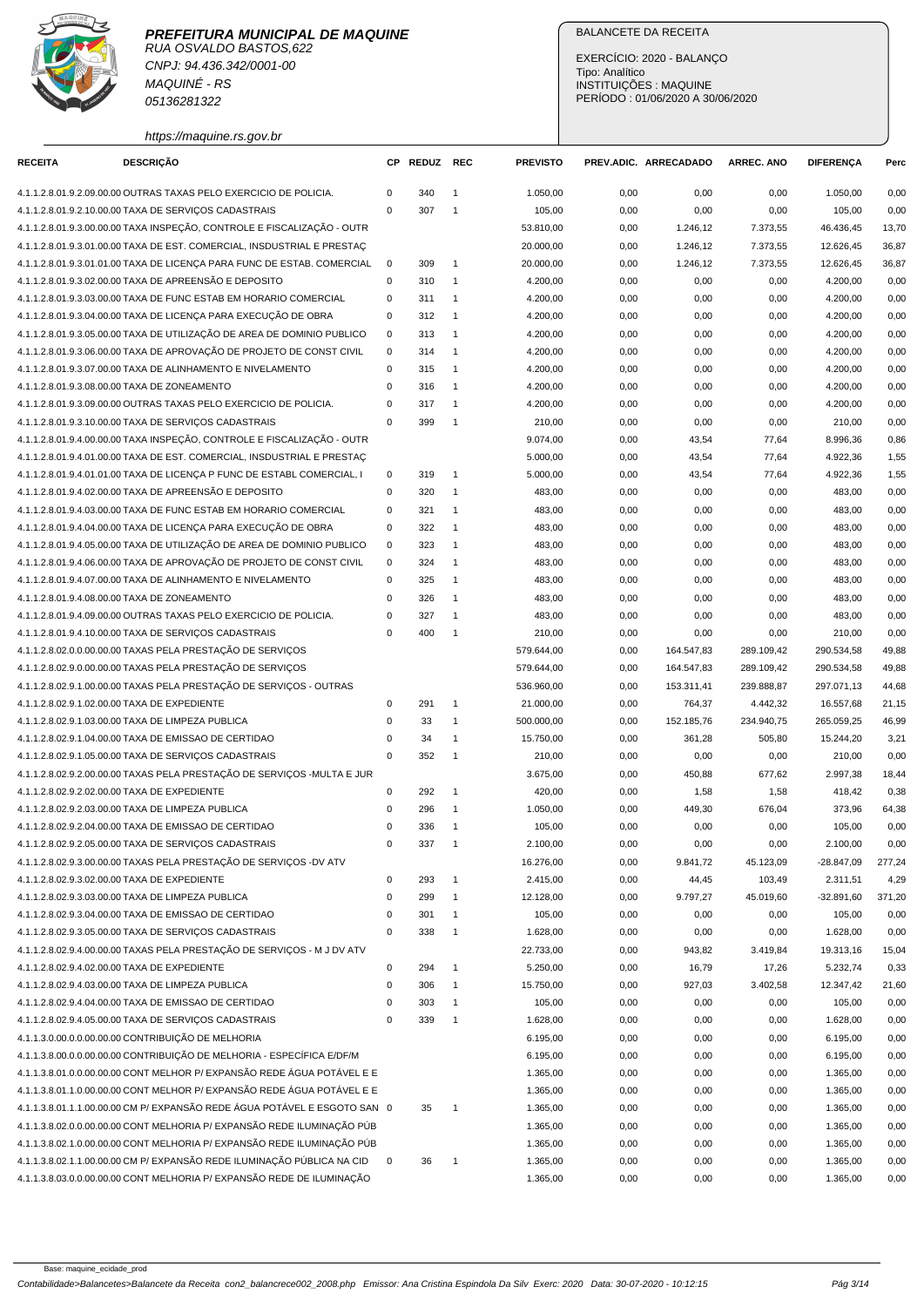**PREFEITURA MUNICIPAL DE MAQUINE**
RUA OSVALDO BASTOS,622
CNPJ: 94.436.342/0001-00
MAQUINÉ - RS
05136281322
https://maquine.rs.gov.br

BALANCETE DA RECEITA

EXERCÍCIO: 2020 - BALANÇO
Tipo: Analítico
INSTITUIÇÕES : MAQUINE
PERÍODO : 01/06/2020 A 30/06/2020

| RECEITA | DESCRIÇÃO | CP | REDUZ | REC | PREVISTO | PREV.ADIC. | ARRECADADO | ARREC. ANO | DIFERENÇA | Perc |
|---|---|---|---|---|---|---|---|---|---|---|
| 4.1.1.2.8.01.9.2.09.00.00 | OUTRAS TAXAS PELO EXERCICIO DE POLICIA. | 0 | 340 | 1 | 1.050,00 | 0,00 | 0,00 | 0,00 | 1.050,00 | 0,00 |
| 4.1.1.2.8.01.9.2.10.00.00 | TAXA DE SERVIÇOS CADASTRAIS | 0 | 307 | 1 | 105,00 | 0,00 | 0,00 | 0,00 | 105,00 | 0,00 |
| 4.1.1.2.8.01.9.3.00.00.00 | TAXA INSPEÇÃO, CONTROLE E FISCALIZAÇÃO - OUTR | | | | 53.810,00 | 0,00 | 1.246,12 | 7.373,55 | 46.436,45 | 13,70 |
| 4.1.1.2.8.01.9.3.01.00.00 | TAXA DE EST. COMERCIAL, INSDUSTRIAL E PRESTAÇ | | | | 20.000,00 | 0,00 | 1.246,12 | 7.373,55 | 12.626,45 | 36,87 |
| 4.1.1.2.8.01.9.3.01.01.00 | TAXA DE LICENÇA PARA FUNC DE ESTAB. COMERCIAL | 0 | 309 | 1 | 20.000,00 | 0,00 | 1.246,12 | 7.373,55 | 12.626,45 | 36,87 |
| 4.1.1.2.8.01.9.3.02.00.00 | TAXA DE APREENSÃO E DEPOSITO | 0 | 310 | 1 | 4.200,00 | 0,00 | 0,00 | 0,00 | 4.200,00 | 0,00 |
| 4.1.1.2.8.01.9.3.03.00.00 | TAXA DE FUNC ESTAB EM HORARIO COMERCIAL | 0 | 311 | 1 | 4.200,00 | 0,00 | 0,00 | 0,00 | 4.200,00 | 0,00 |
| 4.1.1.2.8.01.9.3.04.00.00 | TAXA DE LICENÇA PARA EXECUÇÃO DE OBRA | 0 | 312 | 1 | 4.200,00 | 0,00 | 0,00 | 0,00 | 4.200,00 | 0,00 |
| 4.1.1.2.8.01.9.3.05.00.00 | TAXA DE UTILIZAÇÃO DE AREA DE DOMINIO PUBLICO | 0 | 313 | 1 | 4.200,00 | 0,00 | 0,00 | 0,00 | 4.200,00 | 0,00 |
| 4.1.1.2.8.01.9.3.06.00.00 | TAXA DE APROVAÇÃO DE PROJETO DE CONST CIVIL | 0 | 314 | 1 | 4.200,00 | 0,00 | 0,00 | 0,00 | 4.200,00 | 0,00 |
| 4.1.1.2.8.01.9.3.07.00.00 | TAXA DE ALINHAMENTO E NIVELAMENTO | 0 | 315 | 1 | 4.200,00 | 0,00 | 0,00 | 0,00 | 4.200,00 | 0,00 |
| 4.1.1.2.8.01.9.3.08.00.00 | TAXA DE ZONEAMENTO | 0 | 316 | 1 | 4.200,00 | 0,00 | 0,00 | 0,00 | 4.200,00 | 0,00 |
| 4.1.1.2.8.01.9.3.09.00.00 | OUTRAS TAXAS PELO EXERCICIO DE POLICIA. | 0 | 317 | 1 | 4.200,00 | 0,00 | 0,00 | 0,00 | 4.200,00 | 0,00 |
| 4.1.1.2.8.01.9.3.10.00.00 | TAXA DE SERVIÇOS CADASTRAIS | 0 | 399 | 1 | 210,00 | 0,00 | 0,00 | 0,00 | 210,00 | 0,00 |
| 4.1.1.2.8.01.9.4.00.00.00 | TAXA INSPEÇÃO, CONTROLE E FISCALIZAÇÃO - OUTR | | | | 9.074,00 | 0,00 | 43,54 | 77,64 | 8.996,36 | 0,86 |
| 4.1.1.2.8.01.9.4.01.00.00 | TAXA DE EST. COMERCIAL, INSDUSTRIAL E PRESTAÇ | | | | 5.000,00 | 0,00 | 43,54 | 77,64 | 4.922,36 | 1,55 |
| 4.1.1.2.8.01.9.4.01.01.00 | TAXA DE LICENÇA P FUNC DE ESTABL COMERCIAL, I | 0 | 319 | 1 | 5.000,00 | 0,00 | 43,54 | 77,64 | 4.922,36 | 1,55 |
| 4.1.1.2.8.01.9.4.02.00.00 | TAXA DE APREENSÃO E DEPOSITO | 0 | 320 | 1 | 483,00 | 0,00 | 0,00 | 0,00 | 483,00 | 0,00 |
| 4.1.1.2.8.01.9.4.03.00.00 | TAXA DE FUNC ESTAB EM HORARIO COMERCIAL | 0 | 321 | 1 | 483,00 | 0,00 | 0,00 | 0,00 | 483,00 | 0,00 |
| 4.1.1.2.8.01.9.4.04.00.00 | TAXA DE LICENÇA PARA EXECUÇÃO DE OBRA | 0 | 322 | 1 | 483,00 | 0,00 | 0,00 | 0,00 | 483,00 | 0,00 |
| 4.1.1.2.8.01.9.4.05.00.00 | TAXA DE UTILIZAÇÃO DE AREA DE DOMINIO PUBLICO | 0 | 323 | 1 | 483,00 | 0,00 | 0,00 | 0,00 | 483,00 | 0,00 |
| 4.1.1.2.8.01.9.4.06.00.00 | TAXA DE APROVAÇÃO DE PROJETO DE CONST CIVIL | 0 | 324 | 1 | 483,00 | 0,00 | 0,00 | 0,00 | 483,00 | 0,00 |
| 4.1.1.2.8.01.9.4.07.00.00 | TAXA DE ALINHAMENTO E NIVELAMENTO | 0 | 325 | 1 | 483,00 | 0,00 | 0,00 | 0,00 | 483,00 | 0,00 |
| 4.1.1.2.8.01.9.4.08.00.00 | TAXA DE ZONEAMENTO | 0 | 326 | 1 | 483,00 | 0,00 | 0,00 | 0,00 | 483,00 | 0,00 |
| 4.1.1.2.8.01.9.4.09.00.00 | OUTRAS TAXAS PELO EXERCICIO DE POLICIA. | 0 | 327 | 1 | 483,00 | 0,00 | 0,00 | 0,00 | 483,00 | 0,00 |
| 4.1.1.2.8.01.9.4.10.00.00 | TAXA DE SERVIÇOS CADASTRAIS | 0 | 400 | 1 | 210,00 | 0,00 | 0,00 | 0,00 | 210,00 | 0,00 |
| 4.1.1.2.8.02.0.0.00.00.00 | TAXAS PELA PRESTAÇÃO DE SERVIÇOS | | | | 579.644,00 | 0,00 | 164.547,83 | 289.109,42 | 290.534,58 | 49,88 |
| 4.1.1.2.8.02.9.0.00.00.00 | TAXAS PELA PRESTAÇÃO DE SERVIÇOS | | | | 579.644,00 | 0,00 | 164.547,83 | 289.109,42 | 290.534,58 | 49,88 |
| 4.1.1.2.8.02.9.1.00.00.00 | TAXAS PELA PRESTAÇÃO DE SERVIÇOS - OUTRAS | | | | 536.960,00 | 0,00 | 153.311,41 | 239.888,87 | 297.071,13 | 44,68 |
| 4.1.1.2.8.02.9.1.02.00.00 | TAXA DE EXPEDIENTE | 0 | 291 | 1 | 21.000,00 | 0,00 | 764,37 | 4.442,32 | 16.557,68 | 21,15 |
| 4.1.1.2.8.02.9.1.03.00.00 | TAXA DE LIMPEZA PUBLICA | 0 | 33 | 1 | 500.000,00 | 0,00 | 152.185,76 | 234.940,75 | 265.059,25 | 46,99 |
| 4.1.1.2.8.02.9.1.04.00.00 | TAXA DE EMISSAO DE CERTIDAO | 0 | 34 | 1 | 15.750,00 | 0,00 | 361,28 | 505,80 | 15.244,20 | 3,21 |
| 4.1.1.2.8.02.9.1.05.00.00 | TAXA DE SERVIÇOS CADASTRAIS | 0 | 352 | 1 | 210,00 | 0,00 | 0,00 | 0,00 | 210,00 | 0,00 |
| 4.1.1.2.8.02.9.2.00.00.00 | TAXAS PELA PRESTAÇÃO DE SERVIÇOS -MULTA E JUR | | | | 3.675,00 | 0,00 | 450,88 | 677,62 | 2.997,38 | 18,44 |
| 4.1.1.2.8.02.9.2.02.00.00 | TAXA DE EXPEDIENTE | 0 | 292 | 1 | 420,00 | 0,00 | 1,58 | 1,58 | 418,42 | 0,38 |
| 4.1.1.2.8.02.9.2.03.00.00 | TAXA DE LIMPEZA PUBLICA | 0 | 296 | 1 | 1.050,00 | 0,00 | 449,30 | 676,04 | 373,96 | 64,38 |
| 4.1.1.2.8.02.9.2.04.00.00 | TAXA DE EMISSAO DE CERTIDAO | 0 | 336 | 1 | 105,00 | 0,00 | 0,00 | 0,00 | 105,00 | 0,00 |
| 4.1.1.2.8.02.9.2.05.00.00 | TAXA DE SERVIÇOS CADASTRAIS | 0 | 337 | 1 | 2.100,00 | 0,00 | 0,00 | 0,00 | 2.100,00 | 0,00 |
| 4.1.1.2.8.02.9.3.00.00.00 | TAXAS PELA PRESTAÇÃO DE SERVIÇOS -DV ATV | | | | 16.276,00 | 0,00 | 9.841,72 | 45.123,09 | -28.847,09 | 277,24 |
| 4.1.1.2.8.02.9.3.02.00.00 | TAXA DE EXPEDIENTE | 0 | 293 | 1 | 2.415,00 | 0,00 | 44,45 | 103,49 | 2.311,51 | 4,29 |
| 4.1.1.2.8.02.9.3.03.00.00 | TAXA DE LIMPEZA PUBLICA | 0 | 299 | 1 | 12.128,00 | 0,00 | 9.797,27 | 45.019,60 | -32.891,60 | 371,20 |
| 4.1.1.2.8.02.9.3.04.00.00 | TAXA DE EMISSAO DE CERTIDAO | 0 | 301 | 1 | 105,00 | 0,00 | 0,00 | 0,00 | 105,00 | 0,00 |
| 4.1.1.2.8.02.9.3.05.00.00 | TAXA DE SERVIÇOS CADASTRAIS | 0 | 338 | 1 | 1.628,00 | 0,00 | 0,00 | 0,00 | 1.628,00 | 0,00 |
| 4.1.1.2.8.02.9.4.00.00.00 | TAXAS PELA PRESTAÇÃO DE SERVIÇOS - M J DV ATV | | | | 22.733,00 | 0,00 | 943,82 | 3.419,84 | 19.313,16 | 15,04 |
| 4.1.1.2.8.02.9.4.02.00.00 | TAXA DE EXPEDIENTE | 0 | 294 | 1 | 5.250,00 | 0,00 | 16,79 | 17,26 | 5.232,74 | 0,33 |
| 4.1.1.2.8.02.9.4.03.00.00 | TAXA DE LIMPEZA PUBLICA | 0 | 306 | 1 | 15.750,00 | 0,00 | 927,03 | 3.402,58 | 12.347,42 | 21,60 |
| 4.1.1.2.8.02.9.4.04.00.00 | TAXA DE EMISSAO DE CERTIDAO | 0 | 303 | 1 | 105,00 | 0,00 | 0,00 | 0,00 | 105,00 | 0,00 |
| 4.1.1.2.8.02.9.4.05.00.00 | TAXA DE SERVIÇOS CADASTRAIS | 0 | 339 | 1 | 1.628,00 | 0,00 | 0,00 | 0,00 | 1.628,00 | 0,00 |
| 4.1.1.3.0.00.0.0.00.00.00 | CONTRIBUIÇÃO DE MELHORIA | | | | 6.195,00 | 0,00 | 0,00 | 0,00 | 6.195,00 | 0,00 |
| 4.1.1.3.8.00.0.0.00.00.00 | CONTRIBUIÇÃO DE MELHORIA - ESPECÍFICA E/DF/M | | | | 6.195,00 | 0,00 | 0,00 | 0,00 | 6.195,00 | 0,00 |
| 4.1.1.3.8.01.0.0.00.00.00 | CONT MELHOR P/ EXPANSÃO REDE ÁGUA POTÁVEL E E | | | | 1.365,00 | 0,00 | 0,00 | 0,00 | 1.365,00 | 0,00 |
| 4.1.1.3.8.01.1.0.00.00.00 | CONT MELHOR P/ EXPANSÃO REDE ÁGUA POTÁVEL E E | | | | 1.365,00 | 0,00 | 0,00 | 0,00 | 1.365,00 | 0,00 |
| 4.1.1.3.8.01.1.1.00.00.00 | CM P/ EXPANSÃO REDE ÁGUA POTÁVEL E ESGOTO SAN | 0 | 35 | 1 | 1.365,00 | 0,00 | 0,00 | 0,00 | 1.365,00 | 0,00 |
| 4.1.1.3.8.02.0.0.00.00.00 | CONT MELHORIA P/ EXPANSÃO REDE ILUMINAÇÃO PÚB | | | | 1.365,00 | 0,00 | 0,00 | 0,00 | 1.365,00 | 0,00 |
| 4.1.1.3.8.02.1.0.00.00.00 | CONT MELHORIA P/ EXPANSÃO REDE ILUMINAÇÃO PÚB | | | | 1.365,00 | 0,00 | 0,00 | 0,00 | 1.365,00 | 0,00 |
| 4.1.1.3.8.02.1.1.00.00.00 | CM P/ EXPANSÃO REDE ILUMINAÇÃO PÚBLICA NA CID | 0 | 36 | 1 | 1.365,00 | 0,00 | 0,00 | 0,00 | 1.365,00 | 0,00 |
| 4.1.1.3.8.03.0.0.00.00.00 | CONT MELHORIA P/ EXPANSÃO REDE DE ILUMINAÇÃO | | | | 1.365,00 | 0,00 | 0,00 | 0,00 | 1.365,00 | 0,00 |

Base: maquine_ecidade_prod

Contabilidade>Balancetes>Balancete da Receita con2_balancrece002_2008.php Emissor: Ana Cristina Espindola Da Silv Exerc: 2020 Data: 30-07-2020 - 10:12:15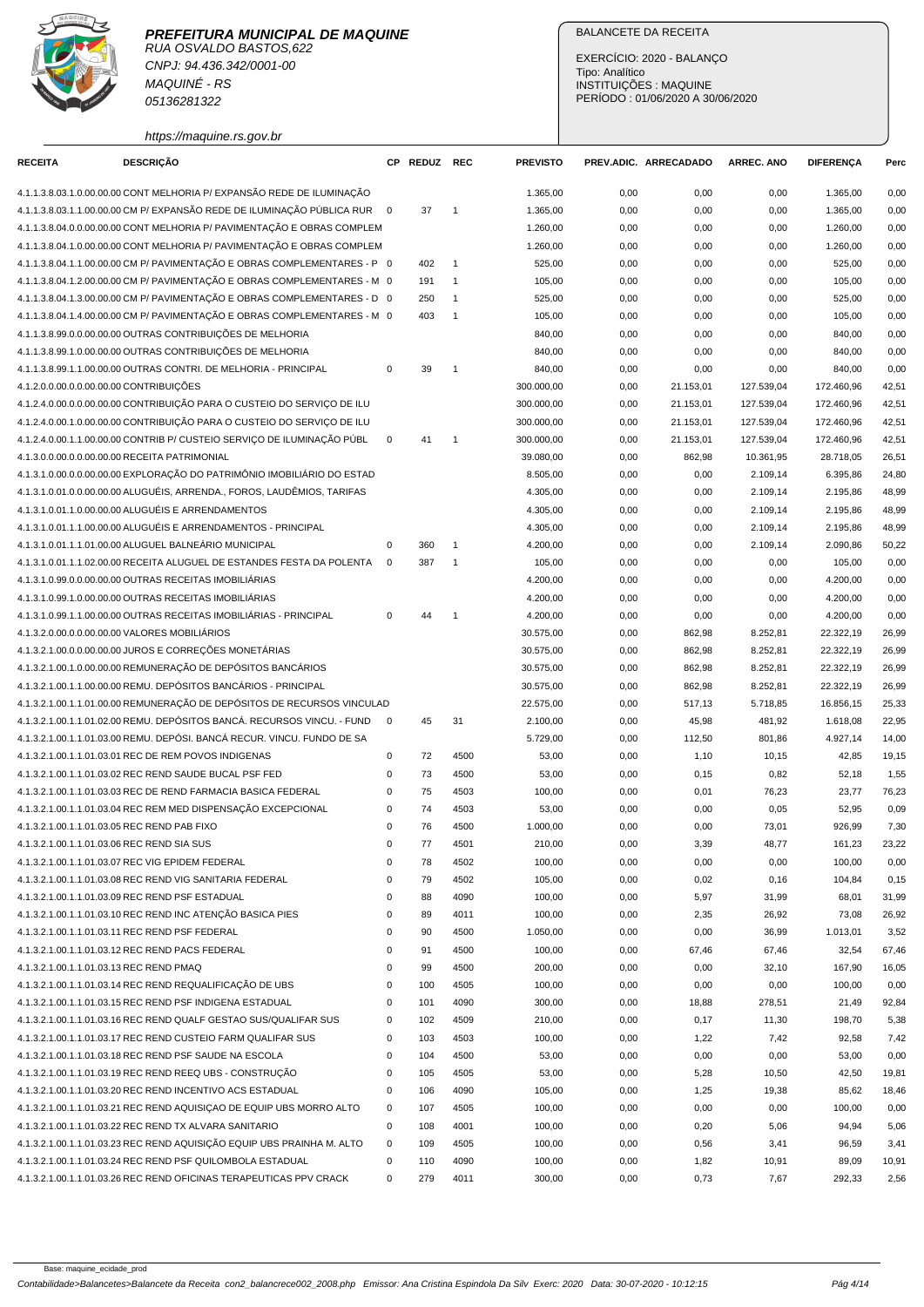**PREFEITURA MUNICIPAL DE MAQUINE**
RUA OSVALDO BASTOS,622
CNPJ: 94.436.342/0001-00
MAQUINÉ - RS
05136281322
https://maquine.rs.gov.br

BALANCETE DA RECEITA
EXERCÍCIO: 2020 - BALANÇO
Tipo: Analítico
INSTITUIÇÕES : MAQUINE
PERÍODO : 01/06/2020 A 30/06/2020

| RECEITA | DESCRIÇÃO | CP | REDUZ | REC | PREVISTO | PREV.ADIC. | ARRECADADO | ARREC. ANO | DIFERENÇA | Perc |
|---|---|---|---|---|---|---|---|---|---|---|
| 4.1.1.3.8.03.1.0.00.00.00 | CONT MELHORIA P/ EXPANSÃO REDE DE ILUMINAÇÃO | | | | 1.365,00 | 0,00 | 0,00 | 0,00 | 1.365,00 | 0,00 |
| 4.1.1.3.8.03.1.1.00.00.00 | CM P/ EXPANSÃO REDE DE ILUMINAÇÃO PÚBLICA RUR | 0 | 37 | 1 | 1.365,00 | 0,00 | 0,00 | 0,00 | 1.365,00 | 0,00 |
| 4.1.1.3.8.04.0.0.00.00.00 | CONT MELHORIA P/ PAVIMENTAÇÃO E OBRAS COMPLEM | | | | 1.260,00 | 0,00 | 0,00 | 0,00 | 1.260,00 | 0,00 |
| 4.1.1.3.8.04.1.0.00.00.00 | CONT MELHORIA P/ PAVIMENTAÇÃO E OBRAS COMPLEM | | | | 1.260,00 | 0,00 | 0,00 | 0,00 | 1.260,00 | 0,00 |
| 4.1.1.3.8.04.1.1.00.00.00 | CM P/ PAVIMENTAÇÃO E OBRAS COMPLEMENTARES - P | 0 | 402 | 1 | 525,00 | 0,00 | 0,00 | 0,00 | 525,00 | 0,00 |
| 4.1.1.3.8.04.1.2.00.00.00 | CM P/ PAVIMENTAÇÃO E OBRAS COMPLEMENTARES - M | 0 | 191 | 1 | 105,00 | 0,00 | 0,00 | 0,00 | 105,00 | 0,00 |
| 4.1.1.3.8.04.1.3.00.00.00 | CM P/ PAVIMENTAÇÃO E OBRAS COMPLEMENTARES - D | 0 | 250 | 1 | 525,00 | 0,00 | 0,00 | 0,00 | 525,00 | 0,00 |
| 4.1.1.3.8.04.1.4.00.00.00 | CM P/ PAVIMENTAÇÃO E OBRAS COMPLEMENTARES - M | 0 | 403 | 1 | 105,00 | 0,00 | 0,00 | 0,00 | 105,00 | 0,00 |
| 4.1.1.3.8.99.0.0.00.00.00 | OUTRAS CONTRIBUIÇÕES DE MELHORIA | | | | 840,00 | 0,00 | 0,00 | 0,00 | 840,00 | 0,00 |
| 4.1.1.3.8.99.1.0.00.00.00 | OUTRAS CONTRIBUIÇÕES DE MELHORIA | | | | 840,00 | 0,00 | 0,00 | 0,00 | 840,00 | 0,00 |
| 4.1.1.3.8.99.1.1.00.00.00 | OUTRAS CONTRI. DE MELHORIA - PRINCIPAL | 0 | 39 | 1 | 840,00 | 0,00 | 0,00 | 0,00 | 840,00 | 0,00 |
| 4.1.2.0.0.00.0.0.00.00.00 | CONTRIBUIÇÕES | | | | 300.000,00 | 0,00 | 21.153,01 | 127.539,04 | 172.460,96 | 42,51 |
| 4.1.2.4.0.00.0.0.00.00.00 | CONTRIBUIÇÃO PARA O CUSTEIO DO SERVIÇO DE ILU | | | | 300.000,00 | 0,00 | 21.153,01 | 127.539,04 | 172.460,96 | 42,51 |
| 4.1.2.4.0.00.1.0.00.00.00 | CONTRIBUIÇÃO PARA O CUSTEIO DO SERVIÇO DE ILU | | | | 300.000,00 | 0,00 | 21.153,01 | 127.539,04 | 172.460,96 | 42,51 |
| 4.1.2.4.0.00.1.1.00.00.00 | CONTRIB P/ CUSTEIO SERVIÇO DE ILUMINAÇÃO PÚBL | 0 | 41 | 1 | 300.000,00 | 0,00 | 21.153,01 | 127.539,04 | 172.460,96 | 42,51 |
| 4.1.3.0.0.00.0.0.00.00.00 | RECEITA PATRIMONIAL | | | | 39.080,00 | 0,00 | 862,98 | 10.361,95 | 28.718,05 | 26,51 |
| 4.1.3.1.0.00.0.0.00.00.00 | EXPLORAÇÃO DO PATRIMÔNIO IMOBILIÁRIO DO ESTAD | | | | 8.505,00 | 0,00 | 0,00 | 2.109,14 | 6.395,86 | 24,80 |
| 4.1.3.1.0.01.0.0.00.00.00 | ALUGUÉIS, ARRENDA., FOROS, LAUDÊMIOS, TARIFAS | | | | 4.305,00 | 0,00 | 0,00 | 2.109,14 | 2.195,86 | 48,99 |
| 4.1.3.1.0.01.1.0.00.00.00 | ALUGUÉIS E ARRENDAMENTOS | | | | 4.305,00 | 0,00 | 0,00 | 2.109,14 | 2.195,86 | 48,99 |
| 4.1.3.1.0.01.1.1.00.00.00 | ALUGUÉIS E ARRENDAMENTOS - PRINCIPAL | | | | 4.305,00 | 0,00 | 0,00 | 2.109,14 | 2.195,86 | 48,99 |
| 4.1.3.1.0.01.1.1.01.00.00 | ALUGUEL BALNEÁRIO MUNICIPAL | 0 | 360 | 1 | 4.200,00 | 0,00 | 0,00 | 2.109,14 | 2.090,86 | 50,22 |
| 4.1.3.1.0.01.1.1.02.00.00 | RECEITA ALUGUEL DE ESTANDES FESTA DA POLENTA | 0 | 387 | 1 | 105,00 | 0,00 | 0,00 | 0,00 | 105,00 | 0,00 |
| 4.1.3.1.0.99.0.0.00.00.00 | OUTRAS RECEITAS IMOBILIÁRIAS | | | | 4.200,00 | 0,00 | 0,00 | 0,00 | 4.200,00 | 0,00 |
| 4.1.3.1.0.99.1.0.00.00.00 | OUTRAS RECEITAS IMOBILIÁRIAS | | | | 4.200,00 | 0,00 | 0,00 | 0,00 | 4.200,00 | 0,00 |
| 4.1.3.1.0.99.1.1.00.00.00 | OUTRAS RECEITAS IMOBILIÁRIAS - PRINCIPAL | 0 | 44 | 1 | 4.200,00 | 0,00 | 0,00 | 0,00 | 4.200,00 | 0,00 |
| 4.1.3.2.0.00.0.0.00.00.00 | VALORES MOBILIÁRIOS | | | | 30.575,00 | 0,00 | 862,98 | 8.252,81 | 22.322,19 | 26,99 |
| 4.1.3.2.1.00.0.0.00.00.00 | JUROS E CORREÇÕES MONETÁRIAS | | | | 30.575,00 | 0,00 | 862,98 | 8.252,81 | 22.322,19 | 26,99 |
| 4.1.3.2.1.00.1.0.00.00.00 | REMUNERAÇÃO DE DEPÓSITOS BANCÁRIOS | | | | 30.575,00 | 0,00 | 862,98 | 8.252,81 | 22.322,19 | 26,99 |
| 4.1.3.2.1.00.1.1.00.00.00 | REMU. DEPÓSITOS BANCÁRIOS - PRINCIPAL | | | | 30.575,00 | 0,00 | 862,98 | 8.252,81 | 22.322,19 | 26,99 |
| 4.1.3.2.1.00.1.1.01.00.00 | REMUNERAÇÃO DE DEPÓSITOS DE RECURSOS VINCULAD | | | | 22.575,00 | 0,00 | 517,13 | 5.718,85 | 16.856,15 | 25,33 |
| 4.1.3.2.1.00.1.1.01.02.00 | REMU. DEPÓSITOS BANCÁ. RECURSOS VINCU. - FUND | 0 | 45 | 31 | 2.100,00 | 0,00 | 45,98 | 481,92 | 1.618,08 | 22,95 |
| 4.1.3.2.1.00.1.1.01.03.00 | REMU. DEPÓSI. BANCÁ RECUR. VINCU. FUNDO DE SA | | | | 5.729,00 | 0,00 | 112,50 | 801,86 | 4.927,14 | 14,00 |
| 4.1.3.2.1.00.1.1.01.03.01 | REC DE REM POVOS INDIGENAS | 0 | 72 | 4500 | 53,00 | 0,00 | 1,10 | 10,15 | 42,85 | 19,15 |
| 4.1.3.2.1.00.1.1.01.03.02 | REC REND SAUDE BUCAL PSF FED | 0 | 73 | 4500 | 53,00 | 0,00 | 0,15 | 0,82 | 52,18 | 1,55 |
| 4.1.3.2.1.00.1.1.01.03.03 | REC DE REND FARMACIA BASICA FEDERAL | 0 | 75 | 4503 | 100,00 | 0,00 | 0,01 | 76,23 | 23,77 | 76,23 |
| 4.1.3.2.1.00.1.1.01.03.04 | REC REND MED DISPENSAÇÃO EXCEPCIONAL | 0 | 74 | 4503 | 53,00 | 0,00 | 0,00 | 0,05 | 52,95 | 0,09 |
| 4.1.3.2.1.00.1.1.01.03.05 | REC REND PAB FIXO | 0 | 76 | 4500 | 1.000,00 | 0,00 | 0,00 | 73,01 | 926,99 | 7,30 |
| 4.1.3.2.1.00.1.1.01.03.06 | REC REND SIA SUS | 0 | 77 | 4501 | 210,00 | 0,00 | 3,39 | 48,77 | 161,23 | 23,22 |
| 4.1.3.2.1.00.1.1.01.03.07 | REC VIG EPIDEM FEDERAL | 0 | 78 | 4502 | 100,00 | 0,00 | 0,00 | 0,00 | 100,00 | 0,00 |
| 4.1.3.2.1.00.1.1.01.03.08 | REC REND VIG SANITARIA FEDERAL | 0 | 79 | 4502 | 105,00 | 0,00 | 0,02 | 0,16 | 104,84 | 0,15 |
| 4.1.3.2.1.00.1.1.01.03.09 | REC REND PSF ESTADUAL | 0 | 88 | 4090 | 100,00 | 0,00 | 5,97 | 31,99 | 68,01 | 31,99 |
| 4.1.3.2.1.00.1.1.01.03.10 | REC REND INC ATENÇÃO BASICA PIES | 0 | 89 | 4011 | 100,00 | 0,00 | 2,35 | 26,92 | 73,08 | 26,92 |
| 4.1.3.2.1.00.1.1.01.03.11 | REC REND PSF FEDERAL | 0 | 90 | 4500 | 1.050,00 | 0,00 | 0,00 | 36,99 | 1.013,01 | 3,52 |
| 4.1.3.2.1.00.1.1.01.03.12 | REC REND PACS FEDERAL | 0 | 91 | 4500 | 100,00 | 0,00 | 67,46 | 67,46 | 32,54 | 67,46 |
| 4.1.3.2.1.00.1.1.01.03.13 | REC REND PMAQ | 0 | 99 | 4500 | 200,00 | 0,00 | 0,00 | 32,10 | 167,90 | 16,05 |
| 4.1.3.2.1.00.1.1.01.03.14 | REC REND REQUALIFICAÇÃO DE UBS | 0 | 100 | 4505 | 100,00 | 0,00 | 0,00 | 0,00 | 100,00 | 0,00 |
| 4.1.3.2.1.00.1.1.01.03.15 | REC REND PSF INDIGENA ESTADUAL | 0 | 101 | 4090 | 300,00 | 0,00 | 18,88 | 278,51 | 21,49 | 92,84 |
| 4.1.3.2.1.00.1.1.01.03.16 | REC REND QUALF GESTAO SUS/QUALIFAR SUS | 0 | 102 | 4509 | 210,00 | 0,00 | 0,17 | 11,30 | 198,70 | 5,38 |
| 4.1.3.2.1.00.1.1.01.03.17 | REC REND CUSTEIO FARM QUALIFAR SUS | 0 | 103 | 4503 | 100,00 | 0,00 | 1,22 | 7,42 | 92,58 | 7,42 |
| 4.1.3.2.1.00.1.1.01.03.18 | REC REND PSF SAUDE NA ESCOLA | 0 | 104 | 4500 | 53,00 | 0,00 | 0,00 | 0,00 | 53,00 | 0,00 |
| 4.1.3.2.1.00.1.1.01.03.19 | REC REND REEQ UBS - CONSTRUÇÃO | 0 | 105 | 4505 | 53,00 | 0,00 | 5,28 | 10,50 | 42,50 | 19,81 |
| 4.1.3.2.1.00.1.1.01.03.20 | REC REND INCENTIVO ACS ESTADUAL | 0 | 106 | 4090 | 105,00 | 0,00 | 1,25 | 19,38 | 85,62 | 18,46 |
| 4.1.3.2.1.00.1.1.01.03.21 | REC REND AQUISIÇAO DE EQUIP UBS MORRO ALTO | 0 | 107 | 4505 | 100,00 | 0,00 | 0,00 | 0,00 | 100,00 | 0,00 |
| 4.1.3.2.1.00.1.1.01.03.22 | REC REND TX ALVARA SANITARIO | 0 | 108 | 4001 | 100,00 | 0,00 | 0,20 | 5,06 | 94,94 | 5,06 |
| 4.1.3.2.1.00.1.1.01.03.23 | REC REND AQUISIÇÃO EQUIP UBS PRAINHA M. ALTO | 0 | 109 | 4505 | 100,00 | 0,00 | 0,56 | 3,41 | 96,59 | 3,41 |
| 4.1.3.2.1.00.1.1.01.03.24 | REC REND PSF QUILOMBOLA ESTADUAL | 0 | 110 | 4090 | 100,00 | 0,00 | 1,82 | 10,91 | 89,09 | 10,91 |
| 4.1.3.2.1.00.1.1.01.03.26 | REC REND OFICINAS TERAPEUTICAS PPV CRACK | 0 | 279 | 4011 | 300,00 | 0,00 | 0,73 | 7,67 | 292,33 | 2,56 |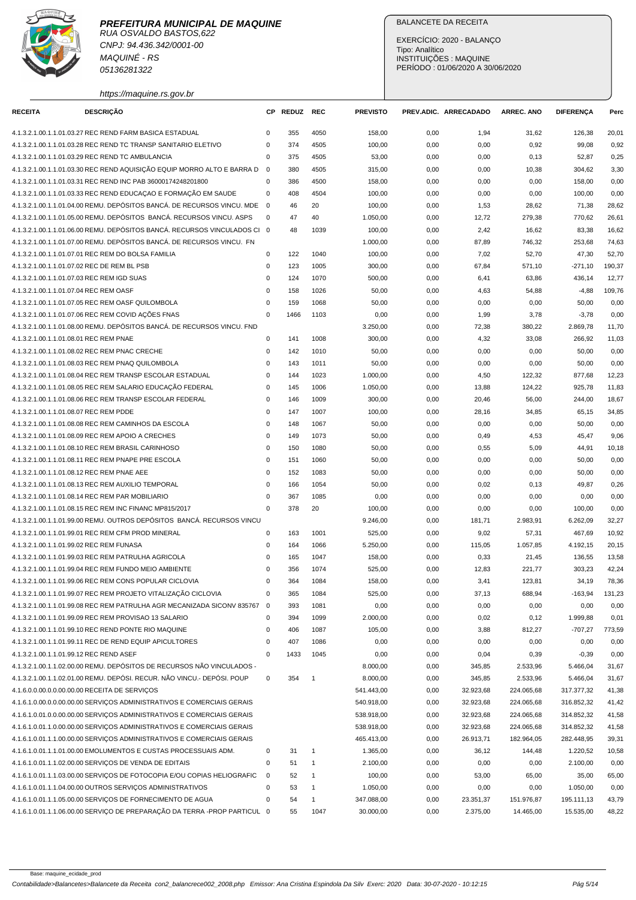**PREFEITURA MUNICIPAL DE MAQUINE**
RUA OSVALDO BASTOS,622
CNPJ: 94.436.342/0001-00
MAQUINÉ - RS
05136281322
https://maquine.rs.gov.br

BALANCETE DA RECEITA

EXERCÍCIO: 2020 - BALANÇO
Tipo: Analítico
INSTITUIÇÕES : MAQUINE
PERÍODO : 01/06/2020 A 30/06/2020

| RECEITA | DESCRIÇÃO | CP | REDUZ | REC | PREVISTO | PREV.ADIC. | ARRECADADO | ARREC. ANO | DIFERENÇA | Perc |
|---|---|---|---|---|---|---|---|---|---|---|
| 4.1.3.2.1.00.1.1.01.03.27 | REC REND FARM BASICA ESTADUAL | 0 | 355 | 4050 | 158,00 | 0,00 | 1,94 | 31,62 | 126,38 | 20,01 |
| 4.1.3.2.1.00.1.1.01.03.28 | REC REND TC TRANSP SANITARIO ELETIVO | 0 | 374 | 4505 | 100,00 | 0,00 | 0,00 | 0,92 | 99,08 | 0,92 |
| 4.1.3.2.1.00.1.1.01.03.29 | REC REND TC AMBULANCIA | 0 | 375 | 4505 | 53,00 | 0,00 | 0,00 | 0,13 | 52,87 | 0,25 |
| 4.1.3.2.1.00.1.1.01.03.30 | REC REND AQUISIÇÃO EQUIP MORRO ALTO E BARRA D | 0 | 380 | 4505 | 315,00 | 0,00 | 0,00 | 10,38 | 304,62 | 3,30 |
| 4.1.3.2.1.00.1.1.01.03.31 | REC REND INC PAB 36000174248201800 | 0 | 386 | 4500 | 158,00 | 0,00 | 0,00 | 0,00 | 158,00 | 0,00 |
| 4.1.3.2.1.00.1.1.01.03.33 | REC REND EDUCAÇAO E FORMAÇÃO EM SAUDE | 0 | 408 | 4504 | 100,00 | 0,00 | 0,00 | 0,00 | 100,00 | 0,00 |
| 4.1.3.2.1.00.1.1.01.04.00 | REMU. DEPÓSITOS BANCÁ. DE RECURSOS VINCU. MDE | 0 | 46 | 20 | 100,00 | 0,00 | 1,53 | 28,62 | 71,38 | 28,62 |
| 4.1.3.2.1.00.1.1.01.05.00 | REMU. DEPÓSITOS BANCÁ. RECURSOS VINCU. ASPS | 0 | 47 | 40 | 1.050,00 | 0,00 | 12,72 | 279,38 | 770,62 | 26,61 |
| 4.1.3.2.1.00.1.1.01.06.00 | REMU. DEPÓSITOS BANCÁ. RECURSOS VINCULADOS CI | 0 | 48 | 1039 | 100,00 | 0,00 | 2,42 | 16,62 | 83,38 | 16,62 |
| 4.1.3.2.1.00.1.1.01.07.00 | REMU. DEPÓSITOS BANCÁ. DE RECURSOS VINCU. FN | | | | 1.000,00 | 0,00 | 87,89 | 746,32 | 253,68 | 74,63 |
| 4.1.3.2.1.00.1.1.01.07.01 | REC REM DO BOLSA FAMILIA | 0 | 122 | 1040 | 100,00 | 0,00 | 7,02 | 52,70 | 47,30 | 52,70 |
| 4.1.3.2.1.00.1.1.01.07.02 | REC DE REM BL PSB | 0 | 123 | 1005 | 300,00 | 0,00 | 67,84 | 571,10 | -271,10 | 190,37 |
| 4.1.3.2.1.00.1.1.01.07.03 | REC REM IGD SUAS | 0 | 124 | 1070 | 500,00 | 0,00 | 6,41 | 63,86 | 436,14 | 12,77 |
| 4.1.3.2.1.00.1.1.01.07.04 | REC REM OASF | 0 | 158 | 1026 | 50,00 | 0,00 | 4,63 | 54,88 | -4,88 | 109,76 |
| 4.1.3.2.1.00.1.1.01.07.05 | REC REM OASF QUILOMBOLA | 0 | 159 | 1068 | 50,00 | 0,00 | 0,00 | 0,00 | 50,00 | 0,00 |
| 4.1.3.2.1.00.1.1.01.07.06 | REC REM COVID AÇÕES FNAS | 0 | 1466 | 1103 | 0,00 | 0,00 | 1,99 | 3,78 | -3,78 | 0,00 |
| 4.1.3.2.1.00.1.1.01.08.00 | REMU. DEPÓSITOS BANCÁ. DE RECURSOS VINCU. FND | | | | 3.250,00 | 0,00 | 72,38 | 380,22 | 2.869,78 | 11,70 |
| 4.1.3.2.1.00.1.1.01.08.01 | REC REM PNAE | 0 | 141 | 1008 | 300,00 | 0,00 | 4,32 | 33,08 | 266,92 | 11,03 |
| 4.1.3.2.1.00.1.1.01.08.02 | REC REM PNAC CRECHE | 0 | 142 | 1010 | 50,00 | 0,00 | 0,00 | 0,00 | 50,00 | 0,00 |
| 4.1.3.2.1.00.1.1.01.08.03 | REC REM PNAQ QUILOMBOLA | 0 | 143 | 1011 | 50,00 | 0,00 | 0,00 | 0,00 | 50,00 | 0,00 |
| 4.1.3.2.1.00.1.1.01.08.04 | REC REM TRANSP ESCOLAR ESTADUAL | 0 | 144 | 1023 | 1.000,00 | 0,00 | 4,50 | 122,32 | 877,68 | 12,23 |
| 4.1.3.2.1.00.1.1.01.08.05 | REC REM SALARIO EDUCAÇÃO FEDERAL | 0 | 145 | 1006 | 1.050,00 | 0,00 | 13,88 | 124,22 | 925,78 | 11,83 |
| 4.1.3.2.1.00.1.1.01.08.06 | REC REM TRANSP ESCOLAR FEDERAL | 0 | 146 | 1009 | 300,00 | 0,00 | 20,46 | 56,00 | 244,00 | 18,67 |
| 4.1.3.2.1.00.1.1.01.08.07 | REC REM PDDE | 0 | 147 | 1007 | 100,00 | 0,00 | 28,16 | 34,85 | 65,15 | 34,85 |
| 4.1.3.2.1.00.1.1.01.08.08 | REC REM CAMINHOS DA ESCOLA | 0 | 148 | 1067 | 50,00 | 0,00 | 0,00 | 0,00 | 50,00 | 0,00 |
| 4.1.3.2.1.00.1.1.01.08.09 | REC REM APOIO A CRECHES | 0 | 149 | 1073 | 50,00 | 0,00 | 0,49 | 4,53 | 45,47 | 9,06 |
| 4.1.3.2.1.00.1.1.01.08.10 | REC REM BRASIL CARINHOSO | 0 | 150 | 1080 | 50,00 | 0,00 | 0,55 | 5,09 | 44,91 | 10,18 |
| 4.1.3.2.1.00.1.1.01.08.11 | REC REM PNAPE PRE ESCOLA | 0 | 151 | 1060 | 50,00 | 0,00 | 0,00 | 0,00 | 50,00 | 0,00 |
| 4.1.3.2.1.00.1.1.01.08.12 | REC REM PNAE AEE | 0 | 152 | 1083 | 50,00 | 0,00 | 0,00 | 0,00 | 50,00 | 0,00 |
| 4.1.3.2.1.00.1.1.01.08.13 | REC REM AUXILIO TEMPORAL | 0 | 166 | 1054 | 50,00 | 0,00 | 0,02 | 0,13 | 49,87 | 0,26 |
| 4.1.3.2.1.00.1.1.01.08.14 | REC REM PAR MOBILIARIO | 0 | 367 | 1085 | 0,00 | 0,00 | 0,00 | 0,00 | 0,00 | 0,00 |
| 4.1.3.2.1.00.1.1.01.08.15 | REC REM INC FINANC MP815/2017 | 0 | 378 | 20 | 100,00 | 0,00 | 0,00 | 0,00 | 100,00 | 0,00 |
| 4.1.3.2.1.00.1.1.01.99.00 | REMU. OUTROS DEPÓSITOS BANCÁ. RECURSOS VINCU | | | | 9.246,00 | 0,00 | 181,71 | 2.983,91 | 6.262,09 | 32,27 |
| 4.1.3.2.1.00.1.1.01.99.01 | REC REM CFM PROD MINERAL | 0 | 163 | 1001 | 525,00 | 0,00 | 9,02 | 57,31 | 467,69 | 10,92 |
| 4.1.3.2.1.00.1.1.01.99.02 | REC REM FUNASA | 0 | 164 | 1066 | 5.250,00 | 0,00 | 115,05 | 1.057,85 | 4.192,15 | 20,15 |
| 4.1.3.2.1.00.1.1.01.99.03 | REC REM PATRULHA AGRICOLA | 0 | 165 | 1047 | 158,00 | 0,00 | 0,33 | 21,45 | 136,55 | 13,58 |
| 4.1.3.2.1.00.1.1.01.99.04 | REC REM FUNDO MEIO AMBIENTE | 0 | 356 | 1074 | 525,00 | 0,00 | 12,83 | 221,77 | 303,23 | 42,24 |
| 4.1.3.2.1.00.1.1.01.99.06 | REC REM CONS POPULAR CICLOVIA | 0 | 364 | 1084 | 158,00 | 0,00 | 3,41 | 123,81 | 34,19 | 78,36 |
| 4.1.3.2.1.00.1.1.01.99.07 | REC REM PROJETO VITALIZAÇÃO CICLOVIA | 0 | 365 | 1084 | 525,00 | 0,00 | 37,13 | 688,94 | -163,94 | 131,23 |
| 4.1.3.2.1.00.1.1.01.99.08 | REC REM PATRULHA AGR MECANIZADA SICONV 835767 | 0 | 393 | 1081 | 0,00 | 0,00 | 0,00 | 0,00 | 0,00 | 0,00 |
| 4.1.3.2.1.00.1.1.01.99.09 | REC REM PROVISAO 13 SALARIO | 0 | 394 | 1099 | 2.000,00 | 0,00 | 0,02 | 0,12 | 1.999,88 | 0,01 |
| 4.1.3.2.1.00.1.1.01.99.10 | REC REND PONTE RIO MAQUINE | 0 | 406 | 1087 | 105,00 | 0,00 | 3,88 | 812,27 | -707,27 | 773,59 |
| 4.1.3.2.1.00.1.1.01.99.11 | REC DE REND EQUIP APICULTORES | 0 | 407 | 1086 | 0,00 | 0,00 | 0,00 | 0,00 | 0,00 | 0,00 |
| 4.1.3.2.1.00.1.1.01.99.12 | REC REND ASEF | 0 | 1433 | 1045 | 0,00 | 0,00 | 0,04 | 0,39 | -0,39 | 0,00 |
| 4.1.3.2.1.00.1.1.02.00.00 | REMU. DEPÓSITOS DE RECURSOS NÃO VINCULADOS - | | | | 8.000,00 | 0,00 | 345,85 | 2.533,96 | 5.466,04 | 31,67 |
| 4.1.3.2.1.00.1.1.02.01.00 | REMU. DEPÓSI. RECUR. NÃO VINCU.- DEPÓSI. POUP | 0 | 354 | 1 | 8.000,00 | 0,00 | 345,85 | 2.533,96 | 5.466,04 | 31,67 |
| 4.1.6.0.0.00.0.0.00.00.00 | RECEITA DE SERVIÇOS | | | | 541.443,00 | 0,00 | 32.923,68 | 224.065,68 | 317.377,32 | 41,38 |
| 4.1.6.1.0.00.0.0.00.00.00 | SERVIÇOS ADMINISTRATIVOS E COMERCIAIS GERAIS | | | | 540.918,00 | 0,00 | 32.923,68 | 224.065,68 | 316.852,32 | 41,42 |
| 4.1.6.1.0.01.0.0.00.00.00 | SERVIÇOS ADMINISTRATIVOS E COMERCIAIS GERAIS | | | | 538.918,00 | 0,00 | 32.923,68 | 224.065,68 | 314.852,32 | 41,58 |
| 4.1.6.1.0.01.1.0.00.00.00 | SERVIÇOS ADMINISTRATIVOS E COMERCIAIS GERAIS | | | | 538.918,00 | 0,00 | 32.923,68 | 224.065,68 | 314.852,32 | 41,58 |
| 4.1.6.1.0.01.1.1.00.00.00 | SERVIÇOS ADMINISTRATIVOS E COMERCIAIS GERAIS | | | | 465.413,00 | 0,00 | 26.913,71 | 182.964,05 | 282.448,95 | 39,31 |
| 4.1.6.1.0.01.1.1.01.00.00 | EMOLUMENTOS E CUSTAS PROCESSUAIS ADM. | 0 | 31 | 1 | 1.365,00 | 0,00 | 36,12 | 144,48 | 1.220,52 | 10,58 |
| 4.1.6.1.0.01.1.1.02.00.00 | SERVIÇOS DE VENDA DE EDITAIS | 0 | 51 | 1 | 2.100,00 | 0,00 | 0,00 | 0,00 | 2.100,00 | 0,00 |
| 4.1.6.1.0.01.1.1.03.00.00 | SERVIÇOS DE FOTOCOPIA E/OU COPIAS HELIOGRAFIC | 0 | 52 | 1 | 100,00 | 0,00 | 53,00 | 65,00 | 35,00 | 65,00 |
| 4.1.6.1.0.01.1.1.04.00.00 | OUTROS SERVIÇOS ADMINISTRATIVOS | 0 | 53 | 1 | 1.050,00 | 0,00 | 0,00 | 0,00 | 1.050,00 | 0,00 |
| 4.1.6.1.0.01.1.1.05.00.00 | SERVIÇOS DE FORNECIMENTO DE AGUA | 0 | 54 | 1 | 347.088,00 | 0,00 | 23.351,37 | 151.976,87 | 195.111,13 | 43,79 |
| 4.1.6.1.0.01.1.1.06.00.00 | SERVIÇO DE PREPARAÇÃO DA TERRA -PROP PARTICUL | 0 | 55 | 1047 | 30.000,00 | 0,00 | 2.375,00 | 14.465,00 | 15.535,00 | 48,22 |

Base: maquine_ecidade_prod

Contabilidade>Balancetes>Balancete da Receita con2_balancrece002_2008.php Emissor: Ana Cristina Espindola Da Silv Exerc: 2020 Data: 30-07-2020 - 10:12:15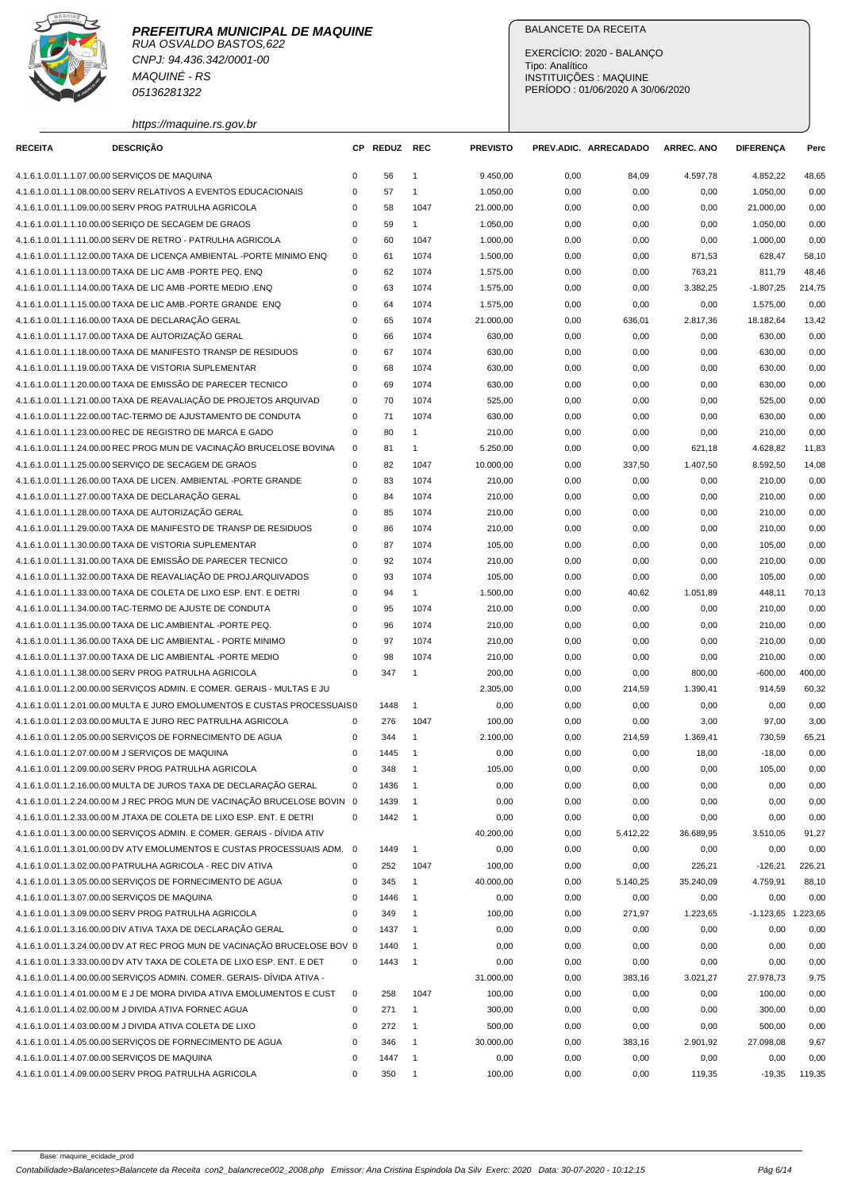**PREFEITURA MUNICIPAL DE MAQUINE**
RUA OSVALDO BASTOS,622
CNPJ: 94.436.342/0001-00
MAQUINÉ - RS
05136281322
https://maquine.rs.gov.br

BALANCETE DA RECEITA

EXERCÍCIO: 2020 - BALANÇO
Tipo: Analítico
INSTITUIÇÕES : MAQUINE
PERÍODO : 01/06/2020 A 30/06/2020

| RECEITA | DESCRIÇÃO | CP | REDUZ | REC | PREVISTO | PREV.ADIC. | ARRECADADO | ARREC. ANO | DIFERENÇA | Perc |
|---|---|---|---|---|---|---|---|---|---|---|
| 4.1.6.1.0.01.1.1.07.00.00 | SERVIÇOS DE MAQUINA | 0 | 56 | 1 | 9.450,00 | 0,00 | 84,09 | 4.597,78 | 4.852,22 | 48,65 |
| 4.1.6.1.0.01.1.1.08.00.00 | SERV RELATIVOS A EVENTOS EDUCACIONAIS | 0 | 57 | 1 | 1.050,00 | 0,00 | 0,00 | 0,00 | 1.050,00 | 0,00 |
| 4.1.6.1.0.01.1.1.09.00.00 | SERV PROG PATRULHA AGRICOLA | 0 | 58 | 1047 | 21.000,00 | 0,00 | 0,00 | 0,00 | 21.000,00 | 0,00 |
| 4.1.6.1.0.01.1.1.10.00.00 | SERIÇO DE SECAGEM DE GRAOS | 0 | 59 | 1 | 1.050,00 | 0,00 | 0,00 | 0,00 | 1.050,00 | 0,00 |
| 4.1.6.1.0.01.1.1.11.00.00 | SERV DE RETRO - PATRULHA AGRICOLA | 0 | 60 | 1047 | 1.000,00 | 0,00 | 0,00 | 0,00 | 1.000,00 | 0,00 |
| 4.1.6.1.0.01.1.1.12.00.00 | TAXA DE LICENÇA AMBIENTAL -PORTE MINIMO ENQ | 0 | 61 | 1074 | 1.500,00 | 0,00 | 0,00 | 871,53 | 628,47 | 58,10 |
| 4.1.6.1.0.01.1.1.13.00.00 | TAXA DE LIC AMB -PORTE PEQ. ENQ | 0 | 62 | 1074 | 1.575,00 | 0,00 | 0,00 | 763,21 | 811,79 | 48,46 |
| 4.1.6.1.0.01.1.1.14.00.00 | TAXA DE LIC AMB -PORTE MEDIO .ENQ | 0 | 63 | 1074 | 1.575,00 | 0,00 | 0,00 | 3.382,25 | -1.807,25 | 214,75 |
| 4.1.6.1.0.01.1.1.15.00.00 | TAXA DE LIC AMB.-PORTE GRANDE ENQ | 0 | 64 | 1074 | 1.575,00 | 0,00 | 0,00 | 0,00 | 1.575,00 | 0,00 |
| 4.1.6.1.0.01.1.1.16.00.00 | TAXA DE DECLARAÇÃO GERAL | 0 | 65 | 1074 | 21.000,00 | 0,00 | 636,01 | 2.817,36 | 18.182,64 | 13,42 |
| 4.1.6.1.0.01.1.1.17.00.00 | TAXA DE AUTORIZAÇÃO GERAL | 0 | 66 | 1074 | 630,00 | 0,00 | 0,00 | 0,00 | 630,00 | 0,00 |
| 4.1.6.1.0.01.1.1.18.00.00 | TAXA DE MANIFESTO TRANSP DE RESIDUOS | 0 | 67 | 1074 | 630,00 | 0,00 | 0,00 | 0,00 | 630,00 | 0,00 |
| 4.1.6.1.0.01.1.1.19.00.00 | TAXA DE VISTORIA SUPLEMENTAR | 0 | 68 | 1074 | 630,00 | 0,00 | 0,00 | 0,00 | 630,00 | 0,00 |
| 4.1.6.1.0.01.1.1.20.00.00 | TAXA DE EMISSÃO DE PARECER TECNICO | 0 | 69 | 1074 | 630,00 | 0,00 | 0,00 | 0,00 | 630,00 | 0,00 |
| 4.1.6.1.0.01.1.1.21.00.00 | TAXA DE REAVALIAÇÃO DE PROJETOS ARQUIVAD | 0 | 70 | 1074 | 525,00 | 0,00 | 0,00 | 0,00 | 525,00 | 0,00 |
| 4.1.6.1.0.01.1.1.22.00.00 | TAC-TERMO DE AJUSTAMENTO DE CONDUTA | 0 | 71 | 1074 | 630,00 | 0,00 | 0,00 | 0,00 | 630,00 | 0,00 |
| 4.1.6.1.0.01.1.1.23.00.00 | REC DE REGISTRO DE MARCA E GADO | 0 | 80 | 1 | 210,00 | 0,00 | 0,00 | 0,00 | 210,00 | 0,00 |
| 4.1.6.1.0.01.1.1.24.00.00 | REC PROG MUN DE VACINAÇÃO BRUCELOSE BOVINA | 0 | 81 | 1 | 5.250,00 | 0,00 | 0,00 | 621,18 | 4.628,82 | 11,83 |
| 4.1.6.1.0.01.1.1.25.00.00 | SERVIÇO DE SECAGEM DE GRAOS | 0 | 82 | 1047 | 10.000,00 | 0,00 | 337,50 | 1.407,50 | 8.592,50 | 14,08 |
| 4.1.6.1.0.01.1.1.26.00.00 | TAXA DE LICEN. AMBIENTAL -PORTE GRANDE | 0 | 83 | 1074 | 210,00 | 0,00 | 0,00 | 0,00 | 210,00 | 0,00 |
| 4.1.6.1.0.01.1.1.27.00.00 | TAXA DE DECLARAÇÃO GERAL | 0 | 84 | 1074 | 210,00 | 0,00 | 0,00 | 0,00 | 210,00 | 0,00 |
| 4.1.6.1.0.01.1.1.28.00.00 | TAXA DE AUTORIZAÇÃO GERAL | 0 | 85 | 1074 | 210,00 | 0,00 | 0,00 | 0,00 | 210,00 | 0,00 |
| 4.1.6.1.0.01.1.1.29.00.00 | TAXA DE MANIFESTO DE TRANSP DE RESIDUOS | 0 | 86 | 1074 | 210,00 | 0,00 | 0,00 | 0,00 | 210,00 | 0,00 |
| 4.1.6.1.0.01.1.1.30.00.00 | TAXA DE VISTORIA SUPLEMENTAR | 0 | 87 | 1074 | 105,00 | 0,00 | 0,00 | 0,00 | 105,00 | 0,00 |
| 4.1.6.1.0.01.1.1.31.00.00 | TAXA DE EMISSÃO DE PARECER TECNICO | 0 | 92 | 1074 | 210,00 | 0,00 | 0,00 | 0,00 | 210,00 | 0,00 |
| 4.1.6.1.0.01.1.1.32.00.00 | TAXA DE REAVALIAÇÃO DE PROJ.ARQUIVADOS | 0 | 93 | 1074 | 105,00 | 0,00 | 0,00 | 0,00 | 105,00 | 0,00 |
| 4.1.6.1.0.01.1.1.33.00.00 | TAXA DE COLETA DE LIXO ESP. ENT. E DETRI | 0 | 94 | 1 | 1.500,00 | 0,00 | 40,62 | 1.051,89 | 448,11 | 70,13 |
| 4.1.6.1.0.01.1.1.34.00.00 | TAC-TERMO DE AJUSTE DE CONDUTA | 0 | 95 | 1074 | 210,00 | 0,00 | 0,00 | 0,00 | 210,00 | 0,00 |
| 4.1.6.1.0.01.1.1.35.00.00 | TAXA DE LIC.AMBIENTAL -PORTE PEQ. | 0 | 96 | 1074 | 210,00 | 0,00 | 0,00 | 0,00 | 210,00 | 0,00 |
| 4.1.6.1.0.01.1.1.36.00.00 | TAXA DE LIC AMBIENTAL - PORTE MINIMO | 0 | 97 | 1074 | 210,00 | 0,00 | 0,00 | 0,00 | 210,00 | 0,00 |
| 4.1.6.1.0.01.1.1.37.00.00 | TAXA DE LIC AMBIENTAL -PORTE MEDIO | 0 | 98 | 1074 | 210,00 | 0,00 | 0,00 | 0,00 | 210,00 | 0,00 |
| 4.1.6.1.0.01.1.1.38.00.00 | SERV PROG PATRULHA AGRICOLA | 0 | 347 | 1 | 200,00 | 0,00 | 0,00 | 800,00 | -600,00 | 400,00 |
| 4.1.6.1.0.01.1.2.00.00.00 | SERVIÇOS ADMIN. E COMER. GERAIS - MULTAS E JU | | | | 2.305,00 | 0,00 | 214,59 | 1.390,41 | 914,59 | 60,32 |
| 4.1.6.1.0.01.1.2.01.00.00 | MULTA E JURO EMOLUMENTOS E CUSTAS PROCESSUAIS | 0 | 1448 | 1 | 0,00 | 0,00 | 0,00 | 0,00 | 0,00 | 0,00 |
| 4.1.6.1.0.01.1.2.03.00.00 | MULTA E JURO REC PATRULHA AGRICOLA | 0 | 276 | 1047 | 100,00 | 0,00 | 0,00 | 3,00 | 97,00 | 3,00 |
| 4.1.6.1.0.01.1.2.05.00.00 | SERVIÇOS DE FORNECIMENTO DE AGUA | 0 | 344 | 1 | 2.100,00 | 0,00 | 214,59 | 1.369,41 | 730,59 | 65,21 |
| 4.1.6.1.0.01.1.2.07.00.00 | M J SERVIÇOS DE MAQUINA | 0 | 1445 | 1 | 0,00 | 0,00 | 0,00 | 18,00 | -18,00 | 0,00 |
| 4.1.6.1.0.01.1.2.09.00.00 | SERV PROG PATRULHA AGRICOLA | 0 | 348 | 1 | 105,00 | 0,00 | 0,00 | 0,00 | 105,00 | 0,00 |
| 4.1.6.1.0.01.1.2.16.00.00 | MULTA DE JUROS TAXA DE DECLARAÇÃO GERAL | 0 | 1436 | 1 | 0,00 | 0,00 | 0,00 | 0,00 | 0,00 | 0,00 |
| 4.1.6.1.0.01.1.2.24.00.00 | M J REC PROG MUN DE VACINAÇÃO BRUCELOSE BOVIN | 0 | 1439 | 1 | 0,00 | 0,00 | 0,00 | 0,00 | 0,00 | 0,00 |
| 4.1.6.1.0.01.1.2.33.00.00 | M JTAXA DE COLETA DE LIXO ESP. ENT. E DETRI | 0 | 1442 | 1 | 0,00 | 0,00 | 0,00 | 0,00 | 0,00 | 0,00 |
| 4.1.6.1.0.01.1.3.00.00.00 | SERVIÇOS ADMIN. E COMER. GERAIS - DÍVIDA ATIV | | | | 40.200,00 | 0,00 | 5.412,22 | 36.689,95 | 3.510,05 | 91,27 |
| 4.1.6.1.0.01.1.3.01.00.00 | DV ATV EMOLUMENTOS E CUSTAS PROCESSUAIS ADM. | 0 | 1449 | 1 | 0,00 | 0,00 | 0,00 | 0,00 | 0,00 | 0,00 |
| 4.1.6.1.0.01.1.3.02.00.00 | PATRULHA AGRICOLA - REC DIV ATIVA | 0 | 252 | 1047 | 100,00 | 0,00 | 0,00 | 226,21 | -126,21 | 226,21 |
| 4.1.6.1.0.01.1.3.05.00.00 | SERVIÇOS DE FORNECIMENTO DE AGUA | 0 | 345 | 1 | 40.000,00 | 0,00 | 5.140,25 | 35.240,09 | 4.759,91 | 88,10 |
| 4.1.6.1.0.01.1.3.07.00.00 | SERVIÇOS DE MAQUINA | 0 | 1446 | 1 | 0,00 | 0,00 | 0,00 | 0,00 | 0,00 | 0,00 |
| 4.1.6.1.0.01.1.3.09.00.00 | SERV PROG PATRULHA AGRICOLA | 0 | 349 | 1 | 100,00 | 0,00 | 271,97 | 1.223,65 | -1.123,65 | 1.223,65 |
| 4.1.6.1.0.01.1.3.16.00.00 | DIV ATIVA TAXA DE DECLARAÇÃO GERAL | 0 | 1437 | 1 | 0,00 | 0,00 | 0,00 | 0,00 | 0,00 | 0,00 |
| 4.1.6.1.0.01.1.3.24.00.00 | DV AT REC PROG MUN DE VACINAÇÃO BRUCELOSE BOV | 0 | 1440 | 1 | 0,00 | 0,00 | 0,00 | 0,00 | 0,00 | 0,00 |
| 4.1.6.1.0.01.1.3.33.00.00 | DV ATV TAXA DE COLETA DE LIXO ESP. ENT. E DET | 0 | 1443 | 1 | 0,00 | 0,00 | 0,00 | 0,00 | 0,00 | 0,00 |
| 4.1.6.1.0.01.1.4.00.00.00 | SERVIÇOS ADMIN. COMER. GERAIS- DÍVIDA ATIVA - | | | | 31.000,00 | 0,00 | 383,16 | 3.021,27 | 27.978,73 | 9,75 |
| 4.1.6.1.0.01.1.4.01.00.00 | M E J DE MORA DIVIDA ATIVA EMOLUMENTOS E CUST | 0 | 258 | 1047 | 100,00 | 0,00 | 0,00 | 0,00 | 100,00 | 0,00 |
| 4.1.6.1.0.01.1.4.02.00.00 | M J DIVIDA ATIVA FORNEC AGUA | 0 | 271 | 1 | 300,00 | 0,00 | 0,00 | 0,00 | 300,00 | 0,00 |
| 4.1.6.1.0.01.1.4.03.00.00 | M J DIVIDA ATIVA COLETA DE LIXO | 0 | 272 | 1 | 500,00 | 0,00 | 0,00 | 0,00 | 500,00 | 0,00 |
| 4.1.6.1.0.01.1.4.05.00.00 | SERVIÇOS DE FORNECIMENTO DE AGUA | 0 | 346 | 1 | 30.000,00 | 0,00 | 383,16 | 2.901,92 | 27.098,08 | 9,67 |
| 4.1.6.1.0.01.1.4.07.00.00 | SERVIÇOS DE MAQUINA | 0 | 1447 | 1 | 0,00 | 0,00 | 0,00 | 0,00 | 0,00 | 0,00 |
| 4.1.6.1.0.01.1.4.09.00.00 | SERV PROG PATRULHA AGRICOLA | 0 | 350 | 1 | 100,00 | 0,00 | 0,00 | 119,35 | -19,35 | 119,35 |

Base: maquine_ecidade_prod

Contabilidade>Balancetes>Balancete da Receita con2_balancrece002_2008.php Emissor: Ana Cristina Espindola Da Silv Exerc: 2020 Data: 30-07-2020 - 10:12:15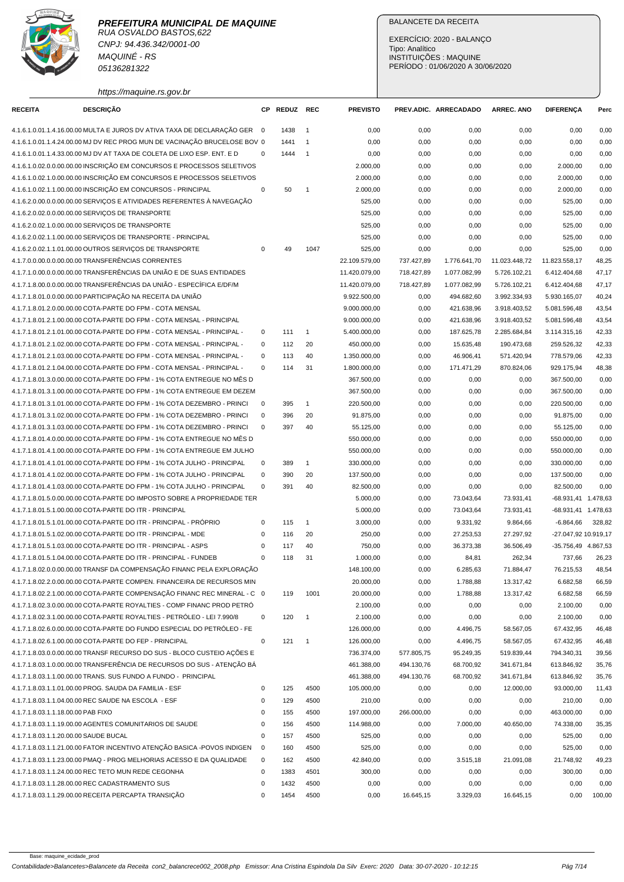**PREFEITURA MUNICIPAL DE MAQUINE**
RUA OSVALDO BASTOS,622
CNPJ: 94.436.342/0001-00
MAQUINÉ - RS
05136281322
https://maquine.rs.gov.br

BALANCETE DA RECEITA

EXERCÍCIO: 2020 - BALANÇO
Tipo: Analítico
INSTITUIÇÕES : MAQUINE
PERÍODO : 01/06/2020 A 30/06/2020

| RECEITA | DESCRIÇÃO | CP | REDUZ | REC | PREVISTO | PREV.ADIC. | ARRECADADO | ARREC. ANO | DIFERENÇA | Perc |
|---|---|---|---|---|---|---|---|---|---|---|
| 4.1.6.1.0.01.1.4.16.00.00 | MULTA E JUROS DV ATIVA TAXA DE DECLARAÇÃO GER | 0 | 1438 | 1 | 0,00 | 0,00 | 0,00 | 0,00 | 0,00 | 0,00 |
| 4.1.6.1.0.01.1.4.24.00.00 | MJ DV REC PROG MUN DE VACINAÇÃO BRUCELOSE BOV | 0 | 1441 | 1 | 0,00 | 0,00 | 0,00 | 0,00 | 0,00 | 0,00 |
| 4.1.6.1.0.01.1.4.33.00.00 | MJ DV AT TAXA DE COLETA DE LIXO ESP. ENT. E D | 0 | 1444 | 1 | 0,00 | 0,00 | 0,00 | 0,00 | 0,00 | 0,00 |
| 4.1.6.1.0.02.0.0.00.00.00 | INSCRIÇÃO EM CONCURSOS E PROCESSOS SELETIVOS | | | | 2.000,00 | 0,00 | 0,00 | 0,00 | 2.000,00 | 0,00 |
| 4.1.6.1.0.02.1.0.00.00.00 | INSCRIÇÃO EM CONCURSOS E PROCESSOS SELETIVOS | | | | 2.000,00 | 0,00 | 0,00 | 0,00 | 2.000,00 | 0,00 |
| 4.1.6.1.0.02.1.1.00.00.00 | INSCRIÇÃO EM CONCURSOS - PRINCIPAL | 0 | 50 | 1 | 2.000,00 | 0,00 | 0,00 | 0,00 | 2.000,00 | 0,00 |
| 4.1.6.2.0.00.0.0.00.00.00 | SERVIÇOS E ATIVIDADES REFERENTES À NAVEGAÇÃO | | | | 525,00 | 0,00 | 0,00 | 0,00 | 525,00 | 0,00 |
| 4.1.6.2.0.02.0.0.00.00.00 | SERVIÇOS DE TRANSPORTE | | | | 525,00 | 0,00 | 0,00 | 0,00 | 525,00 | 0,00 |
| 4.1.6.2.0.02.1.0.00.00.00 | SERVIÇOS DE TRANSPORTE | | | | 525,00 | 0,00 | 0,00 | 0,00 | 525,00 | 0,00 |
| 4.1.6.2.0.02.1.1.00.00.00 | SERVIÇOS DE TRANSPORTE - PRINCIPAL | | | | 525,00 | 0,00 | 0,00 | 0,00 | 525,00 | 0,00 |
| 4.1.6.2.0.02.1.1.01.00.00 | OUTROS SERVIÇOS DE TRANSPORTE | 0 | 49 | 1047 | 525,00 | 0,00 | 0,00 | 0,00 | 525,00 | 0,00 |
| 4.1.7.0.0.00.0.0.00.00.00 | TRANSFERÊNCIAS CORRENTES | | | | 22.109.579,00 | 737.427,89 | 1.776.641,70 | 11.023.448,72 | 11.823.558,17 | 48,25 |
| 4.1.7.1.0.00.0.0.00.00.00 | TRANSFERÊNCIAS DA UNIÃO E DE SUAS ENTIDADES | | | | 11.420.079,00 | 718.427,89 | 1.077.082,99 | 5.726.102,21 | 6.412.404,68 | 47,17 |
| 4.1.7.1.8.00.0.0.00.00.00 | TRANSFERÊNCIAS DA UNIÃO - ESPECÍFICA E/DF/M | | | | 11.420.079,00 | 718.427,89 | 1.077.082,99 | 5.726.102,21 | 6.412.404,68 | 47,17 |
| 4.1.7.1.8.01.0.0.00.00.00 | PARTICIPAÇÃO NA RECEITA DA UNIÃO | | | | 9.922.500,00 | 0,00 | 494.682,60 | 3.992.334,93 | 5.930.165,07 | 40,24 |
| 4.1.7.1.8.01.2.0.00.00.00 | COTA-PARTE DO FPM - COTA MENSAL | | | | 9.000.000,00 | 0,00 | 421.638,96 | 3.918.403,52 | 5.081.596,48 | 43,54 |
| 4.1.7.1.8.01.2.1.00.00.00 | COTA-PARTE DO FPM - COTA MENSAL - PRINCIPAL | | | | 9.000.000,00 | 0,00 | 421.638,96 | 3.918.403,52 | 5.081.596,48 | 43,54 |
| 4.1.7.1.8.01.2.1.01.00.00 | COTA-PARTE DO FPM - COTA MENSAL - PRINCIPAL - | 0 | 111 | 1 | 5.400.000,00 | 0,00 | 187.625,78 | 2.285.684,84 | 3.114.315,16 | 42,33 |
| 4.1.7.1.8.01.2.1.02.00.00 | COTA-PARTE DO FPM - COTA MENSAL - PRINCIPAL - | 0 | 112 | 20 | 450.000,00 | 0,00 | 15.635,48 | 190.473,68 | 259.526,32 | 42,33 |
| 4.1.7.1.8.01.2.1.03.00.00 | COTA-PARTE DO FPM - COTA MENSAL - PRINCIPAL - | 0 | 113 | 40 | 1.350.000,00 | 0,00 | 46.906,41 | 571.420,94 | 778.579,06 | 42,33 |
| 4.1.7.1.8.01.2.1.04.00.00 | COTA-PARTE DO FPM - COTA MENSAL - PRINCIPAL - | 0 | 114 | 31 | 1.800.000,00 | 0,00 | 171.471,29 | 870.824,06 | 929.175,94 | 48,38 |
| 4.1.7.1.8.01.3.0.00.00.00 | COTA-PARTE DO FPM - 1% COTA ENTREGUE NO MÊS D | | | | 367.500,00 | 0,00 | 0,00 | 0,00 | 367.500,00 | 0,00 |
| 4.1.7.1.8.01.3.1.00.00.00 | COTA-PARTE DO FPM - 1% COTA ENTREGUE EM DEZEM | | | | 367.500,00 | 0,00 | 0,00 | 0,00 | 367.500,00 | 0,00 |
| 4.1.7.1.8.01.3.1.01.00.00 | COTA-PARTE DO FPM - 1% COTA DEZEMBRO - PRINCI | 0 | 395 | 1 | 220.500,00 | 0,00 | 0,00 | 0,00 | 220.500,00 | 0,00 |
| 4.1.7.1.8.01.3.1.02.00.00 | COTA-PARTE DO FPM - 1% COTA DEZEMBRO - PRINCI | 0 | 396 | 20 | 91.875,00 | 0,00 | 0,00 | 0,00 | 91.875,00 | 0,00 |
| 4.1.7.1.8.01.3.1.03.00.00 | COTA-PARTE DO FPM - 1% COTA DEZEMBRO - PRINCI | 0 | 397 | 40 | 55.125,00 | 0,00 | 0,00 | 0,00 | 55.125,00 | 0,00 |
| 4.1.7.1.8.01.4.0.00.00.00 | COTA-PARTE DO FPM - 1% COTA ENTREGUE NO MÊS D | | | | 550.000,00 | 0,00 | 0,00 | 0,00 | 550.000,00 | 0,00 |
| 4.1.7.1.8.01.4.1.00.00.00 | COTA-PARTE DO FPM - 1% COTA ENTREGUE EM JULHO | | | | 550.000,00 | 0,00 | 0,00 | 0,00 | 550.000,00 | 0,00 |
| 4.1.7.1.8.01.4.1.01.00.00 | COTA-PARTE DO FPM - 1% COTA JULHO - PRINCIPAL | 0 | 389 | 1 | 330.000,00 | 0,00 | 0,00 | 0,00 | 330.000,00 | 0,00 |
| 4.1.7.1.8.01.4.1.02.00.00 | COTA-PARTE DO FPM - 1% COTA JULHO - PRINCIPAL | 0 | 390 | 20 | 137.500,00 | 0,00 | 0,00 | 0,00 | 137.500,00 | 0,00 |
| 4.1.7.1.8.01.4.1.03.00.00 | COTA-PARTE DO FPM - 1% COTA JULHO - PRINCIPAL | 0 | 391 | 40 | 82.500,00 | 0,00 | 0,00 | 0,00 | 82.500,00 | 0,00 |
| 4.1.7.1.8.01.5.0.00.00.00 | COTA-PARTE DO IMPOSTO SOBRE A PROPRIEDADE TER | | | | 5.000,00 | 0,00 | 73.043,64 | 73.931,41 | -68.931,41 | 1.478,63 |
| 4.1.7.1.8.01.5.1.00.00.00 | COTA-PARTE DO ITR - PRINCIPAL | | | | 5.000,00 | 0,00 | 73.043,64 | 73.931,41 | -68.931,41 | 1.478,63 |
| 4.1.7.1.8.01.5.1.01.00.00 | COTA-PARTE DO ITR - PRINCIPAL - PRÓPRIO | 0 | 115 | 1 | 3.000,00 | 0,00 | 9.331,92 | 9.864,66 | -6.864,66 | 328,82 |
| 4.1.7.1.8.01.5.1.02.00.00 | COTA-PARTE DO ITR - PRINCIPAL - MDE | 0 | 116 | 20 | 250,00 | 0,00 | 27.253,53 | 27.297,92 | -27.047,92 | 10.919,17 |
| 4.1.7.1.8.01.5.1.03.00.00 | COTA-PARTE DO ITR - PRINCIPAL - ASPS | 0 | 117 | 40 | 750,00 | 0,00 | 36.373,38 | 36.506,49 | -35.756,49 | 4.867,53 |
| 4.1.7.1.8.01.5.1.04.00.00 | COTA-PARTE DO ITR - PRINCIPAL - FUNDEB | 0 | 118 | 31 | 1.000,00 | 0,00 | 84,81 | 262,34 | 737,66 | 26,23 |
| 4.1.7.1.8.02.0.0.00.00.00 | TRANSF DA COMPENSAÇÃO FINANC PELA EXPLORAÇÃO | | | | 148.100,00 | 0,00 | 6.285,63 | 71.884,47 | 76.215,53 | 48,54 |
| 4.1.7.1.8.02.2.0.00.00.00 | COTA-PARTE COMPEN. FINANCEIRA DE RECURSOS MIN | | | | 20.000,00 | 0,00 | 1.788,88 | 13.317,42 | 6.682,58 | 66,59 |
| 4.1.7.1.8.02.2.1.00.00.00 | COTA-PARTE COMPENSAÇÃO FINANC REC MINERAL - C | 0 | 119 | 1001 | 20.000,00 | 0,00 | 1.788,88 | 13.317,42 | 6.682,58 | 66,59 |
| 4.1.7.1.8.02.3.0.00.00.00 | COTA-PARTE ROYALTIES - COMP FINANC PROD PETRÓ | | | | 2.100,00 | 0,00 | 0,00 | 0,00 | 2.100,00 | 0,00 |
| 4.1.7.1.8.02.3.1.00.00.00 | COTA-PARTE ROYALTIES - PETRÓLEO - LEI 7.990/8 | 0 | 120 | 1 | 2.100,00 | 0,00 | 0,00 | 0,00 | 2.100,00 | 0,00 |
| 4.1.7.1.8.02.6.0.00.00.00 | COTA-PARTE DO FUNDO ESPECIAL DO PETRÓLEO - FE | | | | 126.000,00 | 0,00 | 4.496,75 | 58.567,05 | 67.432,95 | 46,48 |
| 4.1.7.1.8.02.6.1.00.00.00 | COTA-PARTE DO FEP - PRINCIPAL | 0 | 121 | 1 | 126.000,00 | 0,00 | 4.496,75 | 58.567,05 | 67.432,95 | 46,48 |
| 4.1.7.1.8.03.0.0.00.00.00 | TRANSF RECURSO DO SUS - BLOCO CUSTEIO AÇÕES E | | | | 736.374,00 | 577.805,75 | 95.249,35 | 519.839,44 | 794.340,31 | 39,56 |
| 4.1.7.1.8.03.1.0.00.00.00 | TRANSFERÊNCIA DE RECURSOS DO SUS - ATENÇÃO BÁ | | | | 461.388,00 | 494.130,76 | 68.700,92 | 341.671,84 | 613.846,92 | 35,76 |
| 4.1.7.1.8.03.1.1.00.00.00 | TRANS. SUS FUNDO A FUNDO - PRINCIPAL | | | | 461.388,00 | 494.130,76 | 68.700,92 | 341.671,84 | 613.846,92 | 35,76 |
| 4.1.7.1.8.03.1.1.01.00.00 | PROG. SAUDA DA FAMILIA - ESF | 0 | 125 | 4500 | 105.000,00 | 0,00 | 0,00 | 12.000,00 | 93.000,00 | 11,43 |
| 4.1.7.1.8.03.1.1.04.00.00 | REC SAUDE NA ESCOLA - ESF | 0 | 129 | 4500 | 210,00 | 0,00 | 0,00 | 0,00 | 210,00 | 0,00 |
| 4.1.7.1.8.03.1.1.18.00.00 | PAB FIXO | 0 | 155 | 4500 | 197.000,00 | 266.000,00 | 0,00 | 0,00 | 463.000,00 | 0,00 |
| 4.1.7.1.8.03.1.1.19.00.00 | AGENTES COMUNITARIOS DE SAUDE | 0 | 156 | 4500 | 114.988,00 | 0,00 | 7.000,00 | 40.650,00 | 74.338,00 | 35,35 |
| 4.1.7.1.8.03.1.1.20.00.00 | SAUDE BUCAL | 0 | 157 | 4500 | 525,00 | 0,00 | 0,00 | 0,00 | 525,00 | 0,00 |
| 4.1.7.1.8.03.1.1.21.00.00 | FATOR INCENTIVO ATENÇÃO BASICA -POVOS INDIGEN | 0 | 160 | 4500 | 525,00 | 0,00 | 0,00 | 0,00 | 525,00 | 0,00 |
| 4.1.7.1.8.03.1.1.23.00.00 | PMAQ - PROG MELHORIAS ACESSO E DA QUALIDADE | 0 | 162 | 4500 | 42.840,00 | 0,00 | 3.515,18 | 21.091,08 | 21.748,92 | 49,23 |
| 4.1.7.1.8.03.1.1.24.00.00 | REC TETO MUN REDE CEGONHA | 0 | 1383 | 4501 | 300,00 | 0,00 | 0,00 | 0,00 | 300,00 | 0,00 |
| 4.1.7.1.8.03.1.1.28.00.00 | REC CADASTRAMENTO SUS | 0 | 1432 | 4500 | 0,00 | 0,00 | 0,00 | 0,00 | 0,00 | 0,00 |
| 4.1.7.1.8.03.1.1.29.00.00 | RECEITA PERCAPTA TRANSIÇÃO | 0 | 1454 | 4500 | 0,00 | 16.645,15 | 3.329,03 | 16.645,15 | 0,00 | 100,00 |

Base: maquine_ecidade_prod
Contabilidade>Balancetes>Balancete da Receita con2_balancrece002_2008.php Emissor: Ana Cristina Espindola Da Silv Exerc: 2020 Data: 30-07-2020 - 10:12:15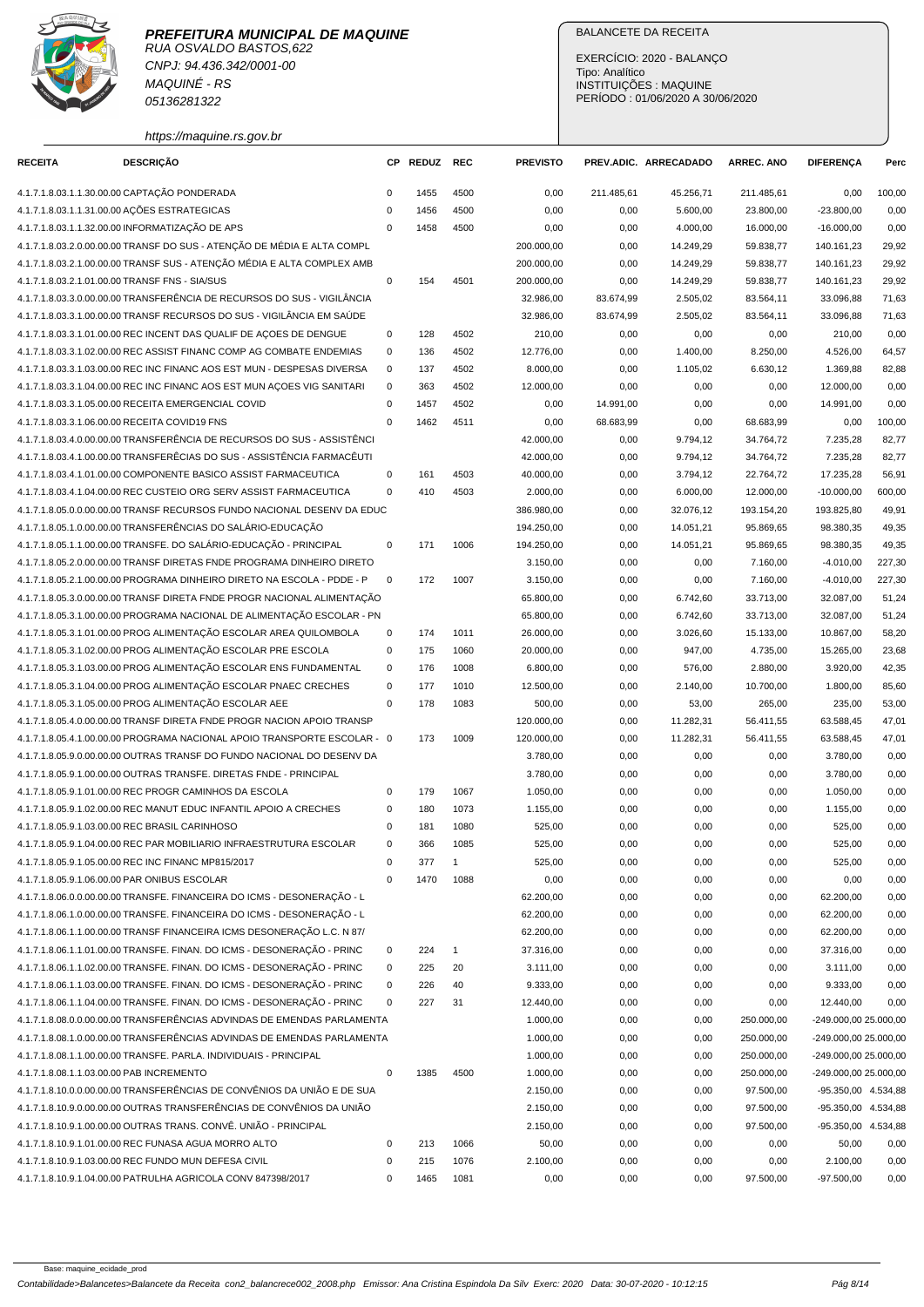**PREFEITURA MUNICIPAL DE MAQUINE**
RUA OSVALDO BASTOS,622
CNPJ: 94.436.342/0001-00
MAQUINÉ - RS
05136281322
https://maquine.rs.gov.br

BALANCETE DA RECEITA

EXERCÍCIO: 2020 - BALANÇO
Tipo: Analítico
INSTITUIÇÕES : MAQUINE
PERÍODO : 01/06/2020 A 30/06/2020

| RECEITA | DESCRIÇÃO | CP | REDUZ | REC | PREVISTO | PREV.ADIC. | ARRECADADO | ARREC. ANO | DIFERENÇA | Perc |
|---|---|---|---|---|---|---|---|---|---|---|
| 4.1.7.1.8.03.1.1.30.00.00 | CAPTAÇÃO PONDERADA | 0 | 1455 | 4500 | 0,00 | 211.485,61 | 45.256,71 | 211.485,61 | 0,00 | 100,00 |
| 4.1.7.1.8.03.1.1.31.00.00 | AÇÕES ESTRATEGICAS | 0 | 1456 | 4500 | 0,00 | 0,00 | 5.600,00 | 23.800,00 | -23.800,00 | 0,00 |
| 4.1.7.1.8.03.1.1.32.00.00 | INFORMATIZAÇÃO DE APS | 0 | 1458 | 4500 | 0,00 | 0,00 | 4.000,00 | 16.000,00 | -16.000,00 | 0,00 |
| 4.1.7.1.8.03.2.0.00.00.00 | TRANSF DO SUS - ATENÇÃO DE MÉDIA E ALTA COMPL | | | | 200.000,00 | 0,00 | 14.249,29 | 59.838,77 | 140.161,23 | 29,92 |
| 4.1.7.1.8.03.2.1.00.00.00 | TRANSF SUS - ATENÇÃO MÉDIA E ALTA COMPLEX AMB | | | | 200.000,00 | 0,00 | 14.249,29 | 59.838,77 | 140.161,23 | 29,92 |
| 4.1.7.1.8.03.2.1.01.00.00 | TRANSF FNS - SIA/SUS | 0 | 154 | 4501 | 200.000,00 | 0,00 | 14.249,29 | 59.838,77 | 140.161,23 | 29,92 |
| 4.1.7.1.8.03.3.0.00.00.00 | TRANSFERÊNCIA DE RECURSOS DO SUS - VIGILÂNCIA | | | | 32.986,00 | 83.674,99 | 2.505,02 | 83.564,11 | 33.096,88 | 71,63 |
| 4.1.7.1.8.03.3.1.00.00.00 | TRANSF RECURSOS DO SUS - VIGILÂNCIA EM SAÚDE | | | | 32.986,00 | 83.674,99 | 2.505,02 | 83.564,11 | 33.096,88 | 71,63 |
| 4.1.7.1.8.03.3.1.01.00.00 | REC INCENT DAS QUALIF DE AÇOES DE DENGUE | 0 | 128 | 4502 | 210,00 | 0,00 | 0,00 | 0,00 | 210,00 | 0,00 |
| 4.1.7.1.8.03.3.1.02.00.00 | REC ASSIST FINANC COMP AG COMBATE ENDEMIAS | 0 | 136 | 4502 | 12.776,00 | 0,00 | 1.400,00 | 8.250,00 | 4.526,00 | 64,57 |
| 4.1.7.1.8.03.3.1.03.00.00 | REC INC FINANC AOS EST MUN - DESPESAS DIVERSA | 0 | 137 | 4502 | 8.000,00 | 0,00 | 1.105,02 | 6.630,12 | 1.369,88 | 82,88 |
| 4.1.7.1.8.03.3.1.04.00.00 | REC INC FINANC AOS EST MUN AÇOES VIG SANITARI | 0 | 363 | 4502 | 12.000,00 | 0,00 | 0,00 | 0,00 | 12.000,00 | 0,00 |
| 4.1.7.1.8.03.3.1.05.00.00 | RECEITA EMERGENCIAL COVID | 0 | 1457 | 4502 | 0,00 | 14.991,00 | 0,00 | 0,00 | 14.991,00 | 0,00 |
| 4.1.7.1.8.03.3.1.06.00.00 | RECEITA COVID19 FNS | 0 | 1462 | 4511 | 0,00 | 68.683,99 | 0,00 | 68.683,99 | 0,00 | 100,00 |
| 4.1.7.1.8.03.4.0.00.00.00 | TRANSFERÊNCIA DE RECURSOS DO SUS - ASSISTÊNCI | | | | 42.000,00 | 0,00 | 9.794,12 | 34.764,72 | 7.235,28 | 82,77 |
| 4.1.7.1.8.03.4.1.00.00.00 | TRANSFERÊCIAS DO SUS - ASSISTÊNCIA FARMACÊUTI | | | | 42.000,00 | 0,00 | 9.794,12 | 34.764,72 | 7.235,28 | 82,77 |
| 4.1.7.1.8.03.4.1.01.00.00 | COMPONENTE BASICO ASSIST FARMACEUTICA | 0 | 161 | 4503 | 40.000,00 | 0,00 | 3.794,12 | 22.764,72 | 17.235,28 | 56,91 |
| 4.1.7.1.8.03.4.1.04.00.00 | REC CUSTEIO ORG SERV ASSIST FARMACEUTICA | 0 | 410 | 4503 | 2.000,00 | 0,00 | 6.000,00 | 12.000,00 | -10.000,00 | 600,00 |
| 4.1.7.1.8.05.0.0.00.00.00 | TRANSF RECURSOS FUNDO NACIONAL DESENV DA EDUC | | | | 386.980,00 | 0,00 | 32.076,12 | 193.154,20 | 193.825,80 | 49,91 |
| 4.1.7.1.8.05.1.0.00.00.00 | TRANSFERÊNCIAS DO SALÁRIO-EDUCAÇÃO | | | | 194.250,00 | 0,00 | 14.051,21 | 95.869,65 | 98.380,35 | 49,35 |
| 4.1.7.1.8.05.1.1.00.00.00 | TRANSFE. DO SALÁRIO-EDUCAÇÃO - PRINCIPAL | 0 | 171 | 1006 | 194.250,00 | 0,00 | 14.051,21 | 95.869,65 | 98.380,35 | 49,35 |
| 4.1.7.1.8.05.2.0.00.00.00 | TRANSF DIRETAS FNDE PROGRAMA DINHEIRO DIRETO | | | | 3.150,00 | 0,00 | 0,00 | 7.160,00 | -4.010,00 | 227,30 |
| 4.1.7.1.8.05.2.1.00.00.00 | PROGRAMA DINHEIRO DIRETO NA ESCOLA - PDDE - P | 0 | 172 | 1007 | 3.150,00 | 0,00 | 0,00 | 7.160,00 | -4.010,00 | 227,30 |
| 4.1.7.1.8.05.3.0.00.00.00 | TRANSF DIRETA FNDE PROGR NACIONAL ALIMENTAÇÃO | | | | 65.800,00 | 0,00 | 6.742,60 | 33.713,00 | 32.087,00 | 51,24 |
| 4.1.7.1.8.05.3.1.00.00.00 | PROGRAMA NACIONAL DE ALIMENTAÇÃO ESCOLAR - PN | | | | 65.800,00 | 0,00 | 6.742,60 | 33.713,00 | 32.087,00 | 51,24 |
| 4.1.7.1.8.05.3.1.01.00.00 | PROG ALIMENTAÇÃO ESCOLAR AREA QUILOMBOLA | 0 | 174 | 1011 | 26.000,00 | 0,00 | 3.026,60 | 15.133,00 | 10.867,00 | 58,20 |
| 4.1.7.1.8.05.3.1.02.00.00 | PROG ALIMENTAÇÃO ESCOLAR PRE ESCOLA | 0 | 175 | 1060 | 20.000,00 | 0,00 | 947,00 | 4.735,00 | 15.265,00 | 23,68 |
| 4.1.7.1.8.05.3.1.03.00.00 | PROG ALIMENTAÇÃO ESCOLAR ENS FUNDAMENTAL | 0 | 176 | 1008 | 6.800,00 | 0,00 | 576,00 | 2.880,00 | 3.920,00 | 42,35 |
| 4.1.7.1.8.05.3.1.04.00.00 | PROG ALIMENTAÇÃO ESCOLAR PNAEC CRECHES | 0 | 177 | 1010 | 12.500,00 | 0,00 | 2.140,00 | 10.700,00 | 1.800,00 | 85,60 |
| 4.1.7.1.8.05.3.1.05.00.00 | PROG ALIMENTAÇÃO ESCOLAR AEE | 0 | 178 | 1083 | 500,00 | 0,00 | 53,00 | 265,00 | 235,00 | 53,00 |
| 4.1.7.1.8.05.4.0.00.00.00 | TRANSF DIRETA FNDE PROGR NACION APOIO TRANSP | | | | 120.000,00 | 0,00 | 11.282,31 | 56.411,55 | 63.588,45 | 47,01 |
| 4.1.7.1.8.05.4.1.00.00.00 | PROGRAMA NACIONAL APOIO TRANSPORTE ESCOLAR - | 0 | 173 | 1009 | 120.000,00 | 0,00 | 11.282,31 | 56.411,55 | 63.588,45 | 47,01 |
| 4.1.7.1.8.05.9.0.00.00.00 | OUTRAS TRANSF DO FUNDO NACIONAL DO DESENV DA | | | | 3.780,00 | 0,00 | 0,00 | 0,00 | 3.780,00 | 0,00 |
| 4.1.7.1.8.05.9.1.00.00.00 | OUTRAS TRANSFE. DIRETAS FNDE - PRINCIPAL | | | | 3.780,00 | 0,00 | 0,00 | 0,00 | 3.780,00 | 0,00 |
| 4.1.7.1.8.05.9.1.01.00.00 | REC PROGR CAMINHOS DA ESCOLA | 0 | 179 | 1067 | 1.050,00 | 0,00 | 0,00 | 0,00 | 1.050,00 | 0,00 |
| 4.1.7.1.8.05.9.1.02.00.00 | REC MANUT EDUC INFANTIL APOIO A CRECHES | 0 | 180 | 1073 | 1.155,00 | 0,00 | 0,00 | 0,00 | 1.155,00 | 0,00 |
| 4.1.7.1.8.05.9.1.03.00.00 | REC BRASIL CARINHOSO | 0 | 181 | 1080 | 525,00 | 0,00 | 0,00 | 0,00 | 525,00 | 0,00 |
| 4.1.7.1.8.05.9.1.04.00.00 | REC PAR MOBILIARIO INFRAESTRUTURA ESCOLAR | 0 | 366 | 1085 | 525,00 | 0,00 | 0,00 | 0,00 | 525,00 | 0,00 |
| 4.1.7.1.8.05.9.1.05.00.00 | REC INC FINANC MP815/2017 | 0 | 377 | 1 | 525,00 | 0,00 | 0,00 | 0,00 | 525,00 | 0,00 |
| 4.1.7.1.8.05.9.1.06.00.00 | PAR ONIBUS ESCOLAR | 0 | 1470 | 1088 | 0,00 | 0,00 | 0,00 | 0,00 | 0,00 | 0,00 |
| 4.1.7.1.8.06.0.0.00.00.00 | TRANSFE. FINANCEIRA DO ICMS - DESONERAÇÃO - L | | | | 62.200,00 | 0,00 | 0,00 | 0,00 | 62.200,00 | 0,00 |
| 4.1.7.1.8.06.1.0.00.00.00 | TRANSFE. FINANCEIRA DO ICMS - DESONERAÇÃO - L | | | | 62.200,00 | 0,00 | 0,00 | 0,00 | 62.200,00 | 0,00 |
| 4.1.7.1.8.06.1.1.00.00.00 | TRANSF FINANCEIRA ICMS DESONERAÇÃO L.C. N 87/ | | | | 62.200,00 | 0,00 | 0,00 | 0,00 | 62.200,00 | 0,00 |
| 4.1.7.1.8.06.1.1.01.00.00 | TRANSFE. FINAN. DO ICMS - DESONERAÇÃO - PRINC | 0 | 224 | 1 | 37.316,00 | 0,00 | 0,00 | 0,00 | 37.316,00 | 0,00 |
| 4.1.7.1.8.06.1.1.02.00.00 | TRANSFE. FINAN. DO ICMS - DESONERAÇÃO - PRINC | 0 | 225 | 20 | 3.111,00 | 0,00 | 0,00 | 0,00 | 3.111,00 | 0,00 |
| 4.1.7.1.8.06.1.1.03.00.00 | TRANSFE. FINAN. DO ICMS - DESONERAÇÃO - PRINC | 0 | 226 | 40 | 9.333,00 | 0,00 | 0,00 | 0,00 | 9.333,00 | 0,00 |
| 4.1.7.1.8.06.1.1.04.00.00 | TRANSFE. FINAN. DO ICMS - DESONERAÇÃO - PRINC | 0 | 227 | 31 | 12.440,00 | 0,00 | 0,00 | 0,00 | 12.440,00 | 0,00 |
| 4.1.7.1.8.08.0.0.00.00.00 | TRANSFERÊNCIAS ADVINDAS DE EMENDAS PARLAMENTA | | | | 1.000,00 | 0,00 | 0,00 | 250.000,00 | -249.000,00 | 25.000,00 |
| 4.1.7.1.8.08.1.0.00.00.00 | TRANSFERÊNCIAS ADVINDAS DE EMENDAS PARLAMENTA | | | | 1.000,00 | 0,00 | 0,00 | 250.000,00 | -249.000,00 | 25.000,00 |
| 4.1.7.1.8.08.1.1.00.00.00 | TRANSFE. PARLA. INDIVIDUAIS - PRINCIPAL | | | | 1.000,00 | 0,00 | 0,00 | 250.000,00 | -249.000,00 | 25.000,00 |
| 4.1.7.1.8.08.1.1.03.00.00 | PAB INCREMENTO | 0 | 1385 | 4500 | 1.000,00 | 0,00 | 0,00 | 250.000,00 | -249.000,00 | 25.000,00 |
| 4.1.7.1.8.10.0.0.00.00.00 | TRANSFERÊNCIAS DE CONVÊNIOS DA UNIÃO E DE SUA | | | | 2.150,00 | 0,00 | 0,00 | 97.500,00 | -95.350,00 | 4.534,88 |
| 4.1.7.1.8.10.9.0.00.00.00 | OUTRAS TRANSFERÊNCIAS DE CONVÊNIOS DA UNIÃO | | | | 2.150,00 | 0,00 | 0,00 | 97.500,00 | -95.350,00 | 4.534,88 |
| 4.1.7.1.8.10.9.1.00.00.00 | OUTRAS TRANS. CONVÊ. UNIÃO - PRINCIPAL | | | | 2.150,00 | 0,00 | 0,00 | 97.500,00 | -95.350,00 | 4.534,88 |
| 4.1.7.1.8.10.9.1.01.00.00 | REC FUNASA AGUA MORRO ALTO | 0 | 213 | 1066 | 50,00 | 0,00 | 0,00 | 0,00 | 50,00 | 0,00 |
| 4.1.7.1.8.10.9.1.03.00.00 | REC FUNDO MUN DEFESA CIVIL | 0 | 215 | 1076 | 2.100,00 | 0,00 | 0,00 | 0,00 | 2.100,00 | 0,00 |
| 4.1.7.1.8.10.9.1.04.00.00 | PATRULHA AGRICOLA CONV 847398/2017 | 0 | 1465 | 1081 | 0,00 | 0,00 | 0,00 | 97.500,00 | -97.500,00 | 0,00 |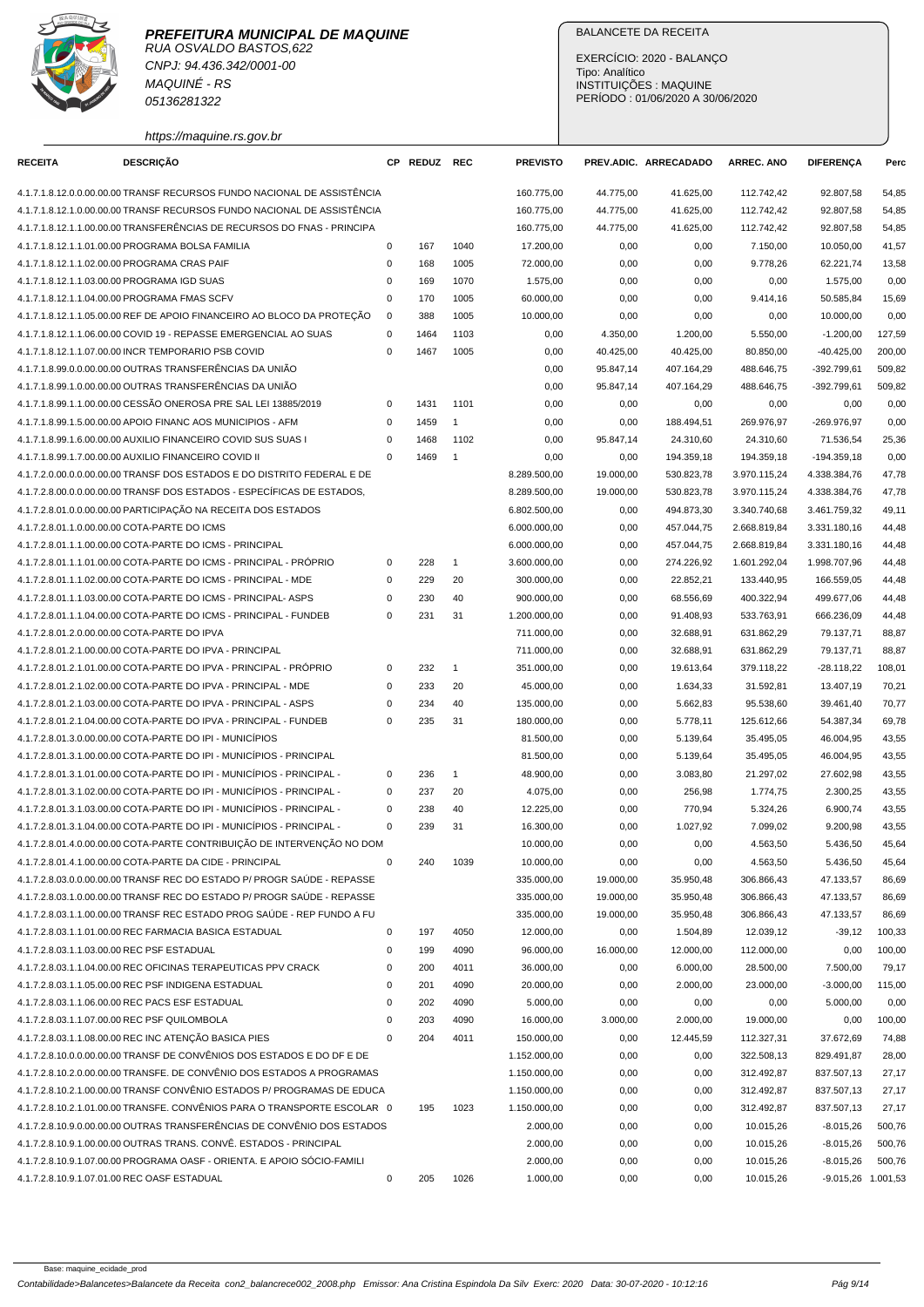**PREFEITURA MUNICIPAL DE MAQUINE**
RUA OSVALDO BASTOS,622
CNPJ: 94.436.342/0001-00
MAQUINÉ - RS
05136281322
https://maquine.rs.gov.br

BALANCETE DA RECEITA
EXERCÍCIO: 2020 - BALANÇO
Tipo: Analítico
INSTITUIÇÕES : MAQUINE
PERÍODO : 01/06/2020 A 30/06/2020

| RECEITA | DESCRIÇÃO | CP | REDUZ | REC | PREVISTO | PREV.ADIC. | ARRECADADO | ARREC. ANO | DIFERENÇA | Perc |
|---|---|---|---|---|---|---|---|---|---|---|
| 4.1.7.1.8.12.0.0.00.00.00 | TRANSF RECURSOS FUNDO NACIONAL DE ASSISTÊNCIA | | | | 160.775,00 | 44.775,00 | 41.625,00 | 112.742,42 | 92.807,58 | 54,85 |
| 4.1.7.1.8.12.1.0.00.00.00 | TRANSF RECURSOS FUNDO NACIONAL DE ASSISTÊNCIA | | | | 160.775,00 | 44.775,00 | 41.625,00 | 112.742,42 | 92.807,58 | 54,85 |
| 4.1.7.1.8.12.1.1.00.00.00 | TRANSFERÊNCIAS DE RECURSOS DO FNAS - PRINCIPA | | | | 160.775,00 | 44.775,00 | 41.625,00 | 112.742,42 | 92.807,58 | 54,85 |
| 4.1.7.1.8.12.1.1.01.00.00 | PROGRAMA BOLSA FAMILIA | 0 | 167 | 1040 | 17.200,00 | 0,00 | 0,00 | 7.150,00 | 10.050,00 | 41,57 |
| 4.1.7.1.8.12.1.1.02.00.00 | PROGRAMA CRAS PAIF | 0 | 168 | 1005 | 72.000,00 | 0,00 | 0,00 | 9.778,26 | 62.221,74 | 13,58 |
| 4.1.7.1.8.12.1.1.03.00.00 | PROGRAMA IGD SUAS | 0 | 169 | 1070 | 1.575,00 | 0,00 | 0,00 | 0,00 | 1.575,00 | 0,00 |
| 4.1.7.1.8.12.1.1.04.00.00 | PROGRAMA FMAS SCFV | 0 | 170 | 1005 | 60.000,00 | 0,00 | 0,00 | 9.414,16 | 50.585,84 | 15,69 |
| 4.1.7.1.8.12.1.1.05.00.00 | REF DE APOIO FINANCEIRO AO BLOCO DA PROTEÇÃO | 0 | 388 | 1005 | 10.000,00 | 0,00 | 0,00 | 0,00 | 10.000,00 | 0,00 |
| 4.1.7.1.8.12.1.1.06.00.00 | COVID 19 - REPASSE EMERGENCIAL AO SUAS | 0 | 1464 | 1103 | 0,00 | 4.350,00 | 1.200,00 | 5.550,00 | -1.200,00 | 127,59 |
| 4.1.7.1.8.12.1.1.07.00.00 | INCR TEMPORARIO PSB COVID | 0 | 1467 | 1005 | 0,00 | 40.425,00 | 40.425,00 | 80.850,00 | -40.425,00 | 200,00 |
| 4.1.7.1.8.99.0.0.00.00.00 | OUTRAS TRANSFERÊNCIAS DA UNIÃO | | | | 0,00 | 95.847,14 | 407.164,29 | 488.646,75 | -392.799,61 | 509,82 |
| 4.1.7.1.8.99.1.0.00.00.00 | OUTRAS TRANSFERÊNCIAS DA UNIÃO | | | | 0,00 | 95.847,14 | 407.164,29 | 488.646,75 | -392.799,61 | 509,82 |
| 4.1.7.1.8.99.1.1.00.00.00 | CESSÃO ONEROSA PRE SAL LEI 13885/2019 | 0 | 1431 | 1101 | 0,00 | 0,00 | 0,00 | 0,00 | 0,00 | 0,00 |
| 4.1.7.1.8.99.1.5.00.00.00 | APOIO FINANC AOS MUNICIPIOS - AFM | 0 | 1459 | 1 | 0,00 | 0,00 | 188.494,51 | 269.976,97 | -269.976,97 | 0,00 |
| 4.1.7.1.8.99.1.6.00.00.00 | AUXILIO FINANCEIRO COVID SUS SUAS I | 0 | 1468 | 1102 | 0,00 | 95.847,14 | 24.310,60 | 24.310,60 | 71.536,54 | 25,36 |
| 4.1.7.1.8.99.1.7.00.00.00 | AUXILIO FINANCEIRO COVID II | 0 | 1469 | 1 | 0,00 | 0,00 | 194.359,18 | 194.359,18 | -194.359,18 | 0,00 |
| 4.1.7.2.0.00.0.0.00.00.00 | TRANSF DOS ESTADOS E DO DISTRITO FEDERAL E DE | | | | 8.289.500,00 | 19.000,00 | 530.823,78 | 3.970.115,24 | 4.338.384,76 | 47,78 |
| 4.1.7.2.8.00.0.0.00.00.00 | TRANSF DOS ESTADOS - ESPECÍFICAS DE ESTADOS, | | | | 8.289.500,00 | 19.000,00 | 530.823,78 | 3.970.115,24 | 4.338.384,76 | 47,78 |
| 4.1.7.2.8.01.0.0.00.00.00 | PARTICIPAÇÃO NA RECEITA DOS ESTADOS | | | | 6.802.500,00 | 0,00 | 494.873,30 | 3.340.740,68 | 3.461.759,32 | 49,11 |
| 4.1.7.2.8.01.1.0.00.00.00 | COTA-PARTE DO ICMS | | | | 6.000.000,00 | 0,00 | 457.044,75 | 2.668.819,84 | 3.331.180,16 | 44,48 |
| 4.1.7.2.8.01.1.1.00.00.00 | COTA-PARTE DO ICMS - PRINCIPAL | | | | 6.000.000,00 | 0,00 | 457.044,75 | 2.668.819,84 | 3.331.180,16 | 44,48 |
| 4.1.7.2.8.01.1.1.01.00.00 | COTA-PARTE DO ICMS - PRINCIPAL - PRÓPRIO | 0 | 228 | 1 | 3.600.000,00 | 0,00 | 274.226,92 | 1.601.292,04 | 1.998.707,96 | 44,48 |
| 4.1.7.2.8.01.1.1.02.00.00 | COTA-PARTE DO ICMS - PRINCIPAL - MDE | 0 | 229 | 20 | 300.000,00 | 0,00 | 22.852,21 | 133.440,95 | 166.559,05 | 44,48 |
| 4.1.7.2.8.01.1.1.03.00.00 | COTA-PARTE DO ICMS - PRINCIPAL- ASPS | 0 | 230 | 40 | 900.000,00 | 0,00 | 68.556,69 | 400.322,94 | 499.677,06 | 44,48 |
| 4.1.7.2.8.01.1.1.04.00.00 | COTA-PARTE DO ICMS - PRINCIPAL - FUNDEB | 0 | 231 | 31 | 1.200.000,00 | 0,00 | 91.408,93 | 533.763,91 | 666.236,09 | 44,48 |
| 4.1.7.2.8.01.2.0.00.00.00 | COTA-PARTE DO IPVA | | | | 711.000,00 | 0,00 | 32.688,91 | 631.862,29 | 79.137,71 | 88,87 |
| 4.1.7.2.8.01.2.1.00.00.00 | COTA-PARTE DO IPVA - PRINCIPAL | | | | 711.000,00 | 0,00 | 32.688,91 | 631.862,29 | 79.137,71 | 88,87 |
| 4.1.7.2.8.01.2.1.01.00.00 | COTA-PARTE DO IPVA - PRINCIPAL - PRÓPRIO | 0 | 232 | 1 | 351.000,00 | 0,00 | 19.613,64 | 379.118,22 | -28.118,22 | 108,01 |
| 4.1.7.2.8.01.2.1.02.00.00 | COTA-PARTE DO IPVA - PRINCIPAL - MDE | 0 | 233 | 20 | 45.000,00 | 0,00 | 1.634,33 | 31.592,81 | 13.407,19 | 70,21 |
| 4.1.7.2.8.01.2.1.03.00.00 | COTA-PARTE DO IPVA - PRINCIPAL - ASPS | 0 | 234 | 40 | 135.000,00 | 0,00 | 5.662,83 | 95.538,60 | 39.461,40 | 70,77 |
| 4.1.7.2.8.01.2.1.04.00.00 | COTA-PARTE DO IPVA - PRINCIPAL - FUNDEB | 0 | 235 | 31 | 180.000,00 | 0,00 | 5.778,11 | 125.612,66 | 54.387,34 | 69,78 |
| 4.1.7.2.8.01.3.0.00.00.00 | COTA-PARTE DO IPI - MUNICÍPIOS | | | | 81.500,00 | 0,00 | 5.139,64 | 35.495,05 | 46.004,95 | 43,55 |
| 4.1.7.2.8.01.3.1.00.00.00 | COTA-PARTE DO IPI - MUNICÍPIOS - PRINCIPAL | | | | 81.500,00 | 0,00 | 5.139,64 | 35.495,05 | 46.004,95 | 43,55 |
| 4.1.7.2.8.01.3.1.01.00.00 | COTA-PARTE DO IPI - MUNICÍPIOS - PRINCIPAL - | 0 | 236 | 1 | 48.900,00 | 0,00 | 3.083,80 | 21.297,02 | 27.602,98 | 43,55 |
| 4.1.7.2.8.01.3.1.02.00.00 | COTA-PARTE DO IPI - MUNICÍPIOS - PRINCIPAL - | 0 | 237 | 20 | 4.075,00 | 0,00 | 256,98 | 1.774,75 | 2.300,25 | 43,55 |
| 4.1.7.2.8.01.3.1.03.00.00 | COTA-PARTE DO IPI - MUNICÍPIOS - PRINCIPAL - | 0 | 238 | 40 | 12.225,00 | 0,00 | 770,94 | 5.324,26 | 6.900,74 | 43,55 |
| 4.1.7.2.8.01.3.1.04.00.00 | COTA-PARTE DO IPI - MUNICÍPIOS - PRINCIPAL - | 0 | 239 | 31 | 16.300,00 | 0,00 | 1.027,92 | 7.099,02 | 9.200,98 | 43,55 |
| 4.1.7.2.8.01.4.0.00.00.00 | COTA-PARTE CONTRIBUIÇÃO DE INTERVENÇÃO NO DOM | | | | 10.000,00 | 0,00 | 0,00 | 4.563,50 | 5.436,50 | 45,64 |
| 4.1.7.2.8.01.4.1.00.00.00 | COTA-PARTE DA CIDE - PRINCIPAL | 0 | 240 | 1039 | 10.000,00 | 0,00 | 0,00 | 4.563,50 | 5.436,50 | 45,64 |
| 4.1.7.2.8.03.0.0.00.00.00 | TRANSF REC DO ESTADO P/ PROGR SAÚDE - REPASSE | | | | 335.000,00 | 19.000,00 | 35.950,48 | 306.866,43 | 47.133,57 | 86,69 |
| 4.1.7.2.8.03.1.0.00.00.00 | TRANSF REC DO ESTADO P/ PROGR SAÚDE - REPASSE | | | | 335.000,00 | 19.000,00 | 35.950,48 | 306.866,43 | 47.133,57 | 86,69 |
| 4.1.7.2.8.03.1.1.00.00.00 | TRANSF REC ESTADO PROG SAÚDE - REP FUNDO A FU | | | | 335.000,00 | 19.000,00 | 35.950,48 | 306.866,43 | 47.133,57 | 86,69 |
| 4.1.7.2.8.03.1.1.01.00.00 | REC FARMACIA BASICA ESTADUAL | 0 | 197 | 4050 | 12.000,00 | 0,00 | 1.504,89 | 12.039,12 | -39,12 | 100,33 |
| 4.1.7.2.8.03.1.1.03.00.00 | REC PSF ESTADUAL | 0 | 199 | 4090 | 96.000,00 | 16.000,00 | 12.000,00 | 112.000,00 | 0,00 | 100,00 |
| 4.1.7.2.8.03.1.1.04.00.00 | REC OFICINAS TERAPEUTICAS PPV CRACK | 0 | 200 | 4011 | 36.000,00 | 0,00 | 6.000,00 | 28.500,00 | 7.500,00 | 79,17 |
| 4.1.7.2.8.03.1.1.05.00.00 | REC PSF INDIGENA ESTADUAL | 0 | 201 | 4090 | 20.000,00 | 0,00 | 2.000,00 | 23.000,00 | -3.000,00 | 115,00 |
| 4.1.7.2.8.03.1.1.06.00.00 | REC PACS ESF ESTADUAL | 0 | 202 | 4090 | 5.000,00 | 0,00 | 0,00 | 0,00 | 5.000,00 | 0,00 |
| 4.1.7.2.8.03.1.1.07.00.00 | REC PSF QUILOMBOLA | 0 | 203 | 4090 | 16.000,00 | 3.000,00 | 2.000,00 | 19.000,00 | 0,00 | 100,00 |
| 4.1.7.2.8.03.1.1.08.00.00 | REC INC ATENÇÃO BASICA PIES | 0 | 204 | 4011 | 150.000,00 | 0,00 | 12.445,59 | 112.327,31 | 37.672,69 | 74,88 |
| 4.1.7.2.8.10.0.0.00.00.00 | TRANSF DE CONVÊNIOS DOS ESTADOS E DO DF E DE | | | | 1.152.000,00 | 0,00 | 0,00 | 322.508,13 | 829.491,87 | 28,00 |
| 4.1.7.2.8.10.2.0.00.00.00 | TRANSFE. DE CONVÊNIO DOS ESTADOS A PROGRAMAS | | | | 1.150.000,00 | 0,00 | 0,00 | 312.492,87 | 837.507,13 | 27,17 |
| 4.1.7.2.8.10.2.1.00.00.00 | TRANSF CONVÊNIO ESTADOS P/ PROGRAMAS DE EDUCA | | | | 1.150.000,00 | 0,00 | 0,00 | 312.492,87 | 837.507,13 | 27,17 |
| 4.1.7.2.8.10.2.1.01.00.00 | TRANSFE. CONVÊNIOS PARA O TRANSPORTE ESCOLAR | 0 | 195 | 1023 | 1.150.000,00 | 0,00 | 0,00 | 312.492,87 | 837.507,13 | 27,17 |
| 4.1.7.2.8.10.9.0.00.00.00 | OUTRAS TRANSFERÊNCIAS DE CONVÊNIO DOS ESTADOS | | | | 2.000,00 | 0,00 | 0,00 | 10.015,26 | -8.015,26 | 500,76 |
| 4.1.7.2.8.10.9.1.00.00.00 | OUTRAS TRANS. CONVÊ. ESTADOS - PRINCIPAL | | | | 2.000,00 | 0,00 | 0,00 | 10.015,26 | -8.015,26 | 500,76 |
| 4.1.7.2.8.10.9.1.07.00.00 | PROGRAMA OASF - ORIENTA. E APOIO SÓCIO-FAMILI | | | | 2.000,00 | 0,00 | 0,00 | 10.015,26 | -8.015,26 | 500,76 |
| 4.1.7.2.8.10.9.1.07.01.00 | REC OASF ESTADUAL | 0 | 205 | 1026 | 1.000,00 | 0,00 | 0,00 | 10.015,26 | -9.015,26 | 1.001,53 |

Base: maquine_ecidade_prod

Contabilidade>Balancetes>Balancete da Receita con2_balancrece002_2008.php Emissor: Ana Cristina Espindola Da Silv Exerc: 2020 Data: 30-07-2020 - 10:12:16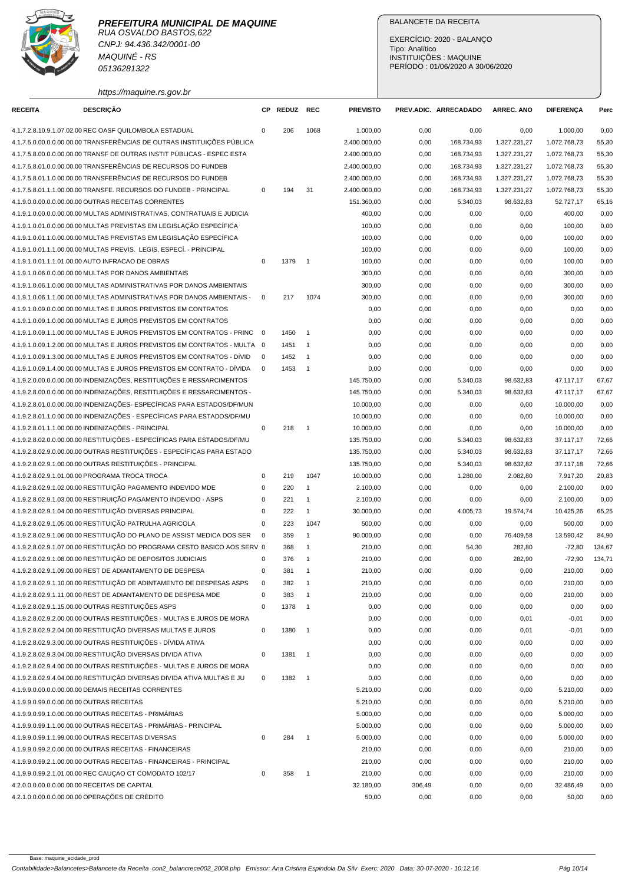**PREFEITURA MUNICIPAL DE MAQUINE**
RUA OSVALDO BASTOS,622
CNPJ: 94.436.342/0001-00
MAQUINÉ - RS
05136281322
https://maquine.rs.gov.br

BALANCETE DA RECEITA

EXERCÍCIO: 2020 - BALANÇO
Tipo: Analítico
INSTITUIÇÕES : MAQUINE
PERÍODO : 01/06/2020 A 30/06/2020

| RECEITA | DESCRIÇÃO | CP | REDUZ | REC | PREVISTO | PREV.ADIC. | ARRECADADO | ARREC. ANO | DIFERENÇA | Perc |
|---|---|---|---|---|---|---|---|---|---|---|
| 4.1.7.2.8.10.9.1.07.02.00 | REC OASF QUILOMBOLA ESTADUAL | 0 | 206 | 1068 | 1.000,00 | 0,00 | 0,00 | 0,00 | 1.000,00 | 0,00 |
| 4.1.7.5.0.00.0.0.00.00.00 | TRANSFERÊNCIAS DE OUTRAS INSTITUIÇÕES PÚBLICA | | | | 2.400.000,00 | 0,00 | 168.734,93 | 1.327.231,27 | 1.072.768,73 | 55,30 |
| 4.1.7.5.8.00.0.0.00.00.00 | TRANSF DE OUTRAS INSTIT PÚBLICAS - ESPEC ESTA | | | | 2.400.000,00 | 0,00 | 168.734,93 | 1.327.231,27 | 1.072.768,73 | 55,30 |
| 4.1.7.5.8.01.0.0.00.00.00 | TRANSFERÊNCIAS DE RECURSOS DO FUNDEB | | | | 2.400.000,00 | 0,00 | 168.734,93 | 1.327.231,27 | 1.072.768,73 | 55,30 |
| 4.1.7.5.8.01.1.0.00.00.00 | TRANSFERÊNCIAS DE RECURSOS DO FUNDEB | | | | 2.400.000,00 | 0,00 | 168.734,93 | 1.327.231,27 | 1.072.768,73 | 55,30 |
| 4.1.7.5.8.01.1.1.00.00.00 | TRANSFE. RECURSOS DO FUNDEB - PRINCIPAL | 0 | 194 | 31 | 2.400.000,00 | 0,00 | 168.734,93 | 1.327.231,27 | 1.072.768,73 | 55,30 |
| 4.1.9.0.0.00.0.0.00.00.00 | OUTRAS RECEITAS CORRENTES | | | | 151.360,00 | 0,00 | 5.340,03 | 98.632,83 | 52.727,17 | 65,16 |
| 4.1.9.1.0.00.0.0.00.00.00 | MULTAS ADMINISTRATIVAS, CONTRATUAIS E JUDICIA | | | | 400,00 | 0,00 | 0,00 | 0,00 | 400,00 | 0,00 |
| 4.1.9.1.0.01.0.0.00.00.00 | MULTAS PREVISTAS EM LEGISLAÇÃO ESPECÍFICA | | | | 100,00 | 0,00 | 0,00 | 0,00 | 100,00 | 0,00 |
| 4.1.9.1.0.01.1.0.00.00.00 | MULTAS PREVISTAS EM LEGISLAÇÃO ESPECÍFICA | | | | 100,00 | 0,00 | 0,00 | 0,00 | 100,00 | 0,00 |
| 4.1.9.1.0.01.1.1.00.00.00 | MULTAS PREVIS. LEGIS. ESPECÍ. - PRINCIPAL | | | | 100,00 | 0,00 | 0,00 | 0,00 | 100,00 | 0,00 |
| 4.1.9.1.0.01.1.1.01.00.00 | AUTO INFRACAO DE OBRAS | 0 | 1379 | 1 | 100,00 | 0,00 | 0,00 | 0,00 | 100,00 | 0,00 |
| 4.1.9.1.0.06.0.0.00.00.00 | MULTAS POR DANOS AMBIENTAIS | | | | 300,00 | 0,00 | 0,00 | 0,00 | 300,00 | 0,00 |
| 4.1.9.1.0.06.1.0.00.00.00 | MULTAS ADMINISTRATIVAS POR DANOS AMBIENTAIS | | | | 300,00 | 0,00 | 0,00 | 0,00 | 300,00 | 0,00 |
| 4.1.9.1.0.06.1.1.00.00.00 | MULTAS ADMINISTRATIVAS POR DANOS AMBIENTAIS - | 0 | 217 | 1074 | 300,00 | 0,00 | 0,00 | 0,00 | 300,00 | 0,00 |
| 4.1.9.1.0.09.0.0.00.00.00 | MULTAS E JUROS PREVISTOS EM CONTRATOS | | | | 0,00 | 0,00 | 0,00 | 0,00 | 0,00 | 0,00 |
| 4.1.9.1.0.09.1.0.00.00.00 | MULTAS E JUROS PREVISTOS EM CONTRATOS | | | | 0,00 | 0,00 | 0,00 | 0,00 | 0,00 | 0,00 |
| 4.1.9.1.0.09.1.1.00.00.00 | MULTAS E JUROS PREVISTOS EM CONTRATOS - PRINC | 0 | 1450 | 1 | 0,00 | 0,00 | 0,00 | 0,00 | 0,00 | 0,00 |
| 4.1.9.1.0.09.1.2.00.00.00 | MULTAS E JUROS PREVISTOS EM CONTRATOS - MULTA | 0 | 1451 | 1 | 0,00 | 0,00 | 0,00 | 0,00 | 0,00 | 0,00 |
| 4.1.9.1.0.09.1.3.00.00.00 | MULTAS E JUROS PREVISTOS EM CONTRATOS - DÍVID | 0 | 1452 | 1 | 0,00 | 0,00 | 0,00 | 0,00 | 0,00 | 0,00 |
| 4.1.9.1.0.09.1.4.00.00.00 | MULTAS E JUROS PREVISTOS EM CONTRATO - DÍVIDA | 0 | 1453 | 1 | 0,00 | 0,00 | 0,00 | 0,00 | 0,00 | 0,00 |
| 4.1.9.2.0.00.0.0.00.00.00 | INDENIZAÇÕES, RESTITUIÇÕES E RESSARCIMENTOS | | | | 145.750,00 | 0,00 | 5.340,03 | 98.632,83 | 47.117,17 | 67,67 |
| 4.1.9.2.8.00.0.0.00.00.00 | INDENIZAÇÕES, RESTITUIÇÕES E RESSARCIMENTOS - | | | | 145.750,00 | 0,00 | 5.340,03 | 98.632,83 | 47.117,17 | 67,67 |
| 4.1.9.2.8.01.0.0.00.00.00 | INDENIZAÇÕES- ESPECÍFICAS PARA ESTADOS/DF/MUN | | | | 10.000,00 | 0,00 | 0,00 | 0,00 | 10.000,00 | 0,00 |
| 4.1.9.2.8.01.1.0.00.00.00 | INDENIZAÇÕES - ESPECÍFICAS PARA ESTADOS/DF/MU | | | | 10.000,00 | 0,00 | 0,00 | 0,00 | 10.000,00 | 0,00 |
| 4.1.9.2.8.01.1.1.00.00.00 | INDENIZAÇÕES - PRINCIPAL | 0 | 218 | 1 | 10.000,00 | 0,00 | 0,00 | 0,00 | 10.000,00 | 0,00 |
| 4.1.9.2.8.02.0.0.00.00.00 | RESTITUIÇÕES - ESPECÍFICAS PARA ESTADOS/DF/MU | | | | 135.750,00 | 0,00 | 5.340,03 | 98.632,83 | 37.117,17 | 72,66 |
| 4.1.9.2.8.02.9.0.00.00.00 | OUTRAS RESTITUIÇÕES - ESPECÍFICAS PARA ESTADO | | | | 135.750,00 | 0,00 | 5.340,03 | 98.632,83 | 37.117,17 | 72,66 |
| 4.1.9.2.8.02.9.1.00.00.00 | OUTRAS RESTITUIÇÕES - PRINCIPAL | | | | 135.750,00 | 0,00 | 5.340,03 | 98.632,82 | 37.117,18 | 72,66 |
| 4.1.9.2.8.02.9.1.01.00.00 | PROGRAMA TROCA TROCA | 0 | 219 | 1047 | 10.000,00 | 0,00 | 1.280,00 | 2.082,80 | 7.917,20 | 20,83 |
| 4.1.9.2.8.02.9.1.02.00.00 | RESTITUIÇÃO PAGAMENTO INDEVIDO MDE | 0 | 220 | 1 | 2.100,00 | 0,00 | 0,00 | 0,00 | 2.100,00 | 0,00 |
| 4.1.9.2.8.02.9.1.03.00.00 | RESTIRUIÇÃO PAGAMENTO INDEVIDO - ASPS | 0 | 221 | 1 | 2.100,00 | 0,00 | 0,00 | 0,00 | 2.100,00 | 0,00 |
| 4.1.9.2.8.02.9.1.04.00.00 | RESTITUIÇÃO DIVERSAS PRINCIPAL | 0 | 222 | 1 | 30.000,00 | 0,00 | 4.005,73 | 19.574,74 | 10.425,26 | 65,25 |
| 4.1.9.2.8.02.9.1.05.00.00 | RESTITUIÇÃO PATRULHA AGRICOLA | 0 | 223 | 1047 | 500,00 | 0,00 | 0,00 | 0,00 | 500,00 | 0,00 |
| 4.1.9.2.8.02.9.1.06.00.00 | RESTITUIÇÃO DO PLANO DE ASSIST MEDICA DOS SER | 0 | 359 | 1 | 90.000,00 | 0,00 | 0,00 | 76.409,58 | 13.590,42 | 84,90 |
| 4.1.9.2.8.02.9.1.07.00.00 | RESTITUIÇÃO DO PROGRAMA CESTO BASICO AOS SERV | 0 | 368 | 1 | 210,00 | 0,00 | 54,30 | 282,80 | -72,80 | 134,67 |
| 4.1.9.2.8.02.9.1.08.00.00 | RESTITUIÇÃO DE DEPOSITOS JUDICIAIS | 0 | 376 | 1 | 210,00 | 0,00 | 0,00 | 282,90 | -72,90 | 134,71 |
| 4.1.9.2.8.02.9.1.09.00.00 | REST DE ADIANTAMENTO DE DESPESA | 0 | 381 | 1 | 210,00 | 0,00 | 0,00 | 0,00 | 210,00 | 0,00 |
| 4.1.9.2.8.02.9.1.10.00.00 | RESTITUIÇÃO DE ADINTAMENTO DE DESPESAS ASPS | 0 | 382 | 1 | 210,00 | 0,00 | 0,00 | 0,00 | 210,00 | 0,00 |
| 4.1.9.2.8.02.9.1.11.00.00 | REST DE ADIANTAMENTO DE DESPESA MDE | 0 | 383 | 1 | 210,00 | 0,00 | 0,00 | 0,00 | 210,00 | 0,00 |
| 4.1.9.2.8.02.9.1.15.00.00 | OUTRAS RESTITUIÇÕES ASPS | 0 | 1378 | 1 | 0,00 | 0,00 | 0,00 | 0,00 | 0,00 | 0,00 |
| 4.1.9.2.8.02.9.2.00.00.00 | OUTRAS RESTITUIÇÕES - MULTAS E JUROS DE MORA | | | | 0,00 | 0,00 | 0,00 | 0,01 | -0,01 | 0,00 |
| 4.1.9.2.8.02.9.2.04.00.00 | RESTITUIÇÃO DIVERSAS MULTAS E JUROS | 0 | 1380 | 1 | 0,00 | 0,00 | 0,00 | 0,01 | -0,01 | 0,00 |
| 4.1.9.2.8.02.9.3.00.00.00 | OUTRAS RESTITUIÇÕES - DÍVIDA ATIVA | | | | 0,00 | 0,00 | 0,00 | 0,00 | 0,00 | 0,00 |
| 4.1.9.2.8.02.9.3.04.00.00 | RESTITUIÇÃO DIVERSAS DIVIDA ATIVA | 0 | 1381 | 1 | 0,00 | 0,00 | 0,00 | 0,00 | 0,00 | 0,00 |
| 4.1.9.2.8.02.9.4.00.00.00 | OUTRAS RESTITUIÇÕES - MULTAS E JUROS DE MORA | | | | 0,00 | 0,00 | 0,00 | 0,00 | 0,00 | 0,00 |
| 4.1.9.2.8.02.9.4.04.00.00 | RESTITUIÇÃO DIVERSAS DIVIDA ATIVA MULTAS E JU | 0 | 1382 | 1 | 0,00 | 0,00 | 0,00 | 0,00 | 0,00 | 0,00 |
| 4.1.9.9.0.00.0.0.00.00.00 | DEMAIS RECEITAS CORRENTES | | | | 5.210,00 | 0,00 | 0,00 | 0,00 | 5.210,00 | 0,00 |
| 4.1.9.9.0.99.0.0.00.00.00 | OUTRAS RECEITAS | | | | 5.210,00 | 0,00 | 0,00 | 0,00 | 5.210,00 | 0,00 |
| 4.1.9.9.0.99.1.0.00.00.00 | OUTRAS RECEITAS - PRIMÁRIAS | | | | 5.000,00 | 0,00 | 0,00 | 0,00 | 5.000,00 | 0,00 |
| 4.1.9.9.0.99.1.1.00.00.00 | OUTRAS RECEITAS - PRIMÁRIAS - PRINCIPAL | | | | 5.000,00 | 0,00 | 0,00 | 0,00 | 5.000,00 | 0,00 |
| 4.1.9.9.0.99.1.1.99.00.00 | OUTRAS RECEITAS DIVERSAS | 0 | 284 | 1 | 5.000,00 | 0,00 | 0,00 | 0,00 | 5.000,00 | 0,00 |
| 4.1.9.9.0.99.2.0.00.00.00 | OUTRAS RECEITAS - FINANCEIRAS | | | | 210,00 | 0,00 | 0,00 | 0,00 | 210,00 | 0,00 |
| 4.1.9.9.0.99.2.1.00.00.00 | OUTRAS RECEITAS - FINANCEIRAS - PRINCIPAL | | | | 210,00 | 0,00 | 0,00 | 0,00 | 210,00 | 0,00 |
| 4.1.9.9.0.99.2.1.01.00.00 | REC CAUÇAO CT COMODATO 102/17 | 0 | 358 | 1 | 210,00 | 0,00 | 0,00 | 0,00 | 210,00 | 0,00 |
| 4.2.0.0.0.00.0.0.00.00.00 | RECEITAS DE CAPITAL | | | | 32.180,00 | 306,49 | 0,00 | 0,00 | 32.486,49 | 0,00 |
| 4.2.1.0.0.00.0.0.00.00.00 | OPERAÇÕES DE CRÉDITO | | | | 50,00 | 0,00 | 0,00 | 0,00 | 50,00 | 0,00 |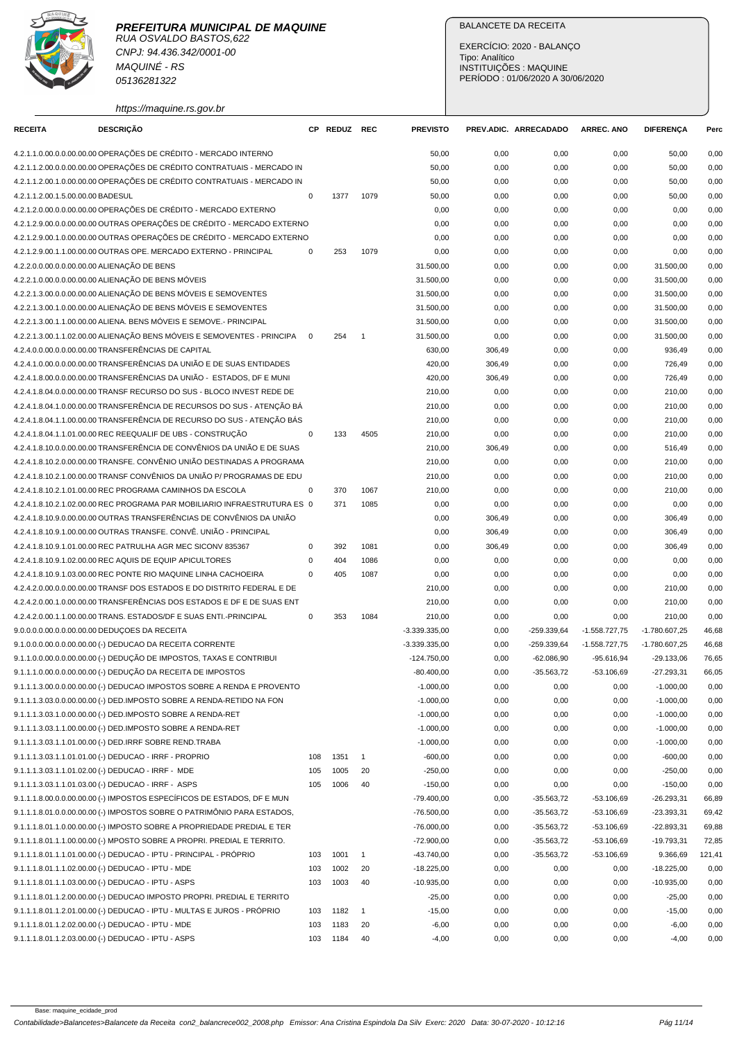**PREFEITURA MUNICIPAL DE MAQUINE**
RUA OSVALDO BASTOS,622
CNPJ: 94.436.342/0001-00
MAQUINÉ - RS
05136281322
https://maquine.rs.gov.br

BALANCETE DA RECEITA

EXERCÍCIO: 2020 - BALANÇO
Tipo: Analítico
INSTITUIÇÕES : MAQUINE
PERÍODO : 01/06/2020 A 30/06/2020

| RECEITA | DESCRIÇÃO | CP | REDUZ | REC | PREVISTO | PREV.ADIC. | ARRECADADO | ARREC. ANO | DIFERENÇA | Perc |
|---|---|---|---|---|---|---|---|---|---|---|
| 4.2.1.1.0.00.0.0.00.00.00 | OPERAÇÕES DE CRÉDITO - MERCADO INTERNO | | | | 50,00 | 0,00 | 0,00 | 0,00 | 50,00 | 0,00 |
| 4.2.1.1.2.00.0.0.00.00.00 | OPERAÇÕES DE CRÉDITO CONTRATUAIS - MERCADO IN | | | | 50,00 | 0,00 | 0,00 | 0,00 | 50,00 | 0,00 |
| 4.2.1.1.2.00.1.0.00.00.00 | OPERAÇÕES DE CRÉDITO CONTRATUAIS - MERCADO IN | | | | 50,00 | 0,00 | 0,00 | 0,00 | 50,00 | 0,00 |
| 4.2.1.1.2.00.1.5.00.00.00 | BADESUL | 0 | 1377 | 1079 | 50,00 | 0,00 | 0,00 | 0,00 | 50,00 | 0,00 |
| 4.2.1.2.0.00.0.0.00.00.00 | OPERAÇÕES DE CRÉDITO - MERCADO EXTERNO | | | | 0,00 | 0,00 | 0,00 | 0,00 | 0,00 | 0,00 |
| 4.2.1.2.9.00.0.0.00.00.00 | OUTRAS OPERAÇÕES DE CRÉDITO - MERCADO EXTERNO | | | | 0,00 | 0,00 | 0,00 | 0,00 | 0,00 | 0,00 |
| 4.2.1.2.9.00.1.0.00.00.00 | OUTRAS OPERAÇÕES DE CRÉDITO - MERCADO EXTERNO | | | | 0,00 | 0,00 | 0,00 | 0,00 | 0,00 | 0,00 |
| 4.2.1.2.9.00.1.1.00.00.00 | OUTRAS OPE. MERCADO EXTERNO - PRINCIPAL | 0 | 253 | 1079 | 0,00 | 0,00 | 0,00 | 0,00 | 0,00 | 0,00 |
| 4.2.2.0.00.0.0.00.00.00.00 | ALIENAÇÃO DE BENS | | | | 31.500,00 | 0,00 | 0,00 | 0,00 | 31.500,00 | 0,00 |
| 4.2.2.1.00.0.0.00.00.00.00 | ALIENAÇÃO DE BENS MÓVEIS | | | | 31.500,00 | 0,00 | 0,00 | 0,00 | 31.500,00 | 0,00 |
| 4.2.2.1.3.00.0.0.00.00.00 | ALIENAÇÃO DE BENS MÓVEIS E SEMOVENTES | | | | 31.500,00 | 0,00 | 0,00 | 0,00 | 31.500,00 | 0,00 |
| 4.2.2.1.3.00.1.0.00.00.00 | ALIENAÇÃO DE BENS MÓVEIS E SEMOVENTES | | | | 31.500,00 | 0,00 | 0,00 | 0,00 | 31.500,00 | 0,00 |
| 4.2.2.1.3.00.1.1.00.00.00 | ALIENA. BENS MÓVEIS E SEMOVE.- PRINCIPAL | | | | 31.500,00 | 0,00 | 0,00 | 0,00 | 31.500,00 | 0,00 |
| 4.2.2.1.3.00.1.1.02.00.00 | ALIENAÇÃO BENS MÓVEIS E SEMOVENTES - PRINCIPA | 0 | 254 | 1 | 31.500,00 | 0,00 | 0,00 | 0,00 | 31.500,00 | 0,00 |
| 4.2.4.0.00.0.0.00.00.00.00 | TRANSFERÊNCIAS DE CAPITAL | | | | 630,00 | 306,49 | 0,00 | 0,00 | 936,49 | 0,00 |
| 4.2.4.1.00.0.0.00.00.00.00 | TRANSFERÊNCIAS DA UNIÃO E DE SUAS ENTIDADES | | | | 420,00 | 306,49 | 0,00 | 0,00 | 726,49 | 0,00 |
| 4.2.4.1.8.00.0.0.00.00.00 | TRANSFERÊNCIAS DA UNIÃO - ESTADOS, DF E MUNI | | | | 420,00 | 306,49 | 0,00 | 0,00 | 726,49 | 0,00 |
| 4.2.4.1.8.04.0.0.00.00.00 | TRANSF RECURSO DO SUS - BLOCO INVEST REDE DE | | | | 210,00 | 0,00 | 0,00 | 0,00 | 210,00 | 0,00 |
| 4.2.4.1.8.04.1.0.00.00.00 | TRANSFERÊNCIA DE RECURSOS DO SUS - ATENÇÃO BÁ | | | | 210,00 | 0,00 | 0,00 | 0,00 | 210,00 | 0,00 |
| 4.2.4.1.8.04.1.1.00.00.00 | TRANSFERÊNCIA DE RECURSO DO SUS - ATENÇÃO BÁS | | | | 210,00 | 0,00 | 0,00 | 0,00 | 210,00 | 0,00 |
| 4.2.4.1.8.04.1.1.01.00.00 | REC REEQUALIF DE UBS - CONSTRUÇÃO | 0 | 133 | 4505 | 210,00 | 0,00 | 0,00 | 0,00 | 210,00 | 0,00 |
| 4.2.4.1.8.10.0.0.00.00.00 | TRANSFERÊNCIA DE CONVÊNIOS DA UNIÃO E DE SUAS | | | | 210,00 | 306,49 | 0,00 | 0,00 | 516,49 | 0,00 |
| 4.2.4.1.8.10.2.0.00.00.00 | TRANSFE. CONVÊNIO UNIÃO DESTINADAS A PROGRAMA | | | | 210,00 | 0,00 | 0,00 | 0,00 | 210,00 | 0,00 |
| 4.2.4.1.8.10.2.1.00.00.00 | TRANSF CONVÊNIOS DA UNIÃO P/ PROGRAMAS DE EDU | | | | 210,00 | 0,00 | 0,00 | 0,00 | 210,00 | 0,00 |
| 4.2.4.1.8.10.2.1.01.00.00 | REC PROGRAMA CAMINHOS DA ESCOLA | 0 | 370 | 1067 | 210,00 | 0,00 | 0,00 | 0,00 | 210,00 | 0,00 |
| 4.2.4.1.8.10.2.1.02.00.00 | REC PROGRAMA PAR MOBILIARIO INFRAESTRUTURA ES | 0 | 371 | 1085 | 0,00 | 0,00 | 0,00 | 0,00 | 0,00 | 0,00 |
| 4.2.4.1.8.10.9.0.00.00.00 | OUTRAS TRANSFERÊNCIAS DE CONVÊNIOS DA UNIÃO | | | | 0,00 | 306,49 | 0,00 | 0,00 | 306,49 | 0,00 |
| 4.2.4.1.8.10.9.1.00.00.00 | OUTRAS TRANSFE. CONVÊ. UNIÃO - PRINCIPAL | | | | 0,00 | 306,49 | 0,00 | 0,00 | 306,49 | 0,00 |
| 4.2.4.1.8.10.9.1.01.00.00 | REC PATRULHA AGR MEC SICONV 835367 | 0 | 392 | 1081 | 0,00 | 306,49 | 0,00 | 0,00 | 306,49 | 0,00 |
| 4.2.4.1.8.10.9.1.02.00.00 | REC AQUIS DE EQUIP APICULTORES | 0 | 404 | 1086 | 0,00 | 0,00 | 0,00 | 0,00 | 0,00 | 0,00 |
| 4.2.4.1.8.10.9.1.03.00.00 | REC PONTE RIO MAQUINE LINHA CACHOEIRA | 0 | 405 | 1087 | 0,00 | 0,00 | 0,00 | 0,00 | 0,00 | 0,00 |
| 4.2.4.2.0.00.0.0.00.00.00 | TRANSF DOS ESTADOS E DO DISTRITO FEDERAL E DE | | | | 210,00 | 0,00 | 0,00 | 0,00 | 210,00 | 0,00 |
| 4.2.4.2.0.00.1.0.00.00.00 | TRANSFERÊNCIAS DOS ESTADOS E DF E DE SUAS ENT | | | | 210,00 | 0,00 | 0,00 | 0,00 | 210,00 | 0,00 |
| 4.2.4.2.0.00.1.1.00.00.00 | TRANS. ESTADOS/DF E SUAS ENTI.-PRINCIPAL | 0 | 353 | 1084 | 210,00 | 0,00 | 0,00 | 0,00 | 210,00 | 0,00 |
| 9.0.0.0.0.00.0.0.00.00.00 | DEDUÇOES DA RECEITA | | | | -3.339.335,00 | 0,00 | -259.339,64 | -1.558.727,75 | -1.780.607,25 | 46,68 |
| 9.1.0.0.0.00.0.0.00.00.00 | (-) DEDUCAO DA RECEITA CORRENTE | | | | -3.339.335,00 | 0,00 | -259.339,64 | -1.558.727,75 | -1.780.607,25 | 46,68 |
| 9.1.1.0.0.00.0.0.00.00.00 | (-) DEDUÇÃO DE IMPOSTOS, TAXAS E CONTRIBUI | | | | -124.750,00 | 0,00 | -62.086,90 | -95.616,94 | -29.133,06 | 76,65 |
| 9.1.1.1.0.00.0.0.00.00.00 | (-) DEDUÇÃO DA RECEITA DE IMPOSTOS | | | | -80.400,00 | 0,00 | -35.563,72 | -53.106,69 | -27.293,31 | 66,05 |
| 9.1.1.1.3.00.0.0.00.00.00 | (-) DEDUCAO IMPOSTOS SOBRE A RENDA E PROVENTO | | | | -1.000,00 | 0,00 | 0,00 | 0,00 | -1.000,00 | 0,00 |
| 9.1.1.1.3.03.0.0.00.00.00 | (-) DED.IMPOSTO SOBRE A RENDA-RETIDO NA FON | | | | -1.000,00 | 0,00 | 0,00 | 0,00 | -1.000,00 | 0,00 |
| 9.1.1.1.3.03.1.0.00.00.00 | (-) DED.IMPOSTO SOBRE A RENDA-RET | | | | -1.000,00 | 0,00 | 0,00 | 0,00 | -1.000,00 | 0,00 |
| 9.1.1.1.3.03.1.1.00.00.00 | (-) DED.IMPOSTO SOBRE A RENDA-RET | | | | -1.000,00 | 0,00 | 0,00 | 0,00 | -1.000,00 | 0,00 |
| 9.1.1.1.3.03.1.1.01.00.00 | (-) DED.IRRF SOBRE REND.TRABA | | | | -1.000,00 | 0,00 | 0,00 | 0,00 | -1.000,00 | 0,00 |
| 9.1.1.1.3.03.1.1.01.01.00 | (-) DEDUCAO - IRRF - PROPRIO | 108 | 1351 | 1 | -600,00 | 0,00 | 0,00 | 0,00 | -600,00 | 0,00 |
| 9.1.1.1.3.03.1.1.01.02.00 | (-) DEDUCAO - IRRF - MDE | 105 | 1005 | 20 | -250,00 | 0,00 | 0,00 | 0,00 | -250,00 | 0,00 |
| 9.1.1.1.3.03.1.1.01.03.00 | (-) DEDUCAO - IRRF - ASPS | 105 | 1006 | 40 | -150,00 | 0,00 | 0,00 | 0,00 | -150,00 | 0,00 |
| 9.1.1.1.8.00.0.0.00.00.00 | (-) IMPOSTOS ESPECÍFICOS DE ESTADOS, DF E MUN | | | | -79.400,00 | 0,00 | -35.563,72 | -53.106,69 | -26.293,31 | 66,89 |
| 9.1.1.1.8.01.0.0.00.00.00 | (-) IMPOSTOS SOBRE O PATRIMÔNIO PARA ESTADOS, | | | | -76.500,00 | 0,00 | -35.563,72 | -53.106,69 | -23.393,31 | 69,42 |
| 9.1.1.1.8.01.1.0.00.00.00 | (-) IMPOSTO SOBRE A PROPRIEDADE PREDIAL E TER | | | | -76.000,00 | 0,00 | -35.563,72 | -53.106,69 | -22.893,31 | 69,88 |
| 9.1.1.1.8.01.1.1.00.00.00 | (-) MPOSTO SOBRE A PROPRI. PREDIAL E TERRITO. | | | | -72.900,00 | 0,00 | -35.563,72 | -53.106,69 | -19.793,31 | 72,85 |
| 9.1.1.1.8.01.1.1.01.00.00 | (-) DEDUCAO - IPTU - PRINCIPAL - PRÓPRIO | 103 | 1001 | 1 | -43.740,00 | 0,00 | -35.563,72 | -53.106,69 | 9.366,69 | 121,41 |
| 9.1.1.1.8.01.1.1.02.00.00 | (-) DEDUCAO - IPTU - MDE | 103 | 1002 | 20 | -18.225,00 | 0,00 | 0,00 | 0,00 | -18.225,00 | 0,00 |
| 9.1.1.1.8.01.1.1.03.00.00 | (-) DEDUCAO - IPTU - ASPS | 103 | 1003 | 40 | -10.935,00 | 0,00 | 0,00 | 0,00 | -10.935,00 | 0,00 |
| 9.1.1.1.8.01.1.2.00.00.00 | (-) DEDUCAO IMPOSTO PROPRI. PREDIAL E TERRITO | | | | -25,00 | 0,00 | 0,00 | 0,00 | -25,00 | 0,00 |
| 9.1.1.1.8.01.1.2.01.00.00 | (-) DEDUCAO - IPTU - MULTAS E JUROS - PRÓPRIO | 103 | 1182 | 1 | -15,00 | 0,00 | 0,00 | 0,00 | -15,00 | 0,00 |
| 9.1.1.1.8.01.1.2.02.00.00 | (-) DEDUCAO - IPTU - MDE | 103 | 1183 | 20 | -6,00 | 0,00 | 0,00 | 0,00 | -6,00 | 0,00 |
| 9.1.1.1.8.01.1.2.03.00.00 | (-) DEDUCAO - IPTU - ASPS | 103 | 1184 | 40 | -4,00 | 0,00 | 0,00 | 0,00 | -4,00 | 0,00 |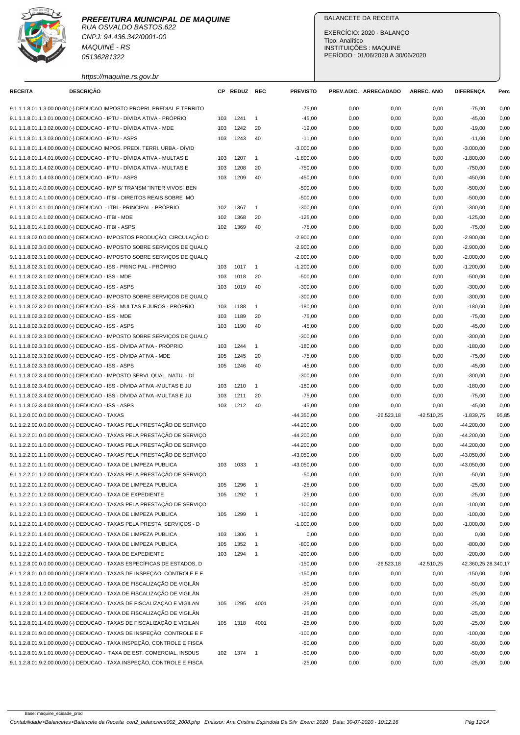**PREFEITURA MUNICIPAL DE MAQUINE**
RUA OSVALDO BASTOS,622
CNPJ: 94.436.342/0001-00
MAQUINÉ - RS
05136281322
https://maquine.rs.gov.br

BALANCETE DA RECEITA

EXERCÍCIO: 2020 - BALANÇO
Tipo: Analítico
INSTITUIÇÕES : MAQUINE
PERÍODO : 01/06/2020 A 30/06/2020

| RECEITA | DESCRIÇÃO | CP | REDUZ | REC | PREVISTO | PREV.ADIC. | ARRECADADO | ARREC. ANO | DIFERENÇA | Perc |
|---|---|---|---|---|---|---|---|---|---|---|
| 9.1.1.1.8.01.1.3.00.00.00 | (-) DEDUCAO IMPOSTO PROPRI. PREDIAL E TERRITO | | | | -75,00 | 0,00 | 0,00 | 0,00 | -75,00 | 0,00 |
| 9.1.1.1.8.01.1.3.01.00.00 | (-) DEDUCAO - IPTU - DÍVIDA ATIVA - PRÓPRIO | 103 | 1241 | 1 | -45,00 | 0,00 | 0,00 | 0,00 | -45,00 | 0,00 |
| 9.1.1.1.8.01.1.3.02.00.00 | (-) DEDUCAO - IPTU - DÍVIDA ATIVA - MDE | 103 | 1242 | 20 | -19,00 | 0,00 | 0,00 | 0,00 | -19,00 | 0,00 |
| 9.1.1.1.8.01.1.3.03.00.00 | (-) DEDUCAO - IPTU - ASPS | 103 | 1243 | 40 | -11,00 | 0,00 | 0,00 | 0,00 | -11,00 | 0,00 |
| 9.1.1.1.8.01.1.4.00.00.00 | (-) DEDUCAO IMPOS. PREDI. TERRI. URBA.- DÍVID | | | | -3.000,00 | 0,00 | 0,00 | 0,00 | -3.000,00 | 0,00 |
| 9.1.1.1.8.01.1.4.01.00.00 | (-) DEDUCAO - IPTU - DÍVIDA ATIVA - MULTAS E | 103 | 1207 | 1 | -1.800,00 | 0,00 | 0,00 | 0,00 | -1.800,00 | 0,00 |
| 9.1.1.1.8.01.1.4.02.00.00 | (-) DEDUCAO - IPTU - DÍVIDA ATIVA - MULTAS E | 103 | 1208 | 20 | -750,00 | 0,00 | 0,00 | 0,00 | -750,00 | 0,00 |
| 9.1.1.1.8.01.1.4.03.00.00 | (-) DEDUCAO - IPTU - ASPS | 103 | 1209 | 40 | -450,00 | 0,00 | 0,00 | 0,00 | -450,00 | 0,00 |
| 9.1.1.1.8.01.4.0.00.00.00 | (-) DEDUCAO - IMP S/ TRANSM "INTER VIVOS" BEN | | | | -500,00 | 0,00 | 0,00 | 0,00 | -500,00 | 0,00 |
| 9.1.1.1.8.01.4.1.00.00.00 | (-) DEDUCAO - ITBI - DIREITOS REAIS SOBRE IMÓ | | | | -500,00 | 0,00 | 0,00 | 0,00 | -500,00 | 0,00 |
| 9.1.1.1.8.01.4.1.01.00.00 | (-) DEDUCAO - ITBI - PRINCIPAL - PRÓPRIO | 102 | 1367 | 1 | -300,00 | 0,00 | 0,00 | 0,00 | -300,00 | 0,00 |
| 9.1.1.1.8.01.4.1.02.00.00 | (-) DEDUCAO - ITBI - MDE | 102 | 1368 | 20 | -125,00 | 0,00 | 0,00 | 0,00 | -125,00 | 0,00 |
| 9.1.1.1.8.01.4.1.03.00.00 | (-) DEDUCAO - ITBI - ASPS | 102 | 1369 | 40 | -75,00 | 0,00 | 0,00 | 0,00 | -75,00 | 0,00 |
| 9.1.1.1.8.02.0.0.00.00.00 | (-) DEDUCAO - IMPOSTOS PRODUÇÃO, CIRCULAÇÃO D | | | | -2.900,00 | 0,00 | 0,00 | 0,00 | -2.900,00 | 0,00 |
| 9.1.1.1.8.02.3.0.00.00.00 | (-) DEDUCAO - IMPOSTO SOBRE SERVIÇOS DE QUALQ | | | | -2.900,00 | 0,00 | 0,00 | 0,00 | -2.900,00 | 0,00 |
| 9.1.1.1.8.02.3.1.00.00.00 | (-) DEDUCAO - IMPOSTO SOBRE SERVIÇOS DE QUALQ | | | | -2.000,00 | 0,00 | 0,00 | 0,00 | -2.000,00 | 0,00 |
| 9.1.1.1.8.02.3.1.01.00.00 | (-) DEDUCAO - ISS - PRINCIPAL - PRÓPRIO | 103 | 1017 | 1 | -1.200,00 | 0,00 | 0,00 | 0,00 | -1.200,00 | 0,00 |
| 9.1.1.1.8.02.3.1.02.00.00 | (-) DEDUCAO - ISS - MDE | 103 | 1018 | 20 | -500,00 | 0,00 | 0,00 | 0,00 | -500,00 | 0,00 |
| 9.1.1.1.8.02.3.1.03.00.00 | (-) DEDUCAO - ISS - ASPS | 103 | 1019 | 40 | -300,00 | 0,00 | 0,00 | 0,00 | -300,00 | 0,00 |
| 9.1.1.1.8.02.3.2.00.00.00 | (-) DEDUCAO - IMPOSTO SOBRE SERVIÇOS DE QUALQ | | | | -300,00 | 0,00 | 0,00 | 0,00 | -300,00 | 0,00 |
| 9.1.1.1.8.02.3.2.01.00.00 | (-) DEDUCAO - ISS - MULTAS E JUROS - PRÓPRIO | 103 | 1188 | 1 | -180,00 | 0,00 | 0,00 | 0,00 | -180,00 | 0,00 |
| 9.1.1.1.8.02.3.2.02.00.00 | (-) DEDUCAO - ISS - MDE | 103 | 1189 | 20 | -75,00 | 0,00 | 0,00 | 0,00 | -75,00 | 0,00 |
| 9.1.1.1.8.02.3.2.03.00.00 | (-) DEDUCAO - ISS - ASPS | 103 | 1190 | 40 | -45,00 | 0,00 | 0,00 | 0,00 | -45,00 | 0,00 |
| 9.1.1.1.8.02.3.3.00.00.00 | (-) DEDUCAO - IMPOSTO SOBRE SERVIÇOS DE QUALQ | | | | -300,00 | 0,00 | 0,00 | 0,00 | -300,00 | 0,00 |
| 9.1.1.1.8.02.3.3.01.00.00 | (-) DEDUCAO - ISS - DÍVIDA ATIVA - PRÓPRIO | 103 | 1244 | 1 | -180,00 | 0,00 | 0,00 | 0,00 | -180,00 | 0,00 |
| 9.1.1.1.8.02.3.3.02.00.00 | (-) DEDUCAO - ISS - DÍVIDA ATIVA - MDE | 105 | 1245 | 20 | -75,00 | 0,00 | 0,00 | 0,00 | -75,00 | 0,00 |
| 9.1.1.1.8.02.3.3.03.00.00 | (-) DEDUCAO - ISS - ASPS | 105 | 1246 | 40 | -45,00 | 0,00 | 0,00 | 0,00 | -45,00 | 0,00 |
| 9.1.1.1.8.02.3.4.00.00.00 | (-) DEDUCAO - IMPOSTO SERVI. QUAL. NATU. - DÍ | | | | -300,00 | 0,00 | 0,00 | 0,00 | -300,00 | 0,00 |
| 9.1.1.1.8.02.3.4.01.00.00 | (-) DEDUCAO - ISS - DÍVIDA ATIVA -MULTAS E JU | 103 | 1210 | 1 | -180,00 | 0,00 | 0,00 | 0,00 | -180,00 | 0,00 |
| 9.1.1.1.8.02.3.4.02.00.00 | (-) DEDUCAO - ISS - DÍVIDA ATIVA -MULTAS E JU | 103 | 1211 | 20 | -75,00 | 0,00 | 0,00 | 0,00 | -75,00 | 0,00 |
| 9.1.1.1.8.02.3.4.03.00.00 | (-) DEDUCAO - ISS - ASPS | 103 | 1212 | 40 | -45,00 | 0,00 | 0,00 | 0,00 | -45,00 | 0,00 |
| 9.1.1.2.0.00.0.0.00.00.00 | (-) DEDUCAO - TAXAS | | | | -44.350,00 | 0,00 | -26.523,18 | -42.510,25 | -1.839,75 | 95,85 |
| 9.1.1.2.2.00.0.0.00.00.00 | (-) DEDUCAO - TAXAS PELA PRESTAÇÃO DE SERVIÇO | | | | -44.200,00 | 0,00 | 0,00 | 0,00 | -44.200,00 | 0,00 |
| 9.1.1.2.2.01.0.0.00.00.00 | (-) DEDUCAO - TAXAS PELA PRESTAÇÃO DE SERVIÇO | | | | -44.200,00 | 0,00 | 0,00 | 0,00 | -44.200,00 | 0,00 |
| 9.1.1.2.2.01.1.0.00.00.00 | (-) DEDUCAO - TAXAS PELA PRESTAÇÃO DE SERVIÇO | | | | -44.200,00 | 0,00 | 0,00 | 0,00 | -44.200,00 | 0,00 |
| 9.1.1.2.2.01.1.1.00.00.00 | (-) DEDUCAO - TAXAS PELA PRESTAÇÃO DE SERVIÇO | | | | -43.050,00 | 0,00 | 0,00 | 0,00 | -43.050,00 | 0,00 |
| 9.1.1.2.2.01.1.1.01.00.00 | (-) DEDUCAO - TAXA DE LIMPEZA PUBLICA | 103 | 1033 | 1 | -43.050,00 | 0,00 | 0,00 | 0,00 | -43.050,00 | 0,00 |
| 9.1.1.2.2.01.1.2.00.00.00 | (-) DEDUCAO - TAXAS PELA PRESTAÇÃO DE SERVIÇO | | | | -50,00 | 0,00 | 0,00 | 0,00 | -50,00 | 0,00 |
| 9.1.1.2.2.01.1.2.01.00.00 | (-) DEDUCAO - TAXA DE LIMPEZA PUBLICA | 105 | 1296 | 1 | -25,00 | 0,00 | 0,00 | 0,00 | -25,00 | 0,00 |
| 9.1.1.2.2.01.1.2.03.00.00 | (-) DEDUCAO - TAXA DE EXPEDIENTE | 105 | 1292 | 1 | -25,00 | 0,00 | 0,00 | 0,00 | -25,00 | 0,00 |
| 9.1.1.2.2.01.1.3.00.00.00 | (-) DEDUCAO - TAXAS PELA PRESTAÇÃO DE SERVIÇO | | | | -100,00 | 0,00 | 0,00 | 0,00 | -100,00 | 0,00 |
| 9.1.1.2.2.01.1.3.01.00.00 | (-) DEDUCAO - TAXA DE LIMPEZA PUBLICA | 105 | 1299 | 1 | -100,00 | 0,00 | 0,00 | 0,00 | -100,00 | 0,00 |
| 9.1.1.2.2.01.1.4.00.00.00 | (-) DEDUCAO - TAXAS PELA PRESTA. SERVIÇOS - D | | | | -1.000,00 | 0,00 | 0,00 | 0,00 | -1.000,00 | 0,00 |
| 9.1.1.2.2.01.1.4.01.00.00 | (-) DEDUCAO - TAXA DE LIMPEZA PUBLICA | 103 | 1306 | 1 | 0,00 | 0,00 | 0,00 | 0,00 | 0,00 | 0,00 |
| 9.1.1.2.2.01.1.4.01.00.00 | (-) DEDUCAO - TAXA DE LIMPEZA PUBLICA | 105 | 1352 | 1 | -800,00 | 0,00 | 0,00 | 0,00 | -800,00 | 0,00 |
| 9.1.1.2.2.01.1.4.03.00.00 | (-) DEDUCAO - TAXA DE EXPEDIENTE | 103 | 1294 | 1 | -200,00 | 0,00 | 0,00 | 0,00 | -200,00 | 0,00 |
| 9.1.1.2.8.00.0.0.00.00.00 | (-) DEDUCAO - TAXAS ESPECÍFICAS DE ESTADOS, D | | | | -150,00 | 0,00 | -26.523,18 | -42.510,25 | 42.360,25 | 28.340,17 |
| 9.1.1.2.8.01.0.0.00.00.00 | (-) DEDUCAO - TAXAS DE INSPEÇÃO, CONTROLE E F | | | | -150,00 | 0,00 | 0,00 | 0,00 | -150,00 | 0,00 |
| 9.1.1.2.8.01.1.0.00.00.00 | (-) DEDUCAO - TAXA DE FISCALIZAÇÃO DE VIGILÂN | | | | -50,00 | 0,00 | 0,00 | 0,00 | -50,00 | 0,00 |
| 9.1.1.2.8.01.1.2.00.00.00 | (-) DEDUCAO - TAXA DE FISCALIZAÇÃO DE VIGILÂN | | | | -25,00 | 0,00 | 0,00 | 0,00 | -25,00 | 0,00 |
| 9.1.1.2.8.01.1.2.01.00.00 | (-) DEDUCAO - TAXAS DE FISCALIZAÇÃO E VIGILAN | 105 | 1295 | 4001 | -25,00 | 0,00 | 0,00 | 0,00 | -25,00 | 0,00 |
| 9.1.1.2.8.01.1.4.00.00.00 | (-) DEDUCAO - TAXA DE FISCALIZAÇÃO DE VIGILÂN | | | | -25,00 | 0,00 | 0,00 | 0,00 | -25,00 | 0,00 |
| 9.1.1.2.8.01.1.4.01.00.00 | (-) DEDUCAO - TAXAS DE FISCALIZAÇÃO E VIGILAN | 105 | 1318 | 4001 | -25,00 | 0,00 | 0,00 | 0,00 | -25,00 | 0,00 |
| 9.1.1.2.8.01.9.0.00.00.00 | (-) DEDUCAO - TAXAS DE INSPEÇÃO, CONTROLE E F | | | | -100,00 | 0,00 | 0,00 | 0,00 | -100,00 | 0,00 |
| 9.1.1.2.8.01.9.1.00.00.00 | (-) DEDUCAO - TAXA INSPEÇÃO, CONTROLE E FISCA | | | | -50,00 | 0,00 | 0,00 | 0,00 | -50,00 | 0,00 |
| 9.1.1.2.8.01.9.1.01.00.00 | (-) DEDUCAO - TAXA DE EST. COMERCIAL, INSDUS | 102 | 1374 | 1 | -50,00 | 0,00 | 0,00 | 0,00 | -50,00 | 0,00 |
| 9.1.1.2.8.01.9.2.00.00.00 | (-) DEDUCAO - TAXA INSPEÇÃO, CONTROLE E FISCA | | | | -25,00 | 0,00 | 0,00 | 0,00 | -25,00 | 0,00 |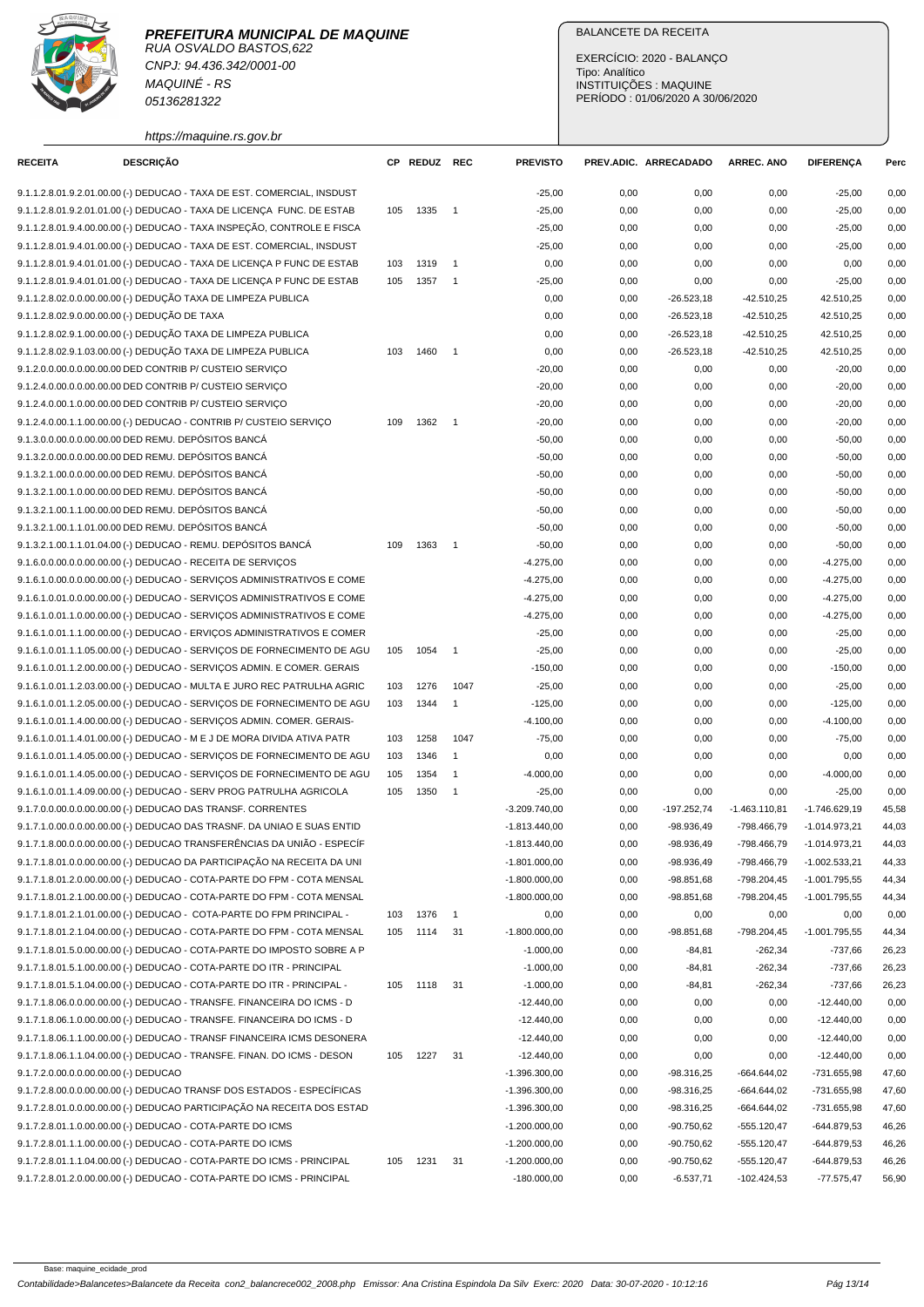**PREFEITURA MUNICIPAL DE MAQUINE**
RUA OSVALDO BASTOS,622
CNPJ: 94.436.342/0001-00
MAQUINÉ - RS
05136281322
https://maquine.rs.gov.br

BALANCETE DA RECEITA
EXERCÍCIO: 2020 - BALANÇO
Tipo: Analítico
INSTITUIÇÕES : MAQUINE
PERÍODO : 01/06/2020 A 30/06/2020

| RECEITA | DESCRIÇÃO | CP | REDUZ | REC | PREVISTO | PREV.ADIC. | ARRECADADO | ARREC. ANO | DIFERENÇA | Perc |
|---|---|---|---|---|---|---|---|---|---|---|
| 9.1.1.2.8.01.9.2.01.00.00 | (-) DEDUCAO - TAXA DE EST. COMERCIAL, INSDUST | | | | -25,00 | 0,00 | 0,00 | 0,00 | -25,00 | 0,00 |
| 9.1.1.2.8.01.9.2.01.01.00 | (-) DEDUCAO - TAXA DE LICENÇA FUNC. DE ESTAB | 105 | 1335 | 1 | -25,00 | 0,00 | 0,00 | 0,00 | -25,00 | 0,00 |
| 9.1.1.2.8.01.9.4.00.00.00 | (-) DEDUCAO - TAXA INSPEÇÃO, CONTROLE E FISCA | | | | -25,00 | 0,00 | 0,00 | 0,00 | -25,00 | 0,00 |
| 9.1.1.2.8.01.9.4.01.00.00 | (-) DEDUCAO - TAXA DE EST. COMERCIAL, INSDUST | | | | -25,00 | 0,00 | 0,00 | 0,00 | -25,00 | 0,00 |
| 9.1.1.2.8.01.9.4.01.01.00 | (-) DEDUCAO - TAXA DE LICENÇA P FUNC DE ESTAB | 103 | 1319 | 1 | 0,00 | 0,00 | 0,00 | 0,00 | 0,00 | 0,00 |
| 9.1.1.2.8.01.9.4.01.01.00 | (-) DEDUCAO - TAXA DE LICENÇA P FUNC DE ESTAB | 105 | 1357 | 1 | -25,00 | 0,00 | 0,00 | 0,00 | -25,00 | 0,00 |
| 9.1.1.2.8.02.0.0.00.00.00 | (-) DEDUÇÃO TAXA DE LIMPEZA PUBLICA | | | | 0,00 | 0,00 | -26.523,18 | -42.510,25 | 42.510,25 | 0,00 |
| 9.1.1.2.8.02.9.0.00.00.00 | (-) DEDUÇÃO DE TAXA | | | | 0,00 | 0,00 | -26.523,18 | -42.510,25 | 42.510,25 | 0,00 |
| 9.1.1.2.8.02.9.1.00.00.00 | (-) DEDUÇÃO TAXA DE LIMPEZA PUBLICA | | | | 0,00 | 0,00 | -26.523,18 | -42.510,25 | 42.510,25 | 0,00 |
| 9.1.1.2.8.02.9.1.03.00.00 | (-) DEDUÇÃO TAXA DE LIMPEZA PUBLICA | 103 | 1460 | 1 | 0,00 | 0,00 | -26.523,18 | -42.510,25 | 42.510,25 | 0,00 |
| 9.1.2.0.0.00.0.0.00.00.00 | DED CONTRIB P/ CUSTEIO SERVIÇO | | | | -20,00 | 0,00 | 0,00 | 0,00 | -20,00 | 0,00 |
| 9.1.2.4.0.00.0.0.00.00.00 | DED CONTRIB P/ CUSTEIO SERVIÇO | | | | -20,00 | 0,00 | 0,00 | 0,00 | -20,00 | 0,00 |
| 9.1.2.4.0.00.1.0.00.00.00 | DED CONTRIB P/ CUSTEIO SERVIÇO | | | | -20,00 | 0,00 | 0,00 | 0,00 | -20,00 | 0,00 |
| 9.1.2.4.0.00.1.1.00.00.00 | (-) DEDUCAO - CONTRIB P/ CUSTEIO SERVIÇO | 109 | 1362 | 1 | -20,00 | 0,00 | 0,00 | 0,00 | -20,00 | 0,00 |
| 9.1.3.0.0.00.0.0.00.00.00 | DED REMU. DEPÓSITOS BANCÁ | | | | -50,00 | 0,00 | 0,00 | 0,00 | -50,00 | 0,00 |
| 9.1.3.2.0.00.0.0.00.00.00 | DED REMU. DEPÓSITOS BANCÁ | | | | -50,00 | 0,00 | 0,00 | 0,00 | -50,00 | 0,00 |
| 9.1.3.2.1.00.0.0.00.00.00 | DED REMU. DEPÓSITOS BANCÁ | | | | -50,00 | 0,00 | 0,00 | 0,00 | -50,00 | 0,00 |
| 9.1.3.2.1.00.1.0.00.00.00 | DED REMU. DEPÓSITOS BANCÁ | | | | -50,00 | 0,00 | 0,00 | 0,00 | -50,00 | 0,00 |
| 9.1.3.2.1.00.1.1.00.00.00 | DED REMU. DEPÓSITOS BANCÁ | | | | -50,00 | 0,00 | 0,00 | 0,00 | -50,00 | 0,00 |
| 9.1.3.2.1.00.1.1.01.00.00 | DED REMU. DEPÓSITOS BANCÁ | | | | -50,00 | 0,00 | 0,00 | 0,00 | -50,00 | 0,00 |
| 9.1.3.2.1.00.1.1.01.04.00 | (-) DEDUCAO - REMU. DEPÓSITOS BANCÁ | 109 | 1363 | 1 | -50,00 | 0,00 | 0,00 | 0,00 | -50,00 | 0,00 |
| 9.1.6.0.0.00.0.0.00.00.00 | (-) DEDUCAO - RECEITA DE SERVIÇOS | | | | -4.275,00 | 0,00 | 0,00 | 0,00 | -4.275,00 | 0,00 |
| 9.1.6.1.0.00.0.0.00.00.00 | (-) DEDUCAO - SERVIÇOS ADMINISTRATIVOS E COME | | | | -4.275,00 | 0,00 | 0,00 | 0,00 | -4.275,00 | 0,00 |
| 9.1.6.1.0.01.0.0.00.00.00 | (-) DEDUCAO - SERVIÇOS ADMINISTRATIVOS E COME | | | | -4.275,00 | 0,00 | 0,00 | 0,00 | -4.275,00 | 0,00 |
| 9.1.6.1.0.01.1.0.00.00.00 | (-) DEDUCAO - SERVIÇOS ADMINISTRATIVOS E COME | | | | -4.275,00 | 0,00 | 0,00 | 0,00 | -4.275,00 | 0,00 |
| 9.1.6.1.0.01.1.1.00.00.00 | (-) DEDUCAO - ERVIÇOS ADMINISTRATIVOS E COMER | | | | -25,00 | 0,00 | 0,00 | 0,00 | -25,00 | 0,00 |
| 9.1.6.1.0.01.1.1.05.00.00 | (-) DEDUCAO - SERVIÇOS DE FORNECIMENTO DE AGU | 105 | 1054 | 1 | -25,00 | 0,00 | 0,00 | 0,00 | -25,00 | 0,00 |
| 9.1.6.1.0.01.1.2.00.00.00 | (-) DEDUCAO - SERVIÇOS ADMIN. E COMER. GERAIS | | | | -150,00 | 0,00 | 0,00 | 0,00 | -150,00 | 0,00 |
| 9.1.6.1.0.01.1.2.03.00.00 | (-) DEDUCAO - MULTA E JURO REC PATRULHA AGRIC | 103 | 1276 | 1047 | -25,00 | 0,00 | 0,00 | 0,00 | -25,00 | 0,00 |
| 9.1.6.1.0.01.1.2.05.00.00 | (-) DEDUCAO - SERVIÇOS DE FORNECIMENTO DE AGU | 103 | 1344 | 1 | -125,00 | 0,00 | 0,00 | 0,00 | -125,00 | 0,00 |
| 9.1.6.1.0.01.1.4.00.00.00 | (-) DEDUCAO - SERVIÇOS ADMIN. COMER. GERAIS- | | | | -4.100,00 | 0,00 | 0,00 | 0,00 | -4.100,00 | 0,00 |
| 9.1.6.1.0.01.1.4.01.00.00 | (-) DEDUCAO - M E J DE MORA DIVIDA ATIVA PATR | 103 | 1258 | 1047 | -75,00 | 0,00 | 0,00 | 0,00 | -75,00 | 0,00 |
| 9.1.6.1.0.01.1.4.05.00.00 | (-) DEDUCAO - SERVIÇOS DE FORNECIMENTO DE AGU | 103 | 1346 | 1 | 0,00 | 0,00 | 0,00 | 0,00 | 0,00 | 0,00 |
| 9.1.6.1.0.01.1.4.05.00.00 | (-) DEDUCAO - SERVIÇOS DE FORNECIMENTO DE AGU | 105 | 1354 | 1 | -4.000,00 | 0,00 | 0,00 | 0,00 | -4.000,00 | 0,00 |
| 9.1.6.1.0.01.1.4.09.00.00 | (-) DEDUCAO - SERV PROG PATRULHA AGRICOLA | 105 | 1350 | 1 | -25,00 | 0,00 | 0,00 | 0,00 | -25,00 | 0,00 |
| 9.1.7.0.0.00.0.0.00.00.00 | (-) DEDUCAO DAS TRANSF. CORRENTES | | | | -3.209.740,00 | 0,00 | -197.252,74 | -1.463.110,81 | -1.746.629,19 | 45,58 |
| 9.1.7.1.0.00.0.0.00.00.00 | (-) DEDUCAO DAS TRASNF. DA UNIAO E SUAS ENTID | | | | -1.813.440,00 | 0,00 | -98.936,49 | -798.466,79 | -1.014.973,21 | 44,03 |
| 9.1.7.1.8.00.0.0.00.00.00 | (-) DEDUCAO TRANSFERÊNCIAS DA UNIÃO - ESPECÍF | | | | -1.813.440,00 | 0,00 | -98.936,49 | -798.466,79 | -1.014.973,21 | 44,03 |
| 9.1.7.1.8.01.0.0.00.00.00 | (-) DEDUCAO DA PARTICIPAÇÃO NA RECEITA DA UNI | | | | -1.801.000,00 | 0,00 | -98.936,49 | -798.466,79 | -1.002.533,21 | 44,33 |
| 9.1.7.1.8.01.2.0.00.00.00 | (-) DEDUCAO - COTA-PARTE DO FPM - COTA MENSAL | | | | -1.800.000,00 | 0,00 | -98.851,68 | -798.204,45 | -1.001.795,55 | 44,34 |
| 9.1.7.1.8.01.2.1.00.00.00 | (-) DEDUCAO - COTA-PARTE DO FPM - COTA MENSAL | | | | -1.800.000,00 | 0,00 | -98.851,68 | -798.204,45 | -1.001.795,55 | 44,34 |
| 9.1.7.1.8.01.2.1.01.00.00 | (-) DEDUCAO - COTA-PARTE DO FPM PRINCIPAL - | 103 | 1376 | 1 | 0,00 | 0,00 | 0,00 | 0,00 | 0,00 | 0,00 |
| 9.1.7.1.8.01.2.1.04.00.00 | (-) DEDUCAO - COTA-PARTE DO FPM - COTA MENSAL | 105 | 1114 | 31 | -1.800.000,00 | 0,00 | -98.851,68 | -798.204,45 | -1.001.795,55 | 44,34 |
| 9.1.7.1.8.01.5.0.00.00.00 | (-) DEDUCAO - COTA-PARTE DO IMPOSTO SOBRE A P | | | | -1.000,00 | 0,00 | -84,81 | -262,34 | -737,66 | 26,23 |
| 9.1.7.1.8.01.5.1.00.00.00 | (-) DEDUCAO - COTA-PARTE DO ITR - PRINCIPAL | | | | -1.000,00 | 0,00 | -84,81 | -262,34 | -737,66 | 26,23 |
| 9.1.7.1.8.01.5.1.04.00.00 | (-) DEDUCAO - COTA-PARTE DO ITR - PRINCIPAL - | 105 | 1118 | 31 | -1.000,00 | 0,00 | -84,81 | -262,34 | -737,66 | 26,23 |
| 9.1.7.1.8.06.0.0.00.00.00 | (-) DEDUCAO - TRANSFE. FINANCEIRA DO ICMS - D | | | | -12.440,00 | 0,00 | 0,00 | 0,00 | -12.440,00 | 0,00 |
| 9.1.7.1.8.06.1.0.00.00.00 | (-) DEDUCAO - TRANSFE. FINANCEIRA DO ICMS - D | | | | -12.440,00 | 0,00 | 0,00 | 0,00 | -12.440,00 | 0,00 |
| 9.1.7.1.8.06.1.1.00.00.00 | (-) DEDUCAO - TRANSF FINANCEIRA ICMS DESONERA | | | | -12.440,00 | 0,00 | 0,00 | 0,00 | -12.440,00 | 0,00 |
| 9.1.7.1.8.06.1.1.04.00.00 | (-) DEDUCAO - TRANSFE. FINAN. DO ICMS - DESON | 105 | 1227 | 31 | -12.440,00 | 0,00 | 0,00 | 0,00 | -12.440,00 | 0,00 |
| 9.1.7.2.0.00.0.0.00.00.00 | (-) DEDUCAO | | | | -1.396.300,00 | 0,00 | -98.316,25 | -664.644,02 | -731.655,98 | 47,60 |
| 9.1.7.2.8.00.0.0.00.00.00 | (-) DEDUCAO TRANSF DOS ESTADOS - ESPECÍFICAS | | | | -1.396.300,00 | 0,00 | -98.316,25 | -664.644,02 | -731.655,98 | 47,60 |
| 9.1.7.2.8.01.0.0.00.00.00 | (-) DEDUCAO PARTICIPAÇÃO NA RECEITA DOS ESTAD | | | | -1.396.300,00 | 0,00 | -98.316,25 | -664.644,02 | -731.655,98 | 47,60 |
| 9.1.7.2.8.01.1.0.00.00.00 | (-) DEDUCAO - COTA-PARTE DO ICMS | | | | -1.200.000,00 | 0,00 | -90.750,62 | -555.120,47 | -644.879,53 | 46,26 |
| 9.1.7.2.8.01.1.1.00.00.00 | (-) DEDUCAO - COTA-PARTE DO ICMS | | | | -1.200.000,00 | 0,00 | -90.750,62 | -555.120,47 | -644.879,53 | 46,26 |
| 9.1.7.2.8.01.1.1.04.00.00 | (-) DEDUCAO - COTA-PARTE DO ICMS - PRINCIPAL | 105 | 1231 | 31 | -1.200.000,00 | 0,00 | -90.750,62 | -555.120,47 | -644.879,53 | 46,26 |
| 9.1.7.2.8.01.2.0.00.00.00 | (-) DEDUCAO - COTA-PARTE DO ICMS - PRINCIPAL | | | | -180.000,00 | 0,00 | -6.537,71 | -102.424,53 | -77.575,47 | 56,90 |

Base: maquine_ecidade_prod
Contabilidade>Balancetes>Balancete da Receita con2_balancrece002_2008.php Emissor: Ana Cristina Espindola Da Silv Exerc: 2020 Data: 30-07-2020 - 10:12:16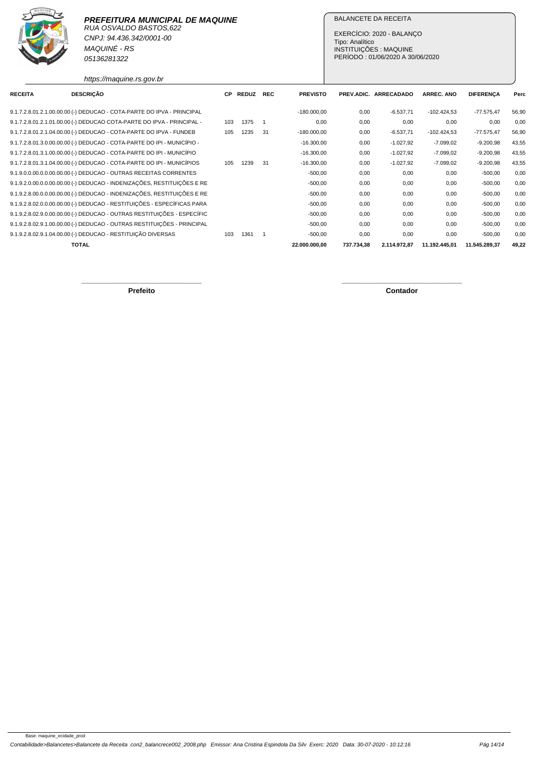**PREFEITURA MUNICIPAL DE MAQUINE**
RUA OSVALDO BASTOS,622
CNPJ: 94.436.342/0001-00
MAQUINÉ - RS
05136281322
https://maquine.rs.gov.br

BALANCETE DA RECEITA

EXERCÍCIO: 2020 - BALANÇO
Tipo: Analítico
INSTITUIÇÕES : MAQUINE
PERÍODO : 01/06/2020 A 30/06/2020

| RECEITA | DESCRIÇÃO | CP | REDUZ | REC | PREVISTO | PREV.ADIC. | ARRECADADO | ARREC. ANO | DIFERENÇA | Perc |
|---|---|---|---|---|---|---|---|---|---|---|
| 9.1.7.2.8.01.2.1.00.00.00 | (-) DEDUCAO - COTA-PARTE DO IPVA - PRINCIPAL | | | | -180.000,00 | 0,00 | -6.537,71 | -102.424,53 | -77.575,47 | 56,90 |
| 9.1.7.2.8.01.2.1.01.00.00 | (-) DEDUCAO COTA-PARTE DO IPVA - PRINCIPAL - | 103 | 1375 | 1 | 0,00 | 0,00 | 0,00 | 0,00 | 0,00 | 0,00 |
| 9.1.7.2.8.01.2.1.04.00.00 | (-) DEDUCAO - COTA-PARTE DO IPVA - FUNDEB | 105 | 1235 | 31 | -180.000,00 | 0,00 | -6.537,71 | -102.424,53 | -77.575,47 | 56,90 |
| 9.1.7.2.8.01.3.0.00.00.00 | (-) DEDUCAO - COTA-PARTE DO IPI - MUNICÍPIO - | | | | -16.300,00 | 0,00 | -1.027,92 | -7.099,02 | -9.200,98 | 43,55 |
| 9.1.7.2.8.01.3.1.00.00.00 | (-) DEDUCAO - COTA-PARTE DO IPI - MUNICÍPIO | | | | -16.300,00 | 0,00 | -1.027,92 | -7.099,02 | -9.200,98 | 43,55 |
| 9.1.7.2.8.01.3.1.04.00.00 | (-) DEDUCAO - COTA-PARTE DO IPI - MUNICÍPIOS | 105 | 1239 | 31 | -16.300,00 | 0,00 | -1.027,92 | -7.099,02 | -9.200,98 | 43,55 |
| 9.1.9.0.0.00.0.0.00.00.00 | (-) DEDUCAO - OUTRAS RECEITAS CORRENTES | | | | -500,00 | 0,00 | 0,00 | 0,00 | -500,00 | 0,00 |
| 9.1.9.2.0.00.0.0.00.00.00 | (-) DEDUCAO - INDENIZAÇÕES, RESTITUIÇÕES E RE | | | | -500,00 | 0,00 | 0,00 | 0,00 | -500,00 | 0,00 |
| 9.1.9.2.8.00.0.0.00.00.00 | (-) DEDUCAO - INDENIZAÇÕES, RESTITUIÇÕES E RE | | | | -500,00 | 0,00 | 0,00 | 0,00 | -500,00 | 0,00 |
| 9.1.9.2.8.02.0.0.00.00.00 | (-) DEDUCAO - RESTITUIÇÕES - ESPECÍFICAS PARA | | | | -500,00 | 0,00 | 0,00 | 0,00 | -500,00 | 0,00 |
| 9.1.9.2.8.02.9.0.00.00.00 | (-) DEDUCAO - OUTRAS RESTITUIÇÕES - ESPECÍFIC | | | | -500,00 | 0,00 | 0,00 | 0,00 | -500,00 | 0,00 |
| 9.1.9.2.8.02.9.1.00.00.00 | (-) DEDUCAO - OUTRAS RESTITUIÇÕES - PRINCIPAL | | | | -500,00 | 0,00 | 0,00 | 0,00 | -500,00 | 0,00 |
| 9.1.9.2.8.02.9.1.04.00.00 | (-) DEDUCAO - RESTITUIÇÃO DIVERSAS | 103 | 1361 | 1 | -500,00 | 0,00 | 0,00 | 0,00 | -500,00 | 0,00 |
| | **TOTAL** | | | | **22.000.000,00** | **737.734,38** | **2.114.972,87** | **11.192.445,01** | **11.545.289,37** | **49,22** |

\_\_\_\_\_\_\_\_\_\_\_\_\_\_\_\_\_\_\_\_\_\_\_\_\_\_\_\_\_\_\_\_
**Prefeito**

\_\_\_\_\_\_\_\_\_\_\_\_\_\_\_\_\_\_\_\_\_\_\_\_\_\_\_\_\_\_\_\_
**Contador**

Base: maquine_ecidade_prod

Contabilidade>Balancetes>Balancete da Receita con2_balancrece002_2008.php Emissor: Ana Cristina Espindola Da Silv Exerc: 2020 Data: 30-07-2020 - 10:12:16